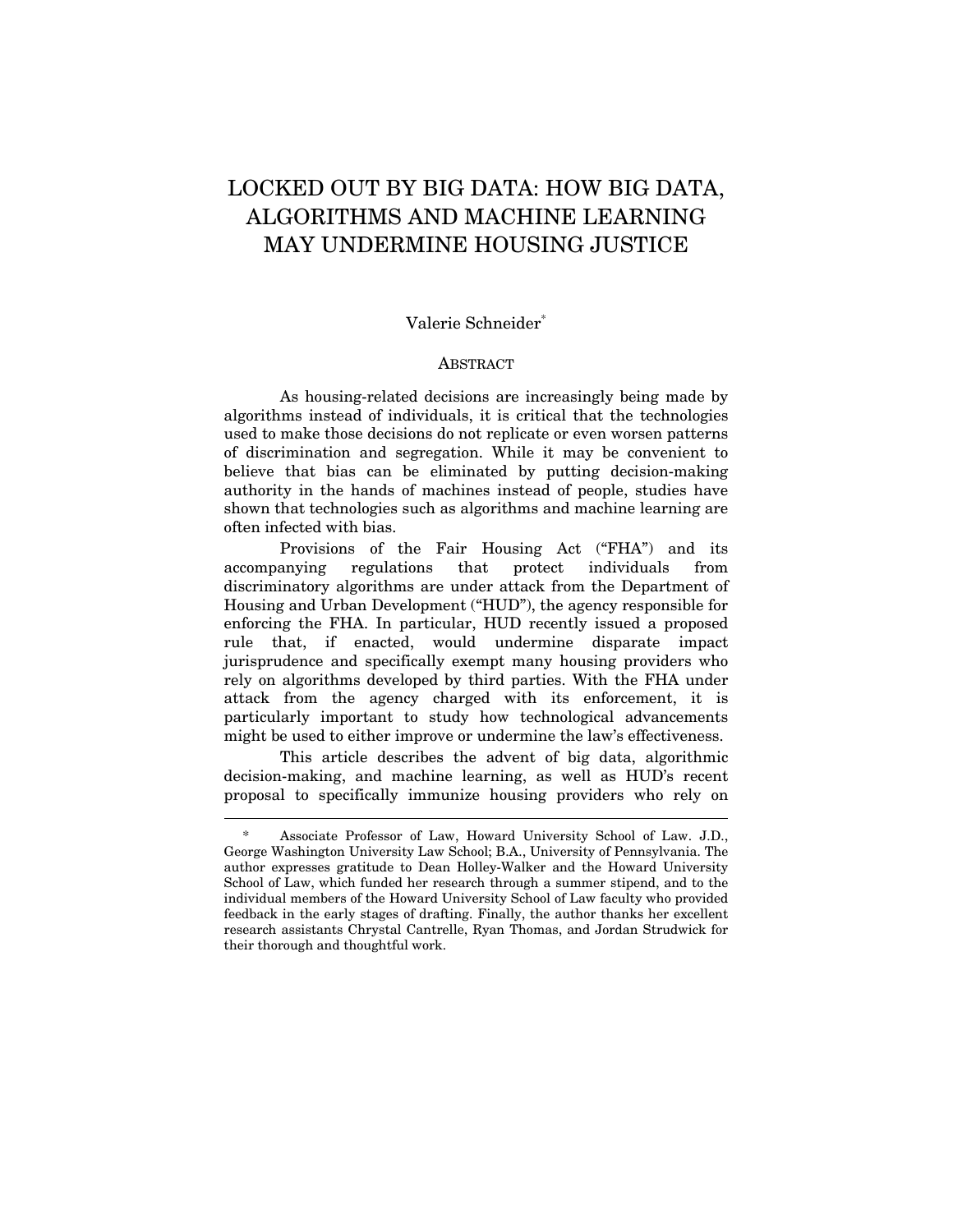# LOCKED OUT BY BIG DATA: HOW BIG DATA, ALGORITHMS AND MACHINE LEARNING MAY UNDERMINE HOUSING JUSTICE

Valerie Schneider[*]

## ABSTRACT

As housing-related decisions are increasingly being made by algorithms instead of individuals, it is critical that the technologies used to make those decisions do not replicate or even worsen patterns of discrimination and segregation. While it may be convenient to believe that bias can be eliminated by putting decision-making authority in the hands of machines instead of people, studies have shown that technologies such as algorithms and machine learning are often infected with bias.

Provisions of the Fair Housing Act ("FHA") and its accompanying regulations that protect individuals from discriminatory algorithms are under attack from the Department of Housing and Urban Development ("HUD"), the agency responsible for enforcing the FHA. In particular, HUD recently issued a proposed rule that, if enacted, would undermine disparate impact jurisprudence and specifically exempt many housing providers who rely on algorithms developed by third parties. With the FHA under attack from the agency charged with its enforcement, it is particularly important to study how technological advancements might be used to either improve or undermine the law's effectiveness.

This article describes the advent of big data, algorithmic decision-making, and machine learning, as well as HUD's recent proposal to specifically immunize housing providers who rely on

---

[*] Associate Professor of Law, Howard University School of Law. J.D., George Washington University Law School; B.A., University of Pennsylvania. The author expresses gratitude to Dean Holley-Walker and the Howard University School of Law, which funded her research through a summer stipend, and to the individual members of the Howard University School of Law faculty who provided feedback in the early stages of drafting. Finally, the author thanks her excellent research assistants Chrystal Cantrelle, Ryan Thomas, and Jordan Strudwick for their thorough and thoughtful work.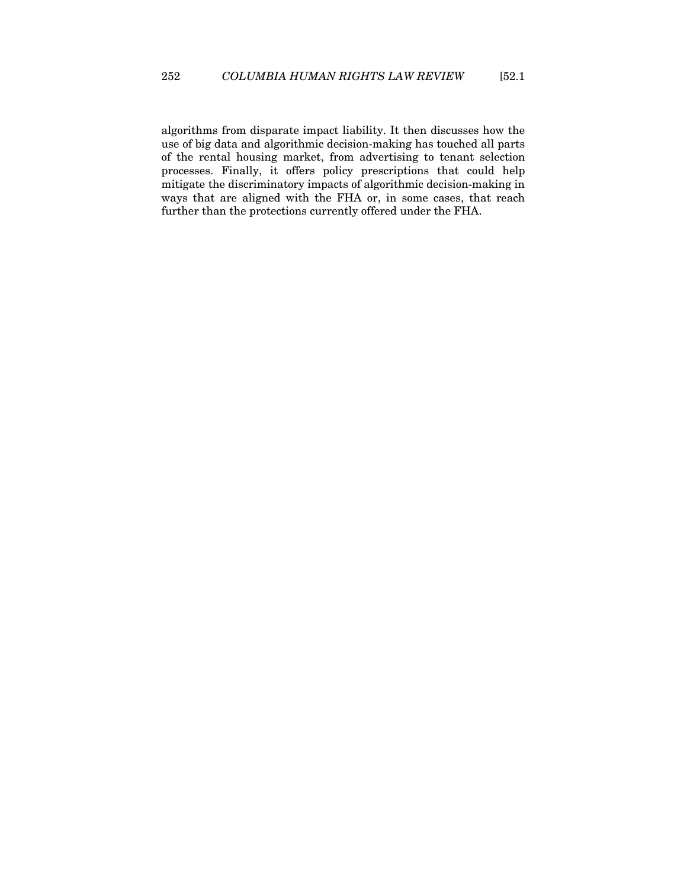algorithms from disparate impact liability. It then discusses how the use of big data and algorithmic decision-making has touched all parts of the rental housing market, from advertising to tenant selection processes. Finally, it offers policy prescriptions that could help mitigate the discriminatory impacts of algorithmic decision-making in ways that are aligned with the FHA or, in some cases, that reach further than the protections currently offered under the FHA.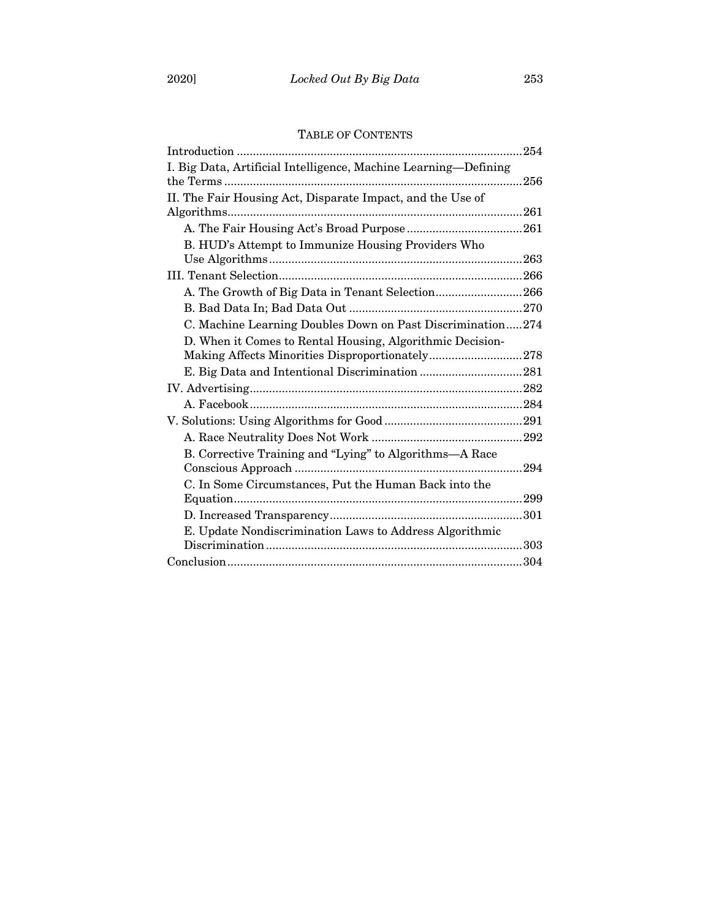## TABLE OF CONTENTS

Introduction ........................................................................................254

I. Big Data, Artificial Intelligence, Machine Learning—Defining the Terms ............................................................................................256

II. The Fair Housing Act, Disparate Impact, and the Use of Algorithms...........................................................................................261

- A. The Fair Housing Act's Broad Purpose ....................................261
- B. HUD's Attempt to Immunize Housing Providers Who Use Algorithms ..............................................................................263

III. Tenant Selection...........................................................................266

- A. The Growth of Big Data in Tenant Selection...........................266
- B. Bad Data In; Bad Data Out ......................................................270
- C. Machine Learning Doubles Down on Past Discrimination.....274
- D. When it Comes to Rental Housing, Algorithmic Decision-Making Affects Minorities Disproportionately............................278
- E. Big Data and Intentional Discrimination ................................281

IV. Advertising....................................................................................282

- A. Facebook....................................................................................284

V. Solutions: Using Algorithms for Good ...........................................291

- A. Race Neutrality Does Not Work ...............................................292
- B. Corrective Training and "Lying" to Algorithms—A Race Conscious Approach ......................................................................294
- C. In Some Circumstances, Put the Human Back into the Equation.........................................................................................299
- D. Increased Transparency............................................................301
- E. Update Nondiscrimination Laws to Address Algorithmic Discrimination ................................................................................303

Conclusion...........................................................................................304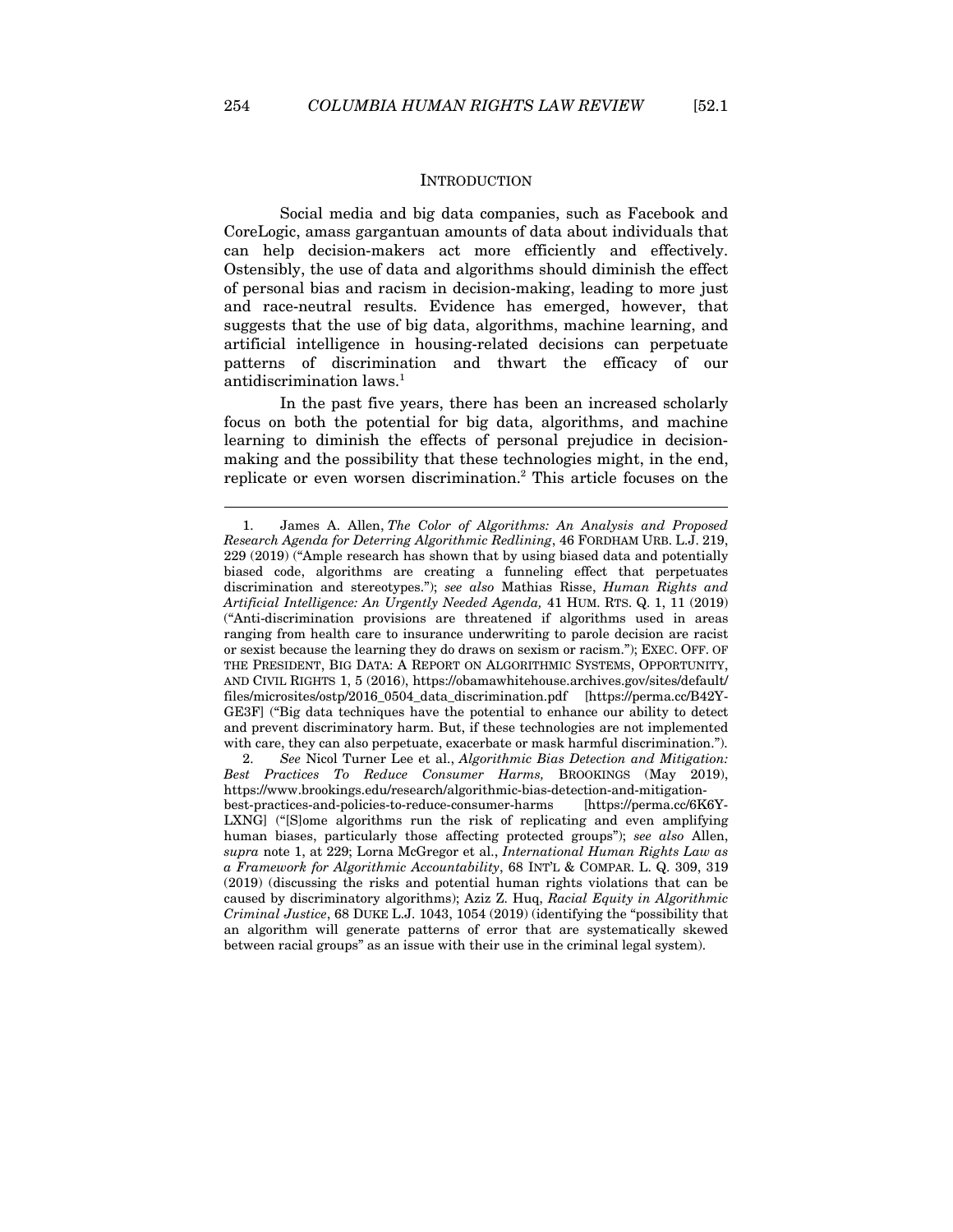## INTRODUCTION

Social media and big data companies, such as Facebook and CoreLogic, amass gargantuan amounts of data about individuals that can help decision-makers act more efficiently and effectively. Ostensibly, the use of data and algorithms should diminish the effect of personal bias and racism in decision-making, leading to more just and race-neutral results. Evidence has emerged, however, that suggests that the use of big data, algorithms, machine learning, and artificial intelligence in housing-related decisions can perpetuate patterns of discrimination and thwart the efficacy of our antidiscrimination laws.[1]

In the past five years, there has been an increased scholarly focus on both the potential for big data, algorithms, and machine learning to diminish the effects of personal prejudice in decision-making and the possibility that these technologies might, in the end, replicate or even worsen discrimination.[2] This article focuses on the

---

1. James A. Allen, *The Color of Algorithms: An Analysis and Proposed Research Agenda for Deterring Algorithmic Redlining*, 46 FORDHAM URB. L.J. 219, 229 (2019) ("Ample research has shown that by using biased data and potentially biased code, algorithms are creating a funneling effect that perpetuates discrimination and stereotypes."); *see also* Mathias Risse, *Human Rights and Artificial Intelligence: An Urgently Needed Agenda,* 41 HUM. RTS. Q. 1, 11 (2019) ("Anti-discrimination provisions are threatened if algorithms used in areas ranging from health care to insurance underwriting to parole decision are racist or sexist because the learning they do draws on sexism or racism."); EXEC. OFF. OF THE PRESIDENT, BIG DATA: A REPORT ON ALGORITHMIC SYSTEMS, OPPORTUNITY, AND CIVIL RIGHTS 1, 5 (2016), https://obamawhitehouse.archives.gov/sites/default/files/microsites/ostp/2016_0504_data_discrimination.pdf [https://perma.cc/B42Y-GE3F] ("Big data techniques have the potential to enhance our ability to detect and prevent discriminatory harm. But, if these technologies are not implemented with care, they can also perpetuate, exacerbate or mask harmful discrimination.").

2. *See* Nicol Turner Lee et al., *Algorithmic Bias Detection and Mitigation: Best Practices To Reduce Consumer Harms,* BROOKINGS (May 2019), https://www.brookings.edu/research/algorithmic-bias-detection-and-mitigation-best-practices-and-policies-to-reduce-consumer-harms [https://perma.cc/6K6Y-LXNG] ("[S]ome algorithms run the risk of replicating and even amplifying human biases, particularly those affecting protected groups"); *see also* Allen, *supra* note 1, at 229; Lorna McGregor et al., *International Human Rights Law as a Framework for Algorithmic Accountability*, 68 INT'L & COMPAR. L. Q. 309, 319 (2019) (discussing the risks and potential human rights violations that can be caused by discriminatory algorithms); Aziz Z. Huq, *Racial Equity in Algorithmic Criminal Justice*, 68 DUKE L.J. 1043, 1054 (2019) (identifying the "possibility that an algorithm will generate patterns of error that are systematically skewed between racial groups" as an issue with their use in the criminal legal system).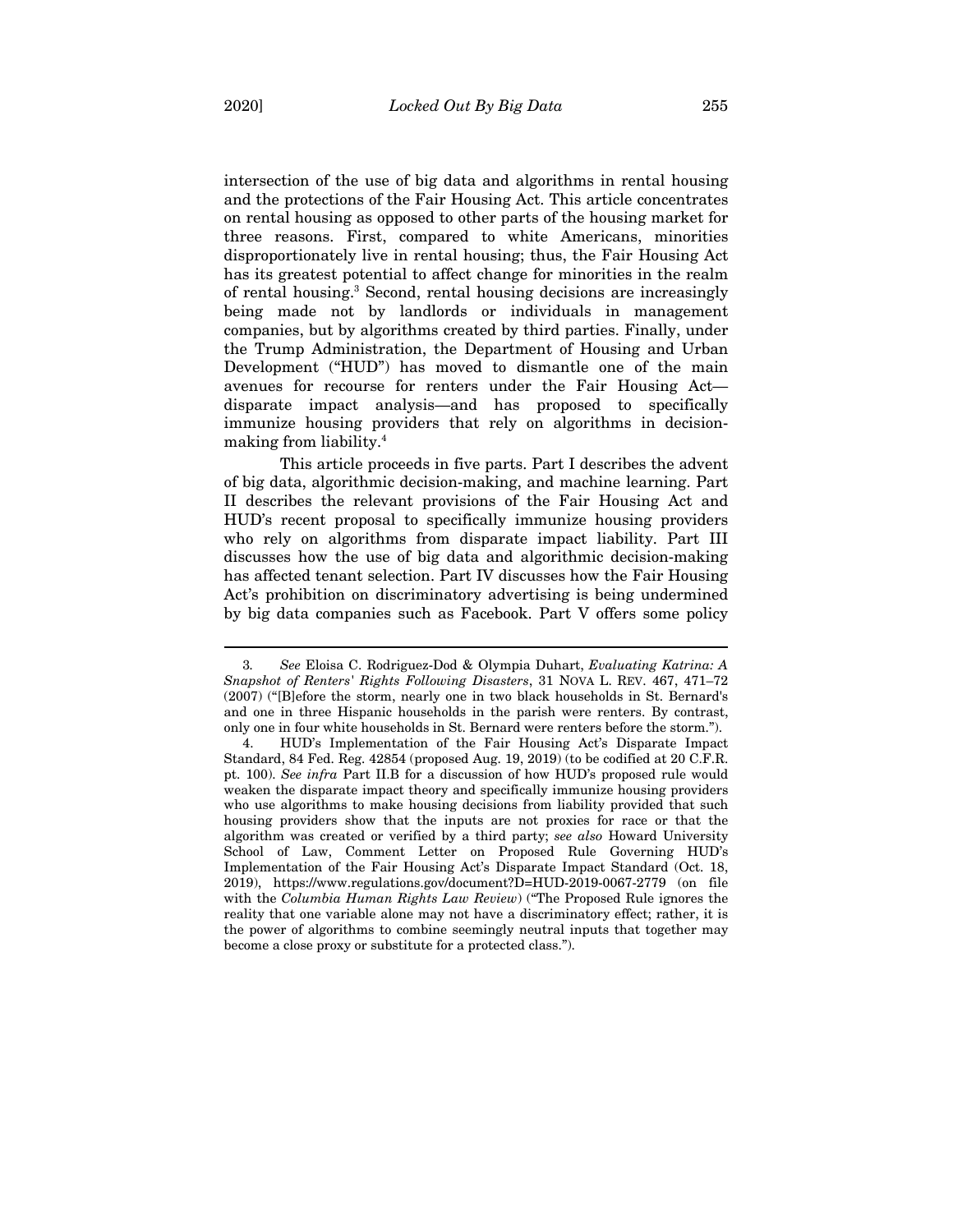intersection of the use of big data and algorithms in rental housing and the protections of the Fair Housing Act. This article concentrates on rental housing as opposed to other parts of the housing market for three reasons. First, compared to white Americans, minorities disproportionately live in rental housing; thus, the Fair Housing Act has its greatest potential to affect change for minorities in the realm of rental housing.[3] Second, rental housing decisions are increasingly being made not by landlords or individuals in management companies, but by algorithms created by third parties. Finally, under the Trump Administration, the Department of Housing and Urban Development ("HUD") has moved to dismantle one of the main avenues for recourse for renters under the Fair Housing Act—disparate impact analysis—and has proposed to specifically immunize housing providers that rely on algorithms in decision-making from liability.[4]

This article proceeds in five parts. Part I describes the advent of big data, algorithmic decision-making, and machine learning. Part II describes the relevant provisions of the Fair Housing Act and HUD's recent proposal to specifically immunize housing providers who rely on algorithms from disparate impact liability. Part III discusses how the use of big data and algorithmic decision-making has affected tenant selection. Part IV discusses how the Fair Housing Act's prohibition on discriminatory advertising is being undermined by big data companies such as Facebook. Part V offers some policy

---

3. *See* Eloisa C. Rodriguez-Dod & Olympia Duhart, *Evaluating Katrina: A Snapshot of Renters' Rights Following Disasters*, 31 NOVA L. REV. 467, 471–72 (2007) ("[B]efore the storm, nearly one in two black households in St. Bernard's and one in three Hispanic households in the parish were renters. By contrast, only one in four white households in St. Bernard were renters before the storm.").

4. HUD's Implementation of the Fair Housing Act's Disparate Impact Standard, 84 Fed. Reg. 42854 (proposed Aug. 19, 2019) (to be codified at 20 C.F.R. pt. 100). *See infra* Part II.B for a discussion of how HUD's proposed rule would weaken the disparate impact theory and specifically immunize housing providers who use algorithms to make housing decisions from liability provided that such housing providers show that the inputs are not proxies for race or that the algorithm was created or verified by a third party; *see also* Howard University School of Law, Comment Letter on Proposed Rule Governing HUD's Implementation of the Fair Housing Act's Disparate Impact Standard (Oct. 18, 2019), https://www.regulations.gov/document?D=HUD-2019-0067-2779 (on file with the *Columbia Human Rights Law Review*) ("The Proposed Rule ignores the reality that one variable alone may not have a discriminatory effect; rather, it is the power of algorithms to combine seemingly neutral inputs that together may become a close proxy or substitute for a protected class.").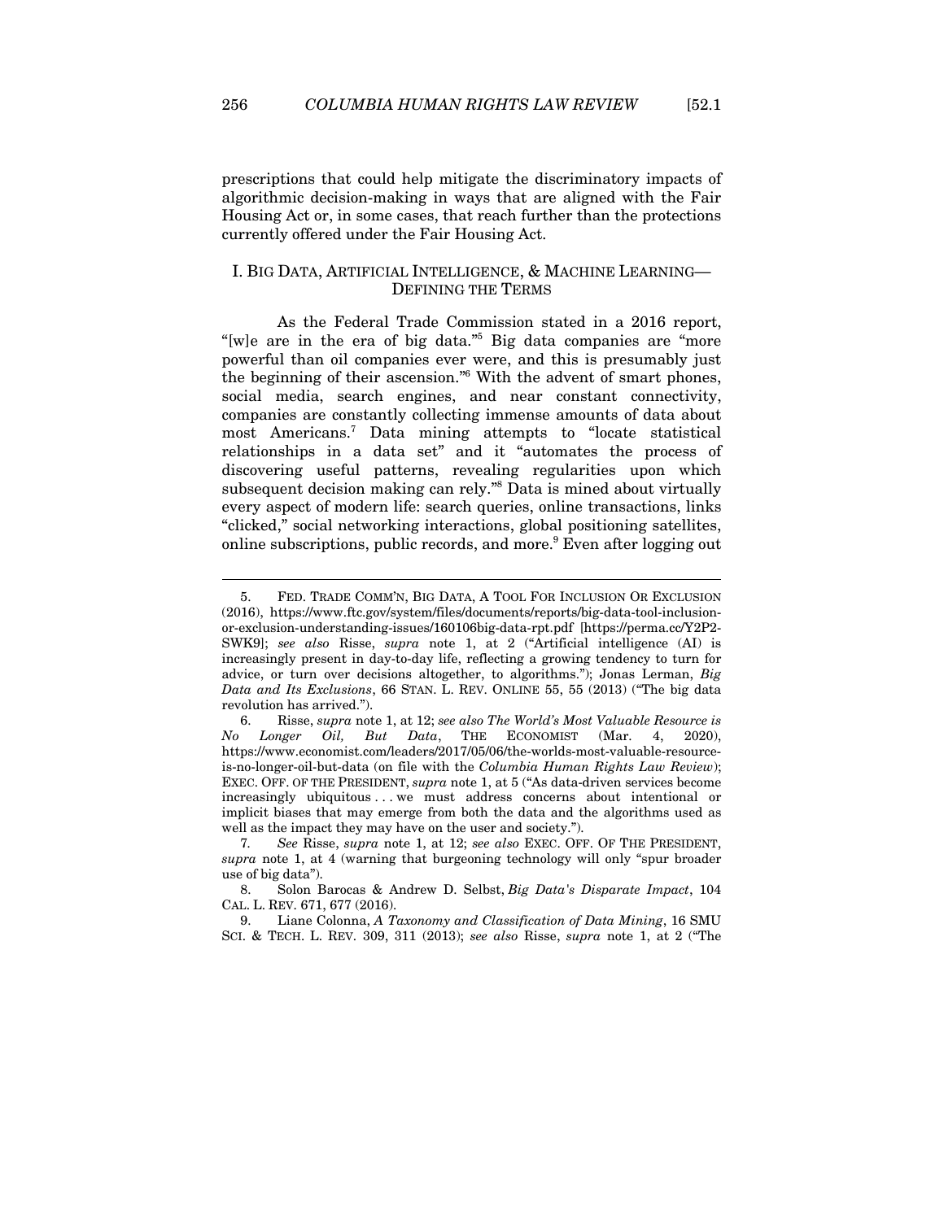prescriptions that could help mitigate the discriminatory impacts of algorithmic decision-making in ways that are aligned with the Fair Housing Act or, in some cases, that reach further than the protections currently offered under the Fair Housing Act.

## I. BIG DATA, ARTIFICIAL INTELLIGENCE, & MACHINE LEARNING—DEFINING THE TERMS

As the Federal Trade Commission stated in a 2016 report, "[w]e are in the era of big data."[5] Big data companies are "more powerful than oil companies ever were, and this is presumably just the beginning of their ascension."[6] With the advent of smart phones, social media, search engines, and near constant connectivity, companies are constantly collecting immense amounts of data about most Americans.[7] Data mining attempts to "locate statistical relationships in a data set" and it "automates the process of discovering useful patterns, revealing regularities upon which subsequent decision making can rely."[8] Data is mined about virtually every aspect of modern life: search queries, online transactions, links "clicked," social networking interactions, global positioning satellites, online subscriptions, public records, and more.[9] Even after logging out

---

5. FED. TRADE COMM'N, BIG DATA, A TOOL FOR INCLUSION OR EXCLUSION (2016), https://www.ftc.gov/system/files/documents/reports/big-data-tool-inclusion-or-exclusion-understanding-issues/160106big-data-rpt.pdf [https://perma.cc/Y2P2-SWK9]; *see also* Risse, *supra* note 1, at 2 ("Artificial intelligence (AI) is increasingly present in day-to-day life, reflecting a growing tendency to turn for advice, or turn over decisions altogether, to algorithms."); Jonas Lerman, *Big Data and Its Exclusions*, 66 STAN. L. REV. ONLINE 55, 55 (2013) ("The big data revolution has arrived.").

6. Risse, *supra* note 1, at 12; *see also The World's Most Valuable Resource is No Longer Oil, But Data*, THE ECONOMIST (Mar. 4, 2020), https://www.economist.com/leaders/2017/05/06/the-worlds-most-valuable-resource-is-no-longer-oil-but-data (on file with the *Columbia Human Rights Law Review*); EXEC. OFF. OF THE PRESIDENT, *supra* note 1, at 5 ("As data-driven services become increasingly ubiquitous . . . we must address concerns about intentional or implicit biases that may emerge from both the data and the algorithms used as well as the impact they may have on the user and society.").

7. *See* Risse, *supra* note 1, at 12; *see also* EXEC. OFF. OF THE PRESIDENT, *supra* note 1, at 4 (warning that burgeoning technology will only "spur broader use of big data").

8. Solon Barocas & Andrew D. Selbst, *Big Data's Disparate Impact*, 104 CAL. L. REV. 671, 677 (2016).

9. Liane Colonna, *A Taxonomy and Classification of Data Mining*, 16 SMU SCI. & TECH. L. REV. 309, 311 (2013); *see also* Risse, *supra* note 1, at 2 ("The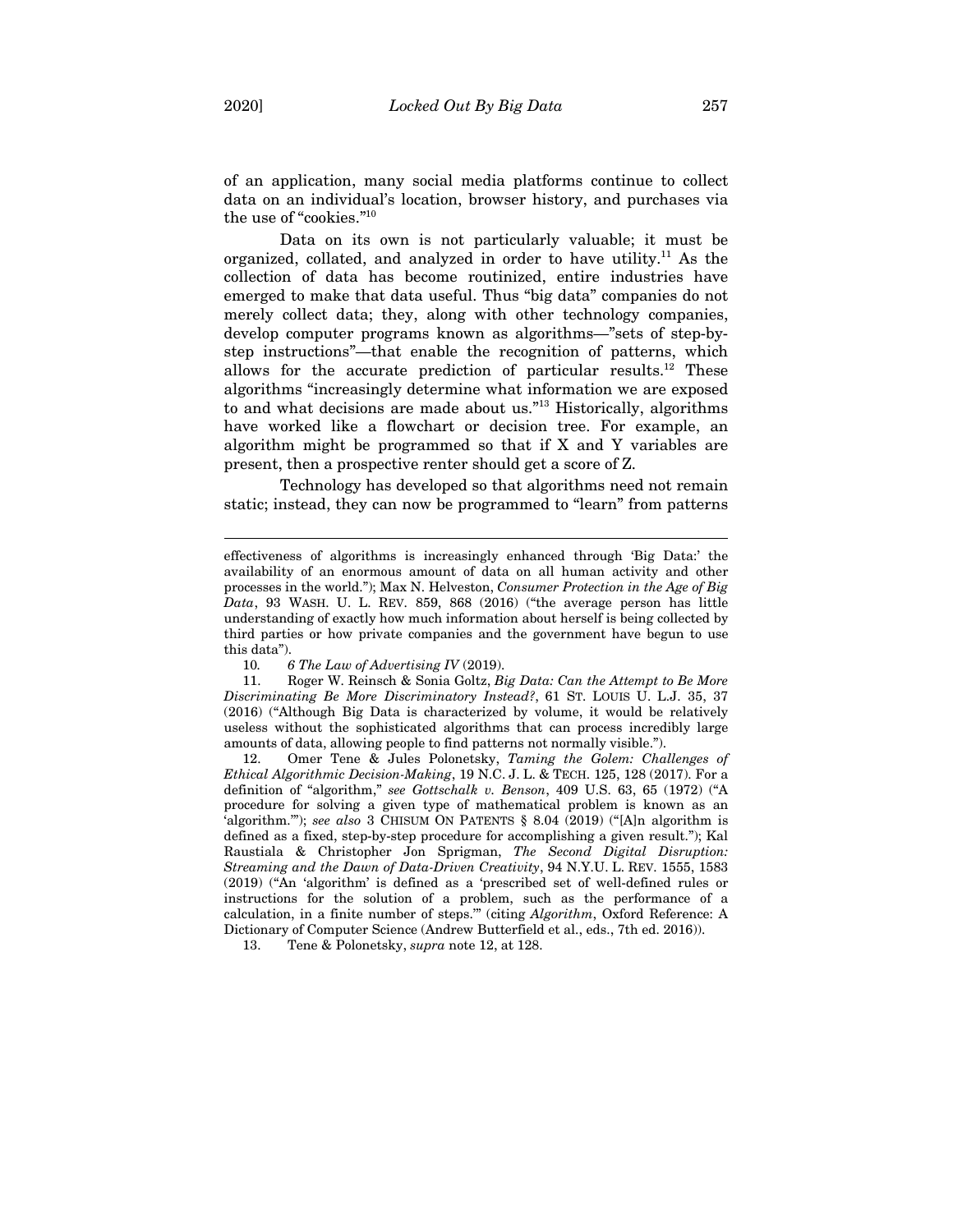of an application, many social media platforms continue to collect data on an individual's location, browser history, and purchases via the use of "cookies."[10]

Data on its own is not particularly valuable; it must be organized, collated, and analyzed in order to have utility.[11] As the collection of data has become routinized, entire industries have emerged to make that data useful. Thus "big data" companies do not merely collect data; they, along with other technology companies, develop computer programs known as algorithms—"sets of step-by-step instructions"—that enable the recognition of patterns, which allows for the accurate prediction of particular results.[12] These algorithms "increasingly determine what information we are exposed to and what decisions are made about us."[13] Historically, algorithms have worked like a flowchart or decision tree. For example, an algorithm might be programmed so that if X and Y variables are present, then a prospective renter should get a score of Z.

Technology has developed so that algorithms need not remain static; instead, they can now be programmed to "learn" from patterns

---

effectiveness of algorithms is increasingly enhanced through 'Big Data:' the availability of an enormous amount of data on all human activity and other processes in the world."); Max N. Helveston, *Consumer Protection in the Age of Big Data*, 93 WASH. U. L. REV. 859, 868 (2016) ("the average person has little understanding of exactly how much information about herself is being collected by third parties or how private companies and the government have begun to use this data").

10. *6 The Law of Advertising IV* (2019).

11. Roger W. Reinsch & Sonia Goltz, *Big Data: Can the Attempt to Be More Discriminating Be More Discriminatory Instead?*, 61 ST. LOUIS U. L.J. 35, 37 (2016) ("Although Big Data is characterized by volume, it would be relatively useless without the sophisticated algorithms that can process incredibly large amounts of data, allowing people to find patterns not normally visible.").

12. Omer Tene & Jules Polonetsky, *Taming the Golem: Challenges of Ethical Algorithmic Decision-Making*, 19 N.C. J. L. & TECH. 125, 128 (2017). For a definition of "algorithm," *see Gottschalk v. Benson*, 409 U.S. 63, 65 (1972) ("A procedure for solving a given type of mathematical problem is known as an 'algorithm.'"); *see also* 3 CHISUM ON PATENTS § 8.04 (2019) ("[A]n algorithm is defined as a fixed, step-by-step procedure for accomplishing a given result."); Kal Raustiala & Christopher Jon Sprigman, *The Second Digital Disruption: Streaming and the Dawn of Data-Driven Creativity*, 94 N.Y.U. L. REV. 1555, 1583 (2019) ("An 'algorithm' is defined as a 'prescribed set of well-defined rules or instructions for the solution of a problem, such as the performance of a calculation, in a finite number of steps.'" (citing *Algorithm*, Oxford Reference: A Dictionary of Computer Science (Andrew Butterfield et al., eds., 7th ed. 2016)).

13. Tene & Polonetsky, *supra* note 12, at 128.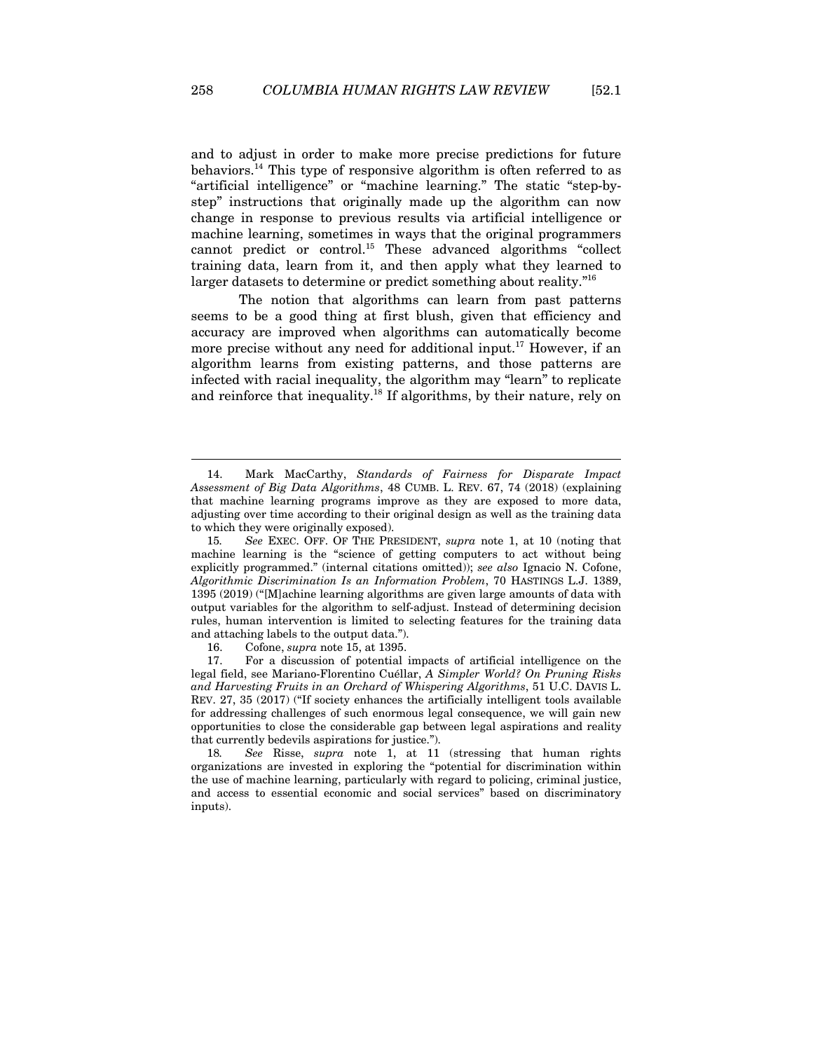and to adjust in order to make more precise predictions for future behaviors.[14] This type of responsive algorithm is often referred to as "artificial intelligence" or "machine learning." The static "step-by-step" instructions that originally made up the algorithm can now change in response to previous results via artificial intelligence or machine learning, sometimes in ways that the original programmers cannot predict or control.[15] These advanced algorithms "collect training data, learn from it, and then apply what they learned to larger datasets to determine or predict something about reality."[16]

The notion that algorithms can learn from past patterns seems to be a good thing at first blush, given that efficiency and accuracy are improved when algorithms can automatically become more precise without any need for additional input.[17] However, if an algorithm learns from existing patterns, and those patterns are infected with racial inequality, the algorithm may "learn" to replicate and reinforce that inequality.[18] If algorithms, by their nature, rely on

---

14. Mark MacCarthy, *Standards of Fairness for Disparate Impact Assessment of Big Data Algorithms*, 48 CUMB. L. REV. 67, 74 (2018) (explaining that machine learning programs improve as they are exposed to more data, adjusting over time according to their original design as well as the training data to which they were originally exposed).

15. *See* EXEC. OFF. OF THE PRESIDENT, *supra* note 1, at 10 (noting that machine learning is the "science of getting computers to act without being explicitly programmed." (internal citations omitted)); *see also* Ignacio N. Cofone, *Algorithmic Discrimination Is an Information Problem*, 70 HASTINGS L.J. 1389, 1395 (2019) ("[M]achine learning algorithms are given large amounts of data with output variables for the algorithm to self-adjust. Instead of determining decision rules, human intervention is limited to selecting features for the training data and attaching labels to the output data.").

16. Cofone, *supra* note 15, at 1395.

17. For a discussion of potential impacts of artificial intelligence on the legal field, see Mariano-Florentino Cuéllar, *A Simpler World? On Pruning Risks and Harvesting Fruits in an Orchard of Whispering Algorithms*, 51 U.C. DAVIS L. REV. 27, 35 (2017) ("If society enhances the artificially intelligent tools available for addressing challenges of such enormous legal consequence, we will gain new opportunities to close the considerable gap between legal aspirations and reality that currently bedevils aspirations for justice.").

18. *See* Risse, *supra* note 1, at 11 (stressing that human rights organizations are invested in exploring the "potential for discrimination within the use of machine learning, particularly with regard to policing, criminal justice, and access to essential economic and social services" based on discriminatory inputs).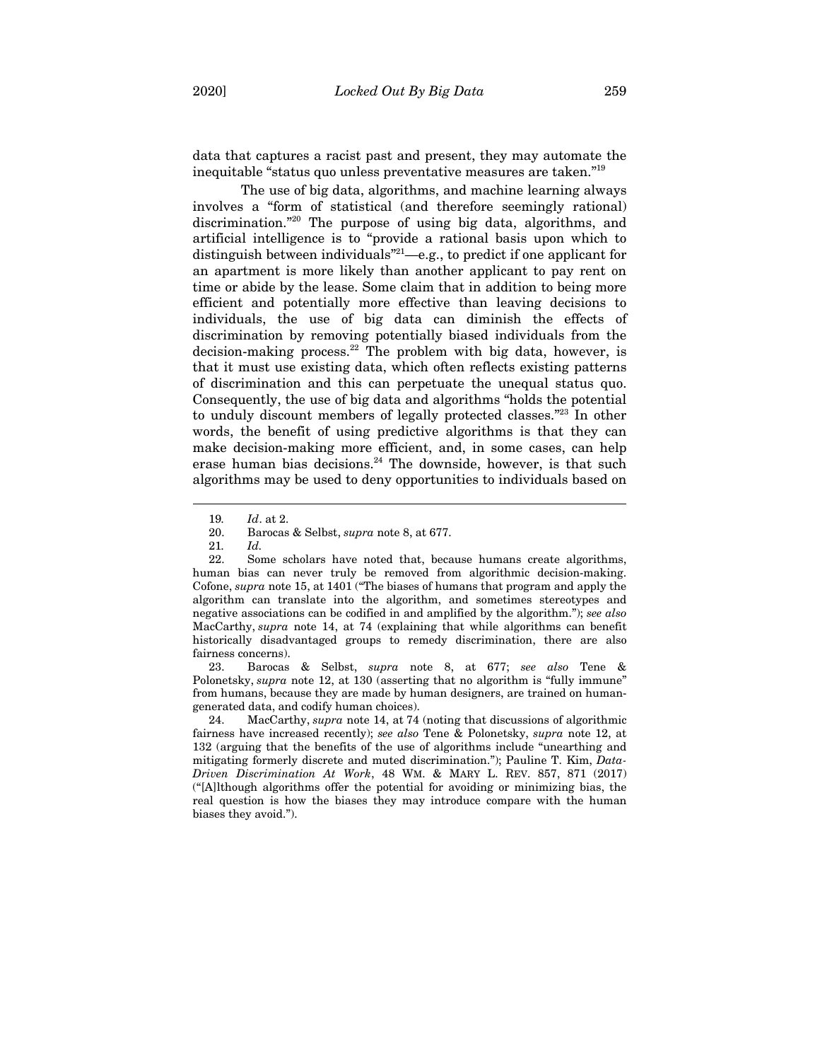data that captures a racist past and present, they may automate the inequitable "status quo unless preventative measures are taken."[19]

The use of big data, algorithms, and machine learning always involves a "form of statistical (and therefore seemingly rational) discrimination."[20] The purpose of using big data, algorithms, and artificial intelligence is to "provide a rational basis upon which to distinguish between individuals"[21]—e.g., to predict if one applicant for an apartment is more likely than another applicant to pay rent on time or abide by the lease. Some claim that in addition to being more efficient and potentially more effective than leaving decisions to individuals, the use of big data can diminish the effects of discrimination by removing potentially biased individuals from the decision-making process.[22] The problem with big data, however, is that it must use existing data, which often reflects existing patterns of discrimination and this can perpetuate the unequal status quo. Consequently, the use of big data and algorithms "holds the potential to unduly discount members of legally protected classes."[23] In other words, the benefit of using predictive algorithms is that they can make decision-making more efficient, and, in some cases, can help erase human bias decisions.[24] The downside, however, is that such algorithms may be used to deny opportunities to individuals based on

---

19. *Id*. at 2.

20. Barocas & Selbst, *supra* note 8, at 677.

21. *Id.*

22. Some scholars have noted that, because humans create algorithms, human bias can never truly be removed from algorithmic decision-making. Cofone, *supra* note 15, at 1401 ("The biases of humans that program and apply the algorithm can translate into the algorithm, and sometimes stereotypes and negative associations can be codified in and amplified by the algorithm."); *see also* MacCarthy, *supra* note 14, at 74 (explaining that while algorithms can benefit historically disadvantaged groups to remedy discrimination, there are also fairness concerns).

23. Barocas & Selbst, *supra* note 8, at 677; *see also* Tene & Polonetsky, *supra* note 12, at 130 (asserting that no algorithm is "fully immune" from humans, because they are made by human designers, are trained on human-generated data, and codify human choices).

24. MacCarthy, *supra* note 14, at 74 (noting that discussions of algorithmic fairness have increased recently); *see also* Tene & Polonetsky, *supra* note 12, at 132 (arguing that the benefits of the use of algorithms include "unearthing and mitigating formerly discrete and muted discrimination."); Pauline T. Kim, *Data-Driven Discrimination At Work*, 48 WM. & MARY L. REV. 857, 871 (2017) ("[A]lthough algorithms offer the potential for avoiding or minimizing bias, the real question is how the biases they may introduce compare with the human biases they avoid.").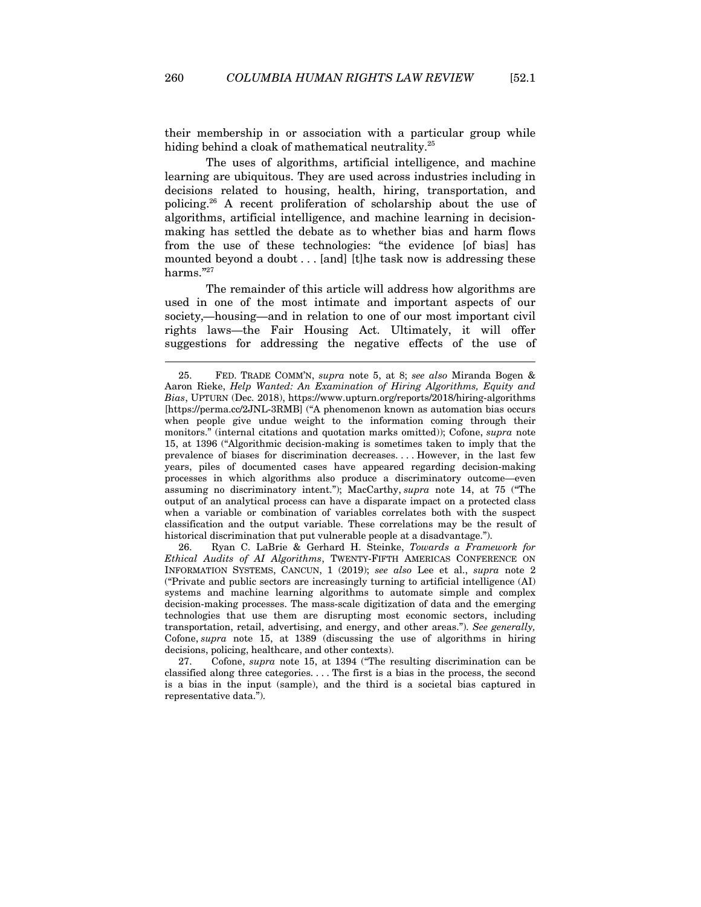their membership in or association with a particular group while hiding behind a cloak of mathematical neutrality.[25]

The uses of algorithms, artificial intelligence, and machine learning are ubiquitous. They are used across industries including in decisions related to housing, health, hiring, transportation, and policing.[26] A recent proliferation of scholarship about the use of algorithms, artificial intelligence, and machine learning in decision-making has settled the debate as to whether bias and harm flows from the use of these technologies: "the evidence [of bias] has mounted beyond a doubt . . . [and] [t]he task now is addressing these harms."[27]

The remainder of this article will address how algorithms are used in one of the most intimate and important aspects of our society,—housing—and in relation to one of our most important civil rights laws—the Fair Housing Act. Ultimately, it will offer suggestions for addressing the negative effects of the use of

---

25. FED. TRADE COMM'N, *supra* note 5, at 8; *see also* Miranda Bogen & Aaron Rieke, *Help Wanted: An Examination of Hiring Algorithms, Equity and Bias*, UPTURN (Dec. 2018), https://www.upturn.org/reports/2018/hiring-algorithms [https://perma.cc/2JNL-3RMB] ("A phenomenon known as automation bias occurs when people give undue weight to the information coming through their monitors." (internal citations and quotation marks omitted)); Cofone, *supra* note 15, at 1396 ("Algorithmic decision-making is sometimes taken to imply that the prevalence of biases for discrimination decreases. . . . However, in the last few years, piles of documented cases have appeared regarding decision-making processes in which algorithms also produce a discriminatory outcome—even assuming no discriminatory intent."); MacCarthy, *supra* note 14, at 75 ("The output of an analytical process can have a disparate impact on a protected class when a variable or combination of variables correlates both with the suspect classification and the output variable. These correlations may be the result of historical discrimination that put vulnerable people at a disadvantage.").

26. Ryan C. LaBrie & Gerhard H. Steinke, *Towards a Framework for Ethical Audits of AI Algorithms*, TWENTY-FIFTH AMERICAS CONFERENCE ON INFORMATION SYSTEMS, CANCUN, 1 (2019); *see also* Lee et al., *supra* note 2 ("Private and public sectors are increasingly turning to artificial intelligence (AI) systems and machine learning algorithms to automate simple and complex decision-making processes. The mass-scale digitization of data and the emerging technologies that use them are disrupting most economic sectors, including transportation, retail, advertising, and energy, and other areas."). *See generally,* Cofone, *supra* note 15, at 1389 (discussing the use of algorithms in hiring decisions, policing, healthcare, and other contexts).

27. Cofone, *supra* note 15, at 1394 ("The resulting discrimination can be classified along three categories. . . . The first is a bias in the process, the second is a bias in the input (sample), and the third is a societal bias captured in representative data.").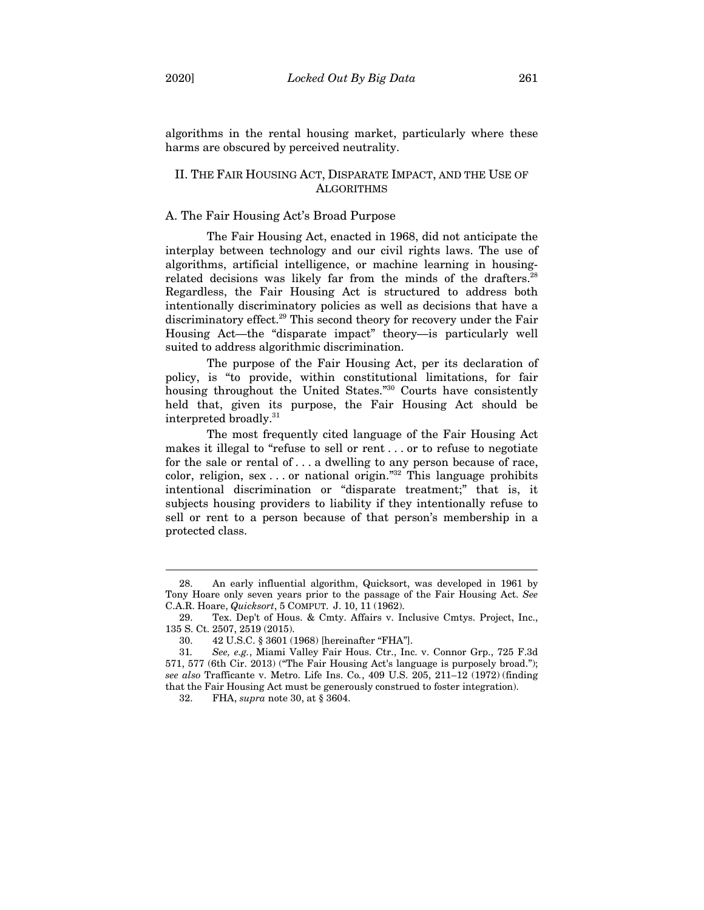algorithms in the rental housing market, particularly where these harms are obscured by perceived neutrality.

## II. The Fair Housing Act, Disparate Impact, and the Use of Algorithms

### A. The Fair Housing Act's Broad Purpose

The Fair Housing Act, enacted in 1968, did not anticipate the interplay between technology and our civil rights laws. The use of algorithms, artificial intelligence, or machine learning in housing-related decisions was likely far from the minds of the drafters.[28] Regardless, the Fair Housing Act is structured to address both intentionally discriminatory policies as well as decisions that have a discriminatory effect.[29] This second theory for recovery under the Fair Housing Act—the "disparate impact" theory—is particularly well suited to address algorithmic discrimination.

The purpose of the Fair Housing Act, per its declaration of policy, is "to provide, within constitutional limitations, for fair housing throughout the United States."[30] Courts have consistently held that, given its purpose, the Fair Housing Act should be interpreted broadly.[31]

The most frequently cited language of the Fair Housing Act makes it illegal to "refuse to sell or rent . . . or to refuse to negotiate for the sale or rental of . . . a dwelling to any person because of race, color, religion, sex . . . or national origin."[32] This language prohibits intentional discrimination or "disparate treatment;" that is, it subjects housing providers to liability if they intentionally refuse to sell or rent to a person because of that person's membership in a protected class.

---

28. An early influential algorithm, Quicksort, was developed in 1961 by Tony Hoare only seven years prior to the passage of the Fair Housing Act. *See* C.A.R. Hoare, *Quicksort*, 5 Comput. J. 10, 11 (1962).

29. Tex. Dep't of Hous. & Cmty. Affairs v. Inclusive Cmtys. Project, Inc., 135 S. Ct. 2507, 2519 (2015).

30. 42 U.S.C. § 3601 (1968) [hereinafter "FHA"].

31. *See, e.g.*, Miami Valley Fair Hous. Ctr., Inc. v. Connor Grp., 725 F.3d 571, 577 (6th Cir. 2013) ("The Fair Housing Act's language is purposely broad."); *see also* Trafficante v. Metro. Life Ins. Co., 409 U.S. 205, 211–12 (1972) (finding that the Fair Housing Act must be generously construed to foster integration).

32. FHA, *supra* note 30, at § 3604.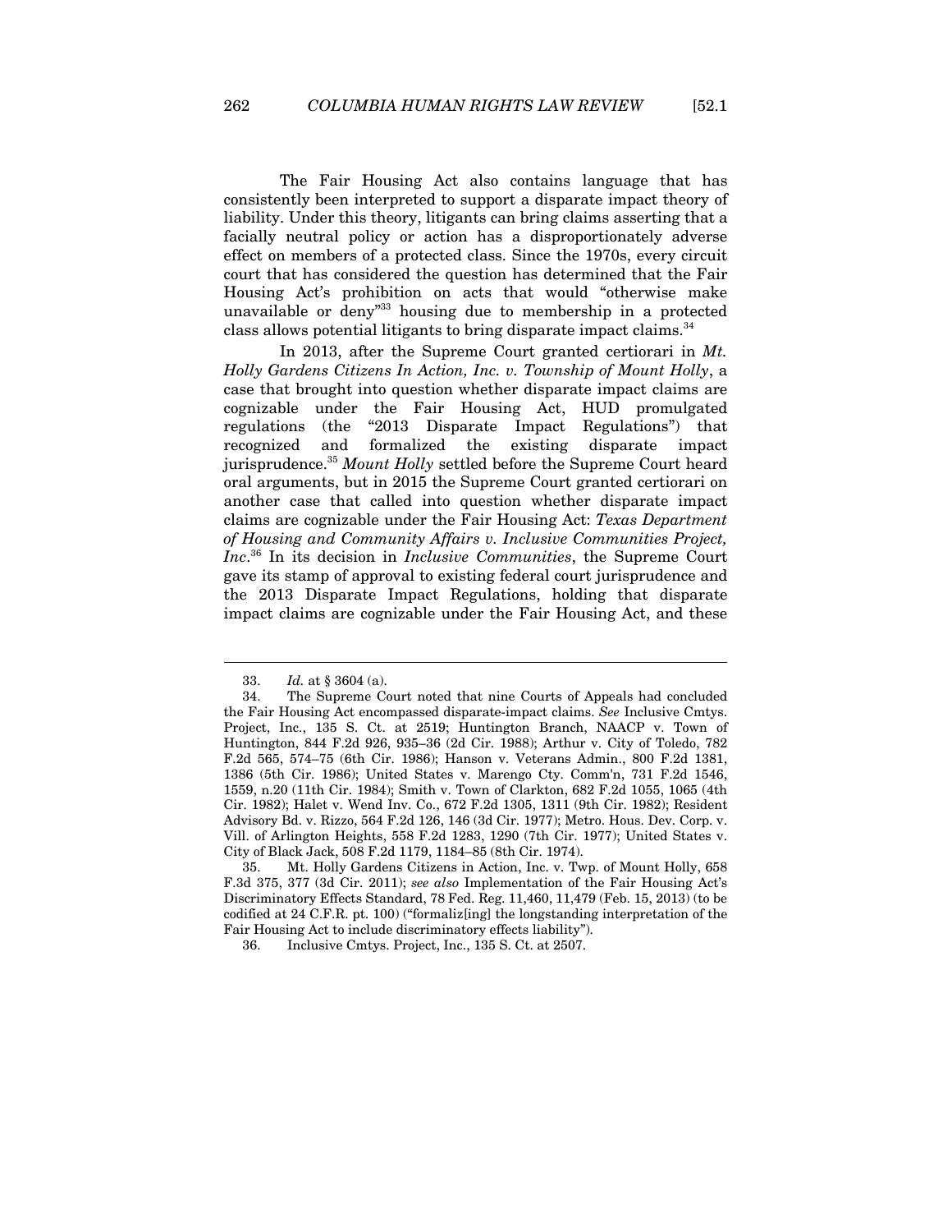The Fair Housing Act also contains language that has consistently been interpreted to support a disparate impact theory of liability. Under this theory, litigants can bring claims asserting that a facially neutral policy or action has a disproportionately adverse effect on members of a protected class. Since the 1970s, every circuit court that has considered the question has determined that the Fair Housing Act's prohibition on acts that would "otherwise make unavailable or deny"[33] housing due to membership in a protected class allows potential litigants to bring disparate impact claims.[34]

In 2013, after the Supreme Court granted certiorari in *Mt. Holly Gardens Citizens In Action, Inc. v. Township of Mount Holly*, a case that brought into question whether disparate impact claims are cognizable under the Fair Housing Act, HUD promulgated regulations (the "2013 Disparate Impact Regulations") that recognized and formalized the existing disparate impact jurisprudence.[35] *Mount Holly* settled before the Supreme Court heard oral arguments, but in 2015 the Supreme Court granted certiorari on another case that called into question whether disparate impact claims are cognizable under the Fair Housing Act: *Texas Department of Housing and Community Affairs v. Inclusive Communities Project, Inc*.[36] In its decision in *Inclusive Communities*, the Supreme Court gave its stamp of approval to existing federal court jurisprudence and the 2013 Disparate Impact Regulations, holding that disparate impact claims are cognizable under the Fair Housing Act, and these

---

33. *Id.* at § 3604 (a).

34. The Supreme Court noted that nine Courts of Appeals had concluded the Fair Housing Act encompassed disparate-impact claims. *See* Inclusive Cmtys. Project, Inc., 135 S. Ct. at 2519; Huntington Branch, NAACP v. Town of Huntington, 844 F.2d 926, 935–36 (2d Cir. 1988); Arthur v. City of Toledo, 782 F.2d 565, 574–75 (6th Cir. 1986); Hanson v. Veterans Admin., 800 F.2d 1381, 1386 (5th Cir. 1986); United States v. Marengo Cty. Comm'n, 731 F.2d 1546, 1559, n.20 (11th Cir. 1984); Smith v. Town of Clarkton, 682 F.2d 1055, 1065 (4th Cir. 1982); Halet v. Wend Inv. Co., 672 F.2d 1305, 1311 (9th Cir. 1982); Resident Advisory Bd. v. Rizzo, 564 F.2d 126, 146 (3d Cir. 1977); Metro. Hous. Dev. Corp. v. Vill. of Arlington Heights, 558 F.2d 1283, 1290 (7th Cir. 1977); United States v. City of Black Jack, 508 F.2d 1179, 1184–85 (8th Cir. 1974).

35. Mt. Holly Gardens Citizens in Action, Inc. v. Twp. of Mount Holly, 658 F.3d 375, 377 (3d Cir. 2011); *see also* Implementation of the Fair Housing Act's Discriminatory Effects Standard, 78 Fed. Reg. 11,460, 11,479 (Feb. 15, 2013) (to be codified at 24 C.F.R. pt. 100) ("formaliz[ing] the longstanding interpretation of the Fair Housing Act to include discriminatory effects liability").

36. Inclusive Cmtys. Project, Inc., 135 S. Ct. at 2507.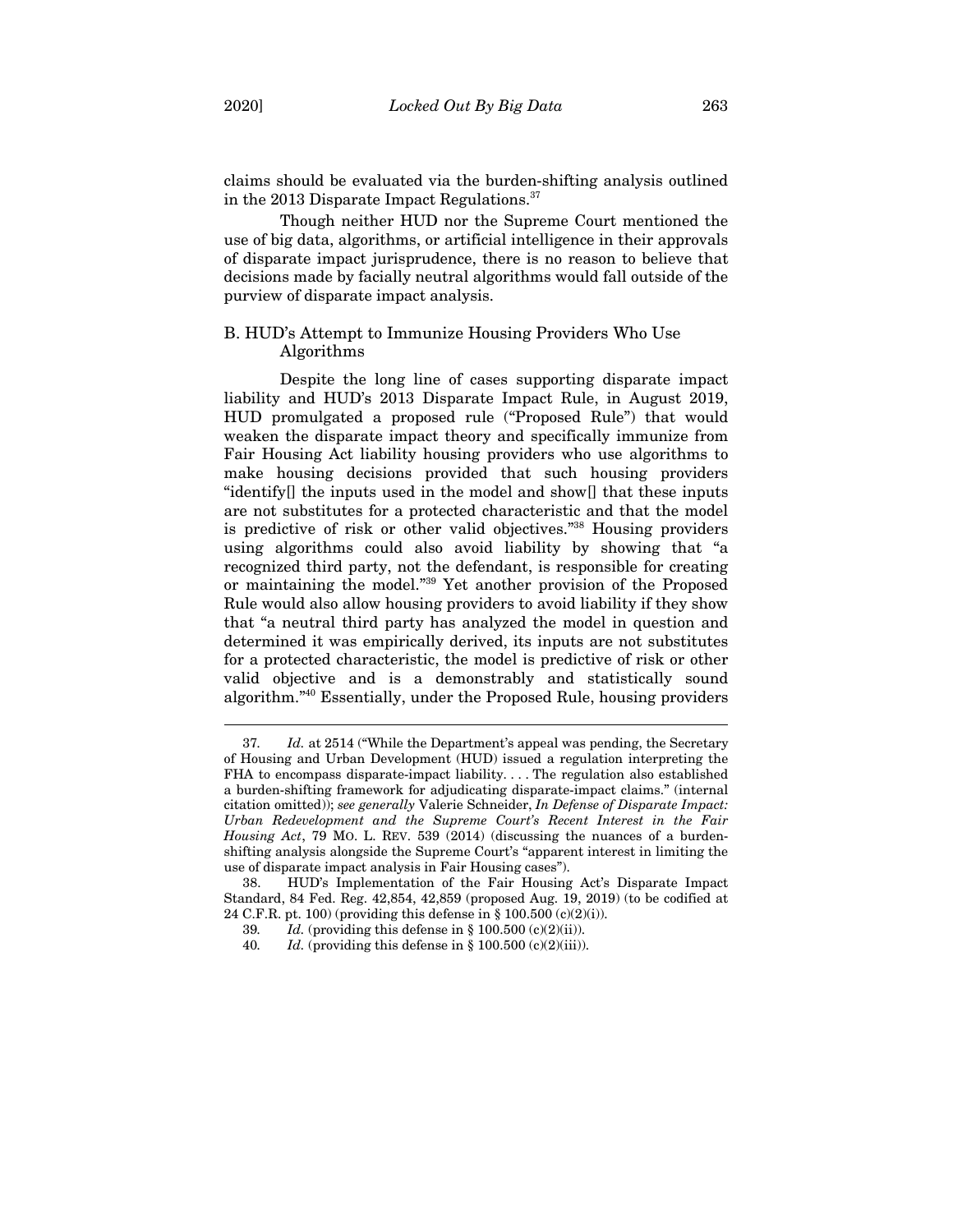claims should be evaluated via the burden-shifting analysis outlined in the 2013 Disparate Impact Regulations.[37]

Though neither HUD nor the Supreme Court mentioned the use of big data, algorithms, or artificial intelligence in their approvals of disparate impact jurisprudence, there is no reason to believe that decisions made by facially neutral algorithms would fall outside of the purview of disparate impact analysis.

## B. HUD's Attempt to Immunize Housing Providers Who Use Algorithms

Despite the long line of cases supporting disparate impact liability and HUD's 2013 Disparate Impact Rule, in August 2019, HUD promulgated a proposed rule ("Proposed Rule") that would weaken the disparate impact theory and specifically immunize from Fair Housing Act liability housing providers who use algorithms to make housing decisions provided that such housing providers "identify[] the inputs used in the model and show[] that these inputs are not substitutes for a protected characteristic and that the model is predictive of risk or other valid objectives."[38] Housing providers using algorithms could also avoid liability by showing that "a recognized third party, not the defendant, is responsible for creating or maintaining the model."[39] Yet another provision of the Proposed Rule would also allow housing providers to avoid liability if they show that "a neutral third party has analyzed the model in question and determined it was empirically derived, its inputs are not substitutes for a protected characteristic, the model is predictive of risk or other valid objective and is a demonstrably and statistically sound algorithm."[40] Essentially, under the Proposed Rule, housing providers

---

37. *Id.* at 2514 ("While the Department's appeal was pending, the Secretary of Housing and Urban Development (HUD) issued a regulation interpreting the FHA to encompass disparate-impact liability. . . . The regulation also established a burden-shifting framework for adjudicating disparate-impact claims." (internal citation omitted)); *see generally* Valerie Schneider, *In Defense of Disparate Impact: Urban Redevelopment and the Supreme Court's Recent Interest in the Fair Housing Act*, 79 MO. L. REV. 539 (2014) (discussing the nuances of a burden-shifting analysis alongside the Supreme Court's "apparent interest in limiting the use of disparate impact analysis in Fair Housing cases").

38. HUD's Implementation of the Fair Housing Act's Disparate Impact Standard, 84 Fed. Reg. 42,854, 42,859 (proposed Aug. 19, 2019) (to be codified at 24 C.F.R. pt. 100) (providing this defense in § 100.500 (c)(2)(i)).

39. *Id.* (providing this defense in § 100.500 (c)(2)(ii)).

40. *Id.* (providing this defense in § 100.500 (c)(2)(iii)).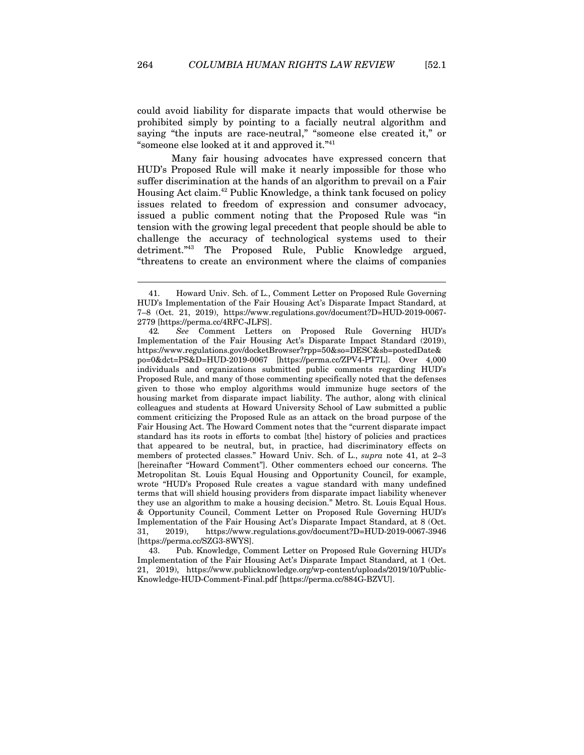could avoid liability for disparate impacts that would otherwise be prohibited simply by pointing to a facially neutral algorithm and saying "the inputs are race-neutral," "someone else created it," or "someone else looked at it and approved it."[41]

Many fair housing advocates have expressed concern that HUD's Proposed Rule will make it nearly impossible for those who suffer discrimination at the hands of an algorithm to prevail on a Fair Housing Act claim.[42] Public Knowledge, a think tank focused on policy issues related to freedom of expression and consumer advocacy, issued a public comment noting that the Proposed Rule was "in tension with the growing legal precedent that people should be able to challenge the accuracy of technological systems used to their detriment."[43] The Proposed Rule, Public Knowledge argued, "threatens to create an environment where the claims of companies

---

41. Howard Univ. Sch. of L., Comment Letter on Proposed Rule Governing HUD's Implementation of the Fair Housing Act's Disparate Impact Standard, at 7–8 (Oct. 21, 2019), https://www.regulations.gov/document?D=HUD-2019-0067-2779 [https://perma.cc/4RFC-JLFS].

42. *See* Comment Letters on Proposed Rule Governing HUD's Implementation of the Fair Housing Act's Disparate Impact Standard (2019), https://www.regulations.gov/docketBrowser?rpp=50&so=DESC&sb=postedDate&po=0&dct=PS&D=HUD-2019-0067 [https://perma.cc/ZPV4-PT7L]. Over 4,000 individuals and organizations submitted public comments regarding HUD's Proposed Rule, and many of those commenting specifically noted that the defenses given to those who employ algorithms would immunize huge sectors of the housing market from disparate impact liability. The author, along with clinical colleagues and students at Howard University School of Law submitted a public comment criticizing the Proposed Rule as an attack on the broad purpose of the Fair Housing Act. The Howard Comment notes that the "current disparate impact standard has its roots in efforts to combat [the] history of policies and practices that appeared to be neutral, but, in practice, had discriminatory effects on members of protected classes." Howard Univ. Sch. of L., *supra* note 41, at 2–3 [hereinafter "Howard Comment"]. Other commenters echoed our concerns. The Metropolitan St. Louis Equal Housing and Opportunity Council, for example, wrote "HUD's Proposed Rule creates a vague standard with many undefined terms that will shield housing providers from disparate impact liability whenever they use an algorithm to make a housing decision." Metro. St. Louis Equal Hous. & Opportunity Council, Comment Letter on Proposed Rule Governing HUD's Implementation of the Fair Housing Act's Disparate Impact Standard, at 8 (Oct. 31, 2019), https://www.regulations.gov/document?D=HUD-2019-0067-3946 [https://perma.cc/SZG3-8WYS].

43. Pub. Knowledge, Comment Letter on Proposed Rule Governing HUD's Implementation of the Fair Housing Act's Disparate Impact Standard, at 1 (Oct. 21, 2019), https://www.publicknowledge.org/wp-content/uploads/2019/10/Public-Knowledge-HUD-Comment-Final.pdf [https://perma.cc/884G-BZVU].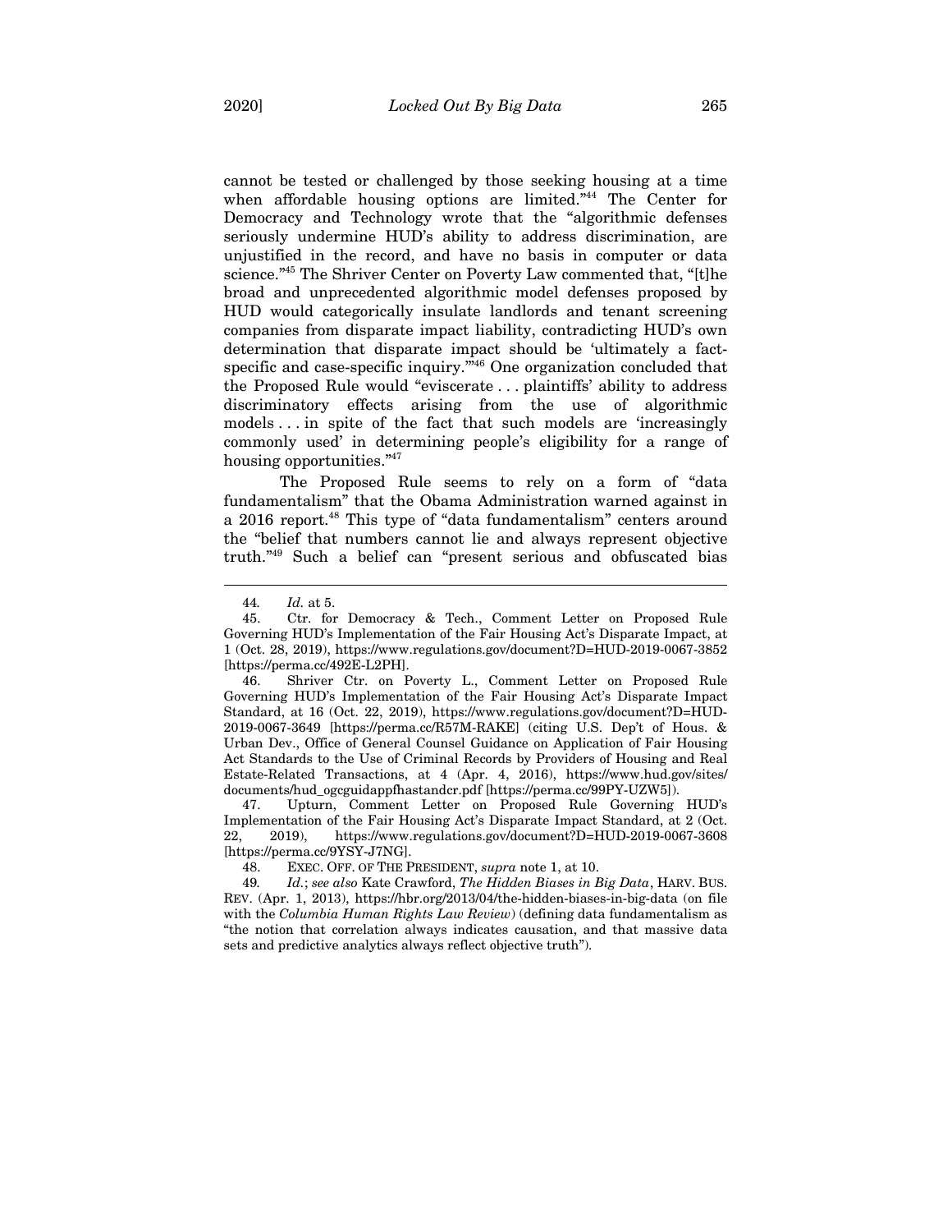cannot be tested or challenged by those seeking housing at a time when affordable housing options are limited."[44] The Center for Democracy and Technology wrote that the "algorithmic defenses seriously undermine HUD's ability to address discrimination, are unjustified in the record, and have no basis in computer or data science."[45] The Shriver Center on Poverty Law commented that, "[t]he broad and unprecedented algorithmic model defenses proposed by HUD would categorically insulate landlords and tenant screening companies from disparate impact liability, contradicting HUD's own determination that disparate impact should be 'ultimately a fact-specific and case-specific inquiry.'"[46] One organization concluded that the Proposed Rule would "eviscerate . . . plaintiffs' ability to address discriminatory effects arising from the use of algorithmic models . . . in spite of the fact that such models are 'increasingly commonly used' in determining people's eligibility for a range of housing opportunities."[47]

The Proposed Rule seems to rely on a form of "data fundamentalism" that the Obama Administration warned against in a 2016 report.[48] This type of "data fundamentalism" centers around the "belief that numbers cannot lie and always represent objective truth."[49] Such a belief can "present serious and obfuscated bias

---

44. *Id.* at 5.

45. Ctr. for Democracy & Tech., Comment Letter on Proposed Rule Governing HUD's Implementation of the Fair Housing Act's Disparate Impact, at 1 (Oct. 28, 2019), https://www.regulations.gov/document?D=HUD-2019-0067-3852 [https://perma.cc/492E-L2PH].

46. Shriver Ctr. on Poverty L., Comment Letter on Proposed Rule Governing HUD's Implementation of the Fair Housing Act's Disparate Impact Standard, at 16 (Oct. 22, 2019), https://www.regulations.gov/document?D=HUD-2019-0067-3649 [https://perma.cc/R57M-RAKE] (citing U.S. Dep't of Hous. & Urban Dev., Office of General Counsel Guidance on Application of Fair Housing Act Standards to the Use of Criminal Records by Providers of Housing and Real Estate-Related Transactions, at 4 (Apr. 4, 2016), https://www.hud.gov/sites/documents/hud_ogcguidappfhastandcr.pdf [https://perma.cc/99PY-UZW5]).

47. Upturn, Comment Letter on Proposed Rule Governing HUD's Implementation of the Fair Housing Act's Disparate Impact Standard, at 2 (Oct. 22, 2019), https://www.regulations.gov/document?D=HUD-2019-0067-3608 [https://perma.cc/9YSY-J7NG].

48. EXEC. OFF. OF THE PRESIDENT, *supra* note 1, at 10.

49. *Id.*; *see also* Kate Crawford, *The Hidden Biases in Big Data*, HARV. BUS. REV. (Apr. 1, 2013), https://hbr.org/2013/04/the-hidden-biases-in-big-data (on file with the *Columbia Human Rights Law Review*) (defining data fundamentalism as "the notion that correlation always indicates causation, and that massive data sets and predictive analytics always reflect objective truth").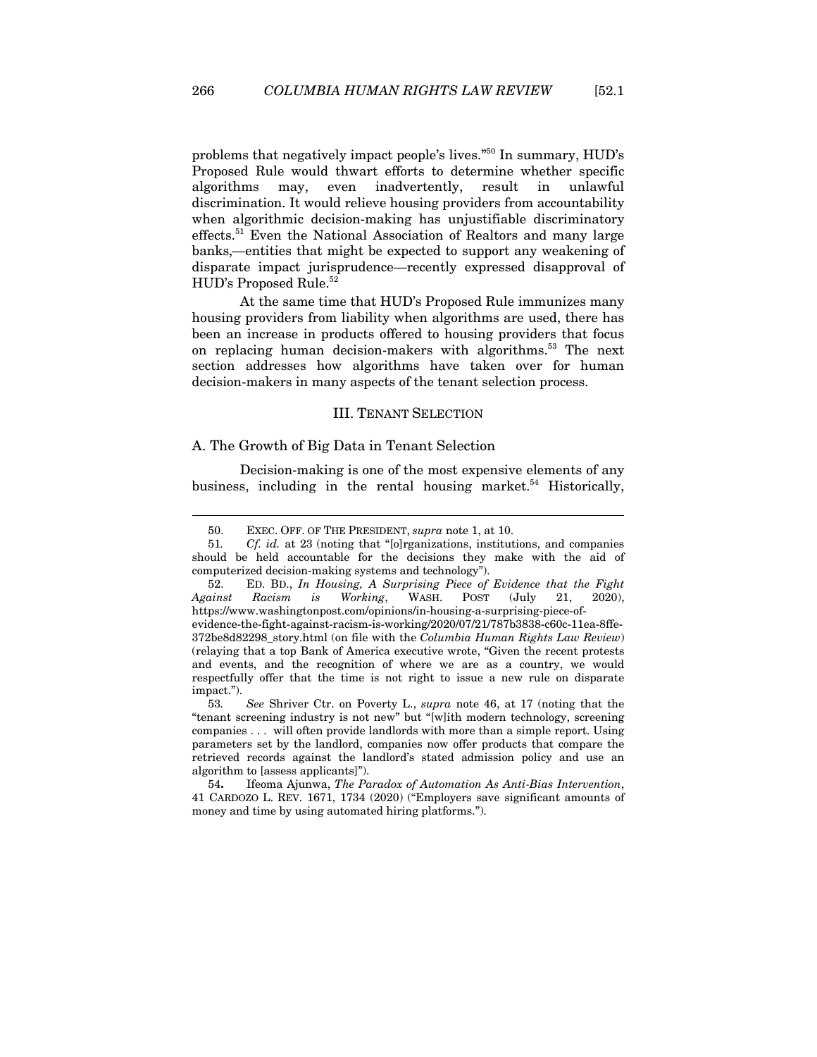problems that negatively impact people's lives."[50] In summary, HUD's Proposed Rule would thwart efforts to determine whether specific algorithms may, even inadvertently, result in unlawful discrimination. It would relieve housing providers from accountability when algorithmic decision-making has unjustifiable discriminatory effects.[51] Even the National Association of Realtors and many large banks,—entities that might be expected to support any weakening of disparate impact jurisprudence—recently expressed disapproval of HUD's Proposed Rule.[52]

At the same time that HUD's Proposed Rule immunizes many housing providers from liability when algorithms are used, there has been an increase in products offered to housing providers that focus on replacing human decision-makers with algorithms.[53] The next section addresses how algorithms have taken over for human decision-makers in many aspects of the tenant selection process.

## III. TENANT SELECTION

### A. The Growth of Big Data in Tenant Selection

Decision-making is one of the most expensive elements of any business, including in the rental housing market.[54] Historically,

---

50. EXEC. OFF. OF THE PRESIDENT, *supra* note 1, at 10.

51. *Cf. id.* at 23 (noting that "[o]rganizations, institutions, and companies should be held accountable for the decisions they make with the aid of computerized decision-making systems and technology").

52. ED. BD., *In Housing, A Surprising Piece of Evidence that the Fight Against Racism is Working*, WASH. POST (July 21, 2020), https://www.washingtonpost.com/opinions/in-housing-a-surprising-piece-of-evidence-the-fight-against-racism-is-working/2020/07/21/787b3838-c60c-11ea-8ffe-372be8d82298_story.html (on file with the *Columbia Human Rights Law Review*) (relaying that a top Bank of America executive wrote, "Given the recent protests and events, and the recognition of where we are as a country, we would respectfully offer that the time is not right to issue a new rule on disparate impact.").

53. *See* Shriver Ctr. on Poverty L., *supra* note 46, at 17 (noting that the "tenant screening industry is not new" but "[w]ith modern technology, screening companies . . . will often provide landlords with more than a simple report. Using parameters set by the landlord, companies now offer products that compare the retrieved records against the landlord's stated admission policy and use an algorithm to [assess applicants]").

54. Ifeoma Ajunwa, *The Paradox of Automation As Anti-Bias Intervention*, 41 CARDOZO L. REV. 1671, 1734 (2020) ("Employers save significant amounts of money and time by using automated hiring platforms.").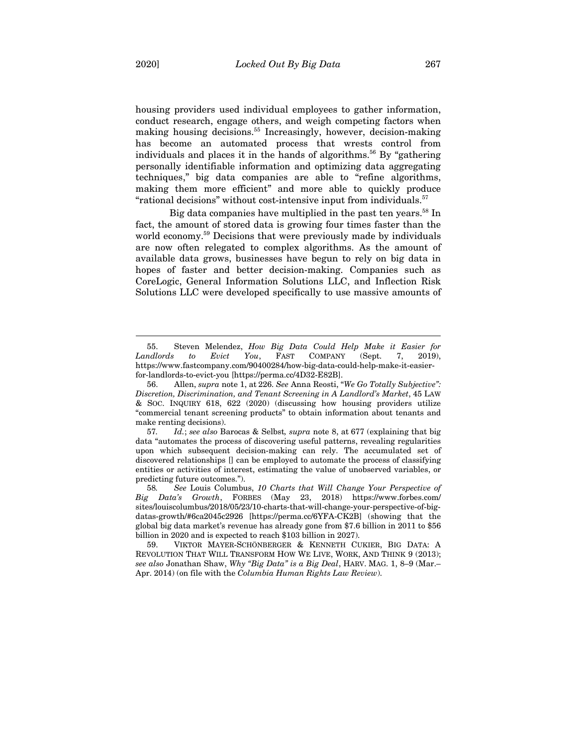housing providers used individual employees to gather information, conduct research, engage others, and weigh competing factors when making housing decisions.[55] Increasingly, however, decision-making has become an automated process that wrests control from individuals and places it in the hands of algorithms.[56] By "gathering personally identifiable information and optimizing data aggregating techniques," big data companies are able to "refine algorithms, making them more efficient" and more able to quickly produce "rational decisions" without cost-intensive input from individuals.[57]

Big data companies have multiplied in the past ten years.[58] In fact, the amount of stored data is growing four times faster than the world economy.[59] Decisions that were previously made by individuals are now often relegated to complex algorithms. As the amount of available data grows, businesses have begun to rely on big data in hopes of faster and better decision-making. Companies such as CoreLogic, General Information Solutions LLC, and Inflection Risk Solutions LLC were developed specifically to use massive amounts of

---

55. Steven Melendez, *How Big Data Could Help Make it Easier for Landlords to Evict You*, FAST COMPANY (Sept. 7, 2019), https://www.fastcompany.com/90400284/how-big-data-could-help-make-it-easier-for-landlords-to-evict-you [https://perma.cc/4D32-E82B].

56. Allen, *supra* note 1, at 226. *See* Anna Reosti, "*We Go Totally Subjective": Discretion, Discrimination, and Tenant Screening in A Landlord's Market*, 45 LAW & SOC. INQUIRY 618, 622 (2020) (discussing how housing providers utilize "commercial tenant screening products" to obtain information about tenants and make renting decisions).

57. *Id.*; *see also* Barocas & Selbst, *supra* note 8, at 677 (explaining that big data "automates the process of discovering useful patterns, revealing regularities upon which subsequent decision-making can rely. The accumulated set of discovered relationships [] can be employed to automate the process of classifying entities or activities of interest, estimating the value of unobserved variables, or predicting future outcomes.").

58. *See* Louis Columbus, *10 Charts that Will Change Your Perspective of Big Data's Growth*, FORBES (May 23, 2018) https://www.forbes.com/sites/louiscolumbus/2018/05/23/10-charts-that-will-change-your-perspective-of-big-datas-growth/#6ca2045c2926 [https://perma.cc/6YFA-CK2B] (showing that the global big data market's revenue has already gone from $7.6 billion in 2011 to $56 billion in 2020 and is expected to reach $103 billion in 2027).

59. VIKTOR MAYER-SCHÖNBERGER & KENNETH CUKIER, BIG DATA: A REVOLUTION THAT WILL TRANSFORM HOW WE LIVE, WORK, AND THINK 9 (2013); *see also* Jonathan Shaw, *Why "Big Data" is a Big Deal*, HARV. MAG. 1, 8–9 (Mar.–Apr. 2014) (on file with the *Columbia Human Rights Law Review*).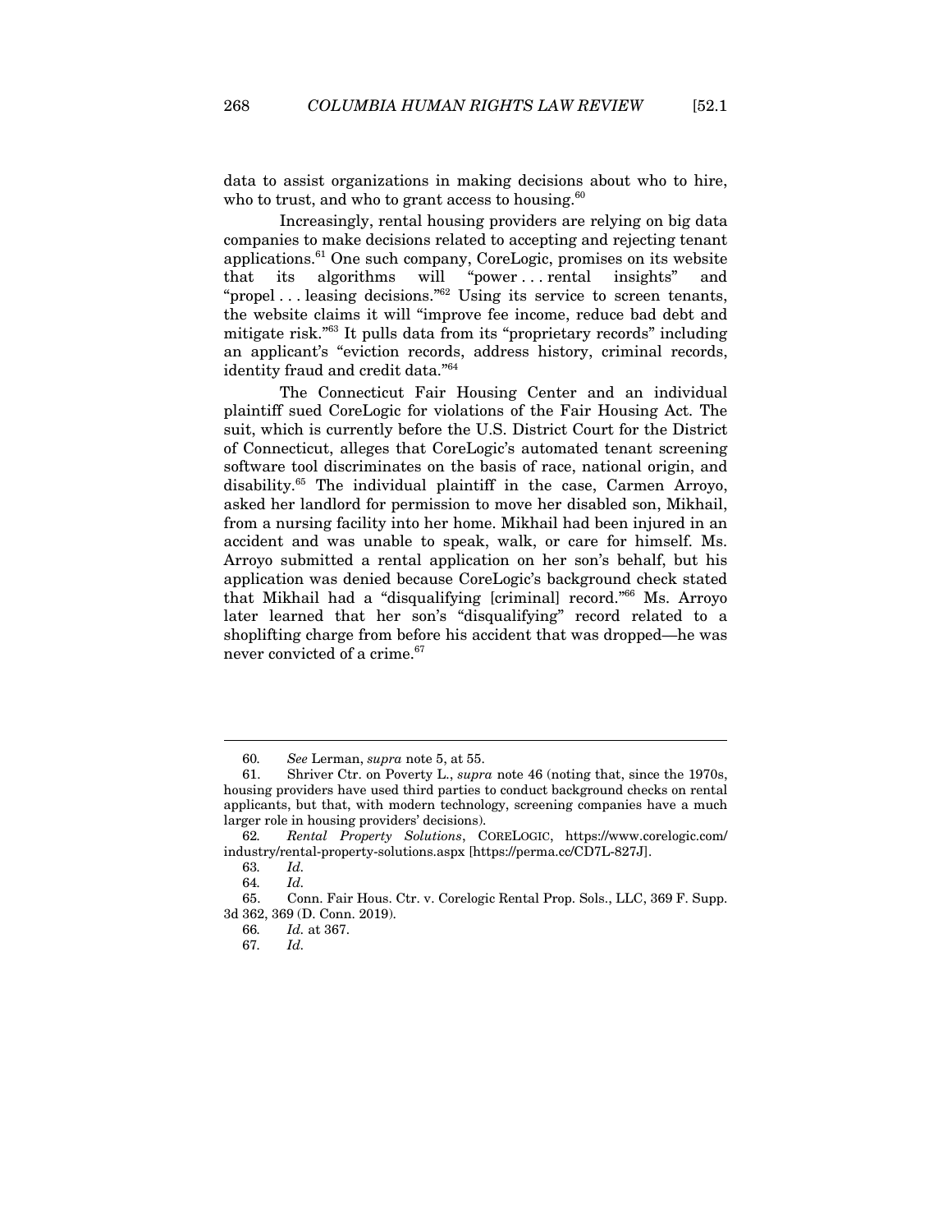data to assist organizations in making decisions about who to hire, who to trust, and who to grant access to housing.[60]

Increasingly, rental housing providers are relying on big data companies to make decisions related to accepting and rejecting tenant applications.[61] One such company, CoreLogic, promises on its website that its algorithms will "power . . . rental insights" and "propel . . . leasing decisions."[62] Using its service to screen tenants, the website claims it will "improve fee income, reduce bad debt and mitigate risk."[63] It pulls data from its "proprietary records" including an applicant's "eviction records, address history, criminal records, identity fraud and credit data."[64]

The Connecticut Fair Housing Center and an individual plaintiff sued CoreLogic for violations of the Fair Housing Act. The suit, which is currently before the U.S. District Court for the District of Connecticut, alleges that CoreLogic's automated tenant screening software tool discriminates on the basis of race, national origin, and disability.[65] The individual plaintiff in the case, Carmen Arroyo, asked her landlord for permission to move her disabled son, Mikhail, from a nursing facility into her home. Mikhail had been injured in an accident and was unable to speak, walk, or care for himself. Ms. Arroyo submitted a rental application on her son's behalf, but his application was denied because CoreLogic's background check stated that Mikhail had a "disqualifying [criminal] record."[66] Ms. Arroyo later learned that her son's "disqualifying" record related to a shoplifting charge from before his accident that was dropped—he was never convicted of a crime.[67]

---

60. *See* Lerman, *supra* note 5, at 55.

61. Shriver Ctr. on Poverty L., *supra* note 46 (noting that, since the 1970s, housing providers have used third parties to conduct background checks on rental applicants, but that, with modern technology, screening companies have a much larger role in housing providers' decisions).

62. *Rental Property Solutions*, CORELOGIC, https://www.corelogic.com/industry/rental-property-solutions.aspx [https://perma.cc/CD7L-827J].

63. *Id.*

64. *Id.*

65. Conn. Fair Hous. Ctr. v. Corelogic Rental Prop. Sols., LLC, 369 F. Supp. 3d 362, 369 (D. Conn. 2019).

66. *Id.* at 367.

67. *Id.*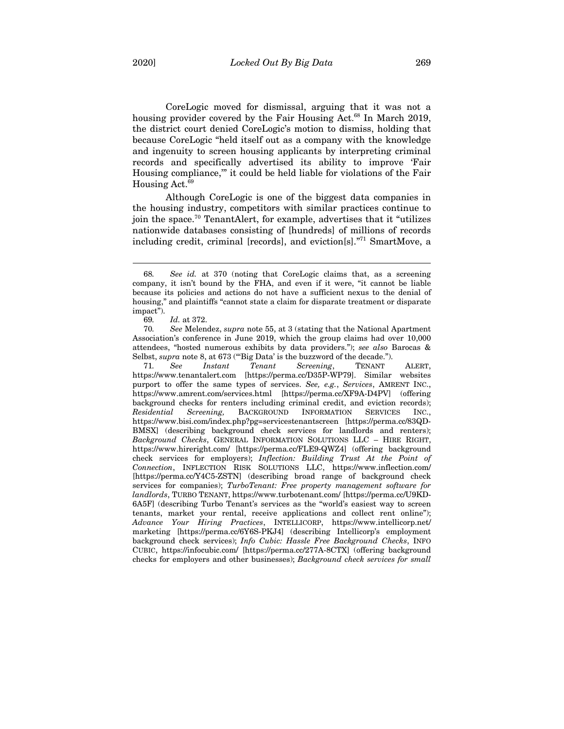CoreLogic moved for dismissal, arguing that it was not a housing provider covered by the Fair Housing Act.[68] In March 2019, the district court denied CoreLogic's motion to dismiss, holding that because CoreLogic "held itself out as a company with the knowledge and ingenuity to screen housing applicants by interpreting criminal records and specifically advertised its ability to improve 'Fair Housing compliance,'" it could be held liable for violations of the Fair Housing Act.[69]

Although CoreLogic is one of the biggest data companies in the housing industry, competitors with similar practices continue to join the space.[70] TenantAlert, for example, advertises that it "utilizes nationwide databases consisting of [hundreds] of millions of records including credit, criminal [records], and eviction[s]."[71] SmartMove, a

---

68. *See id.* at 370 (noting that CoreLogic claims that, as a screening company, it isn't bound by the FHA, and even if it were, "it cannot be liable because its policies and actions do not have a sufficient nexus to the denial of housing," and plaintiffs "cannot state a claim for disparate treatment or disparate impact").

69. *Id.* at 372.

70. *See* Melendez, *supra* note 55, at 3 (stating that the National Apartment Association's conference in June 2019, which the group claims had over 10,000 attendees, "hosted numerous exhibits by data providers."); *see also* Barocas & Selbst, *supra* note 8, at 673 ("'Big Data' is the buzzword of the decade.").

71. *See Instant Tenant Screening*, TENANT ALERT, https://www.tenantalert.com [https://perma.cc/D35P-WP79]. Similar websites purport to offer the same types of services. *See, e.g.*, *Services*, AMRENT INC., https://www.amrent.com/services.html [https://perma.cc/XF9A-D4PV] (offering background checks for renters including criminal credit, and eviction records); *Residential Screening,* BACKGROUND INFORMATION SERVICES INC., https://www.bisi.com/index.php?pg=servicestenantscreen [https://perma.cc/83QD-BMSX] (describing background check services for landlords and renters); *Background Checks*, GENERAL INFORMATION SOLUTIONS LLC – HIRE RIGHT, https://www.hireright.com/ [https://perma.cc/FLE9-QWZ4] (offering background check services for employers); *Inflection: Building Trust At the Point of Connection*, INFLECTION RISK SOLUTIONS LLC, https://www.inflection.com/ [https://perma.cc/Y4C5-ZSTN] (describing broad range of background check services for companies); *TurboTenant: Free property management software for landlords*, TURBO TENANT, https://www.turbotenant.com/ [https://perma.cc/U9KD-6A5F] (describing Turbo Tenant's services as the "world's easiest way to screen tenants, market your rental, receive applications and collect rent online"); *Advance Your Hiring Practices*, INTELLICORP, https://www.intellicorp.net/marketing [https://perma.cc/6Y6S-PKJ4] (describing Intellicorp's employment background check services); *Info Cubic: Hassle Free Background Checks*, INFO CUBIC, https://infocubic.com/ [https://perma.cc/277A-8CTX] (offering background checks for employers and other businesses); *Background check services for small*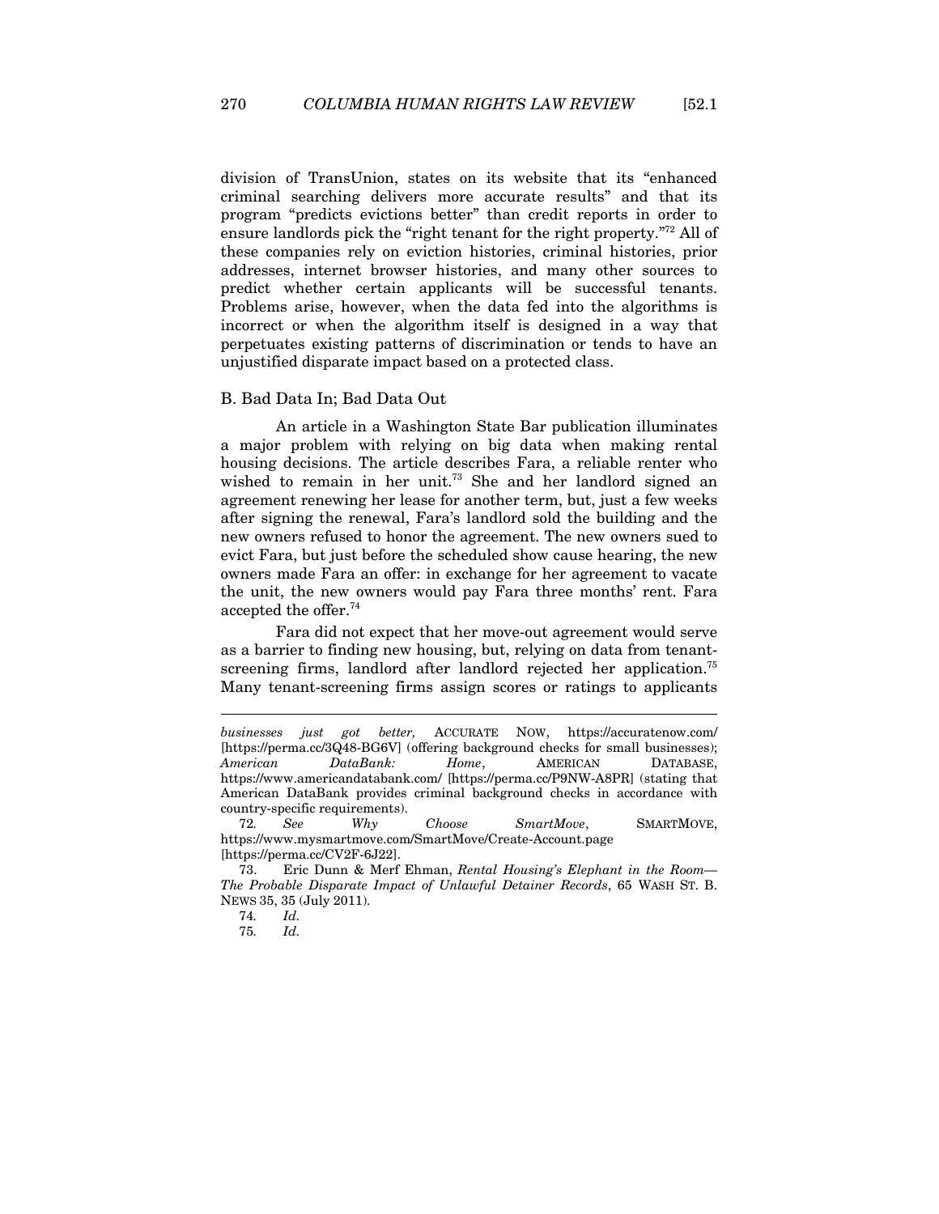division of TransUnion, states on its website that its "enhanced criminal searching delivers more accurate results" and that its program "predicts evictions better" than credit reports in order to ensure landlords pick the "right tenant for the right property."[72] All of these companies rely on eviction histories, criminal histories, prior addresses, internet browser histories, and many other sources to predict whether certain applicants will be successful tenants. Problems arise, however, when the data fed into the algorithms is incorrect or when the algorithm itself is designed in a way that perpetuates existing patterns of discrimination or tends to have an unjustified disparate impact based on a protected class.

## B. Bad Data In; Bad Data Out

An article in a Washington State Bar publication illuminates a major problem with relying on big data when making rental housing decisions. The article describes Fara, a reliable renter who wished to remain in her unit.[73] She and her landlord signed an agreement renewing her lease for another term, but, just a few weeks after signing the renewal, Fara's landlord sold the building and the new owners refused to honor the agreement. The new owners sued to evict Fara, but just before the scheduled show cause hearing, the new owners made Fara an offer: in exchange for her agreement to vacate the unit, the new owners would pay Fara three months' rent. Fara accepted the offer.[74]

Fara did not expect that her move-out agreement would serve as a barrier to finding new housing, but, relying on data from tenant-screening firms, landlord after landlord rejected her application.[75] Many tenant-screening firms assign scores or ratings to applicants

---

*businesses just got better,* ACCURATE NOW, https://accuratenow.com/ [https://perma.cc/3Q48-BG6V] (offering background checks for small businesses); *American DataBank: Home*, AMERICAN DATABASE, https://www.americandatabank.com/ [https://perma.cc/P9NW-A8PR] (stating that American DataBank provides criminal background checks in accordance with country-specific requirements).

72. *See Why Choose SmartMove*, SMARTMOVE, https://www.mysmartmove.com/SmartMove/Create-Account.page [https://perma.cc/CV2F-6J22].

73. Eric Dunn & Merf Ehman, *Rental Housing's Elephant in the Room—The Probable Disparate Impact of Unlawful Detainer Records*, 65 WASH ST. B. NEWS 35, 35 (July 2011).

74. *Id.*

75. *Id.*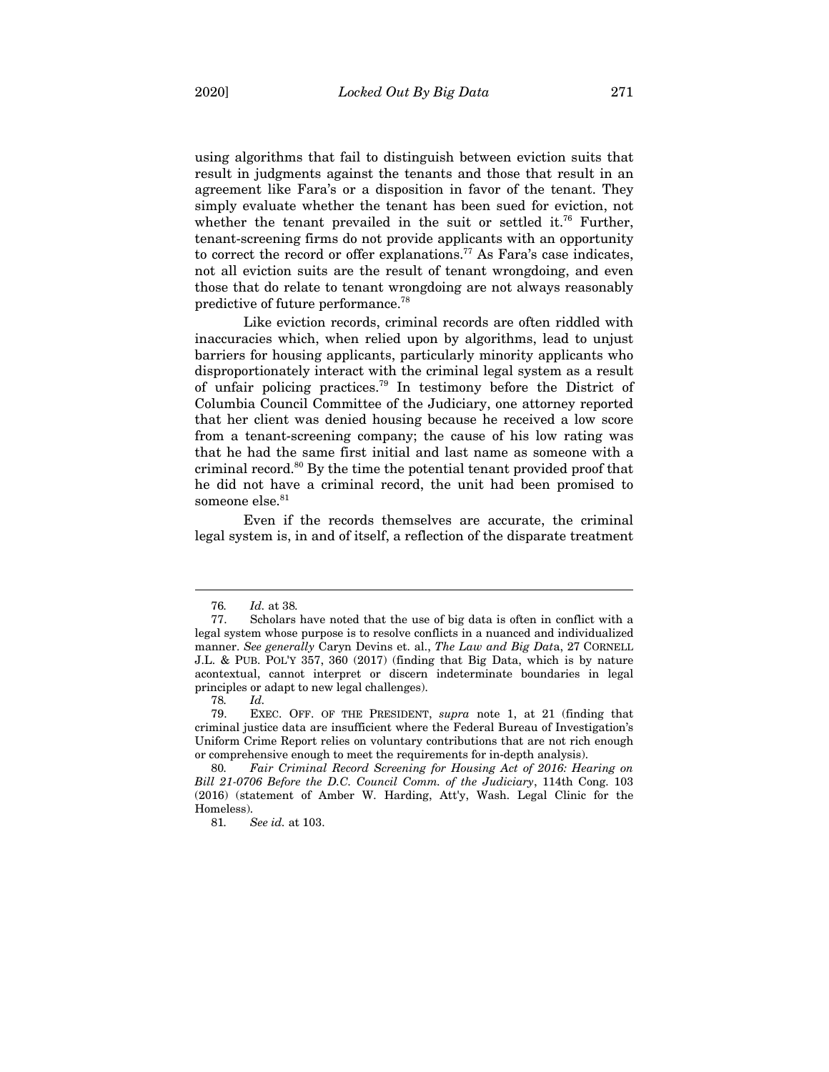using algorithms that fail to distinguish between eviction suits that result in judgments against the tenants and those that result in an agreement like Fara's or a disposition in favor of the tenant. They simply evaluate whether the tenant has been sued for eviction, not whether the tenant prevailed in the suit or settled it.[76] Further, tenant-screening firms do not provide applicants with an opportunity to correct the record or offer explanations.[77] As Fara's case indicates, not all eviction suits are the result of tenant wrongdoing, and even those that do relate to tenant wrongdoing are not always reasonably predictive of future performance.[78]

Like eviction records, criminal records are often riddled with inaccuracies which, when relied upon by algorithms, lead to unjust barriers for housing applicants, particularly minority applicants who disproportionately interact with the criminal legal system as a result of unfair policing practices.[79] In testimony before the District of Columbia Council Committee of the Judiciary, one attorney reported that her client was denied housing because he received a low score from a tenant-screening company; the cause of his low rating was that he had the same first initial and last name as someone with a criminal record.[80] By the time the potential tenant provided proof that he did not have a criminal record, the unit had been promised to someone else.[81]

Even if the records themselves are accurate, the criminal legal system is, in and of itself, a reflection of the disparate treatment

---

76. *Id.* at 38.

77. Scholars have noted that the use of big data is often in conflict with a legal system whose purpose is to resolve conflicts in a nuanced and individualized manner. *See generally* Caryn Devins et. al., *The Law and Big Data*, 27 CORNELL J.L. & PUB. POL'Y 357, 360 (2017) (finding that Big Data, which is by nature acontextual, cannot interpret or discern indeterminate boundaries in legal principles or adapt to new legal challenges).

78. *Id.*

79. EXEC. OFF. OF THE PRESIDENT, *supra* note 1, at 21 (finding that criminal justice data are insufficient where the Federal Bureau of Investigation's Uniform Crime Report relies on voluntary contributions that are not rich enough or comprehensive enough to meet the requirements for in-depth analysis).

80. *Fair Criminal Record Screening for Housing Act of 2016: Hearing on Bill 21-0706 Before the D.C. Council Comm. of the Judiciary*, 114th Cong. 103 (2016) (statement of Amber W. Harding, Att'y, Wash. Legal Clinic for the Homeless).

81. *See id.* at 103.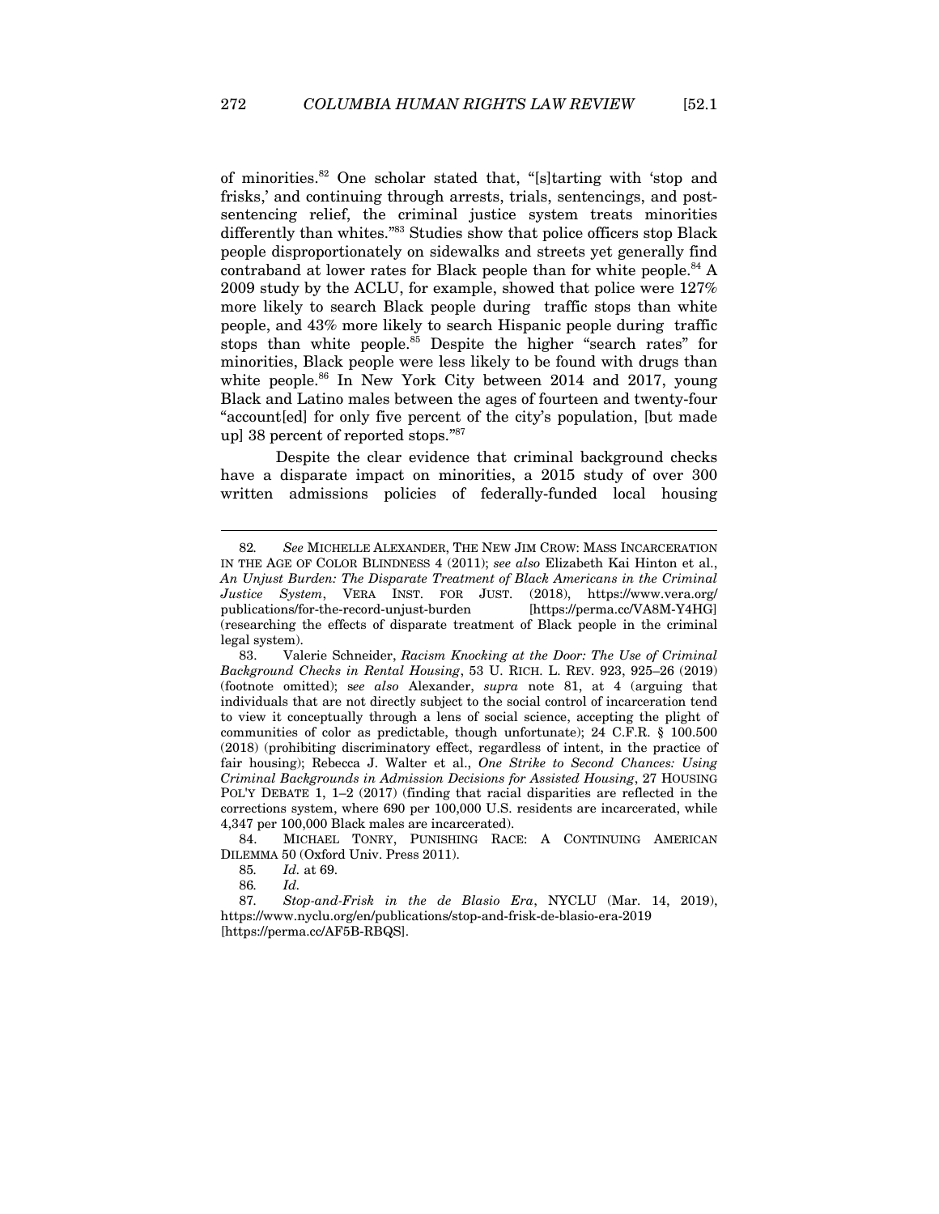of minorities.[82] One scholar stated that, "[s]tarting with 'stop and frisks,' and continuing through arrests, trials, sentencings, and post-sentencing relief, the criminal justice system treats minorities differently than whites."[83] Studies show that police officers stop Black people disproportionately on sidewalks and streets yet generally find contraband at lower rates for Black people than for white people.[84] A 2009 study by the ACLU, for example, showed that police were 127% more likely to search Black people during traffic stops than white people, and 43% more likely to search Hispanic people during traffic stops than white people.[85] Despite the higher "search rates" for minorities, Black people were less likely to be found with drugs than white people.[86] In New York City between 2014 and 2017, young Black and Latino males between the ages of fourteen and twenty-four "account[ed] for only five percent of the city's population, [but made up] 38 percent of reported stops."[87]

Despite the clear evidence that criminal background checks have a disparate impact on minorities, a 2015 study of over 300 written admissions policies of federally-funded local housing

---

82. *See* MICHELLE ALEXANDER, THE NEW JIM CROW: MASS INCARCERATION IN THE AGE OF COLOR BLINDNESS 4 (2011); *see also* Elizabeth Kai Hinton et al., *An Unjust Burden: The Disparate Treatment of Black Americans in the Criminal Justice System*, VERA INST. FOR JUST. (2018), https://www.vera.org/publications/for-the-record-unjust-burden [https://perma.cc/VA8M-Y4HG] (researching the effects of disparate treatment of Black people in the criminal legal system).

83. Valerie Schneider, *Racism Knocking at the Door: The Use of Criminal Background Checks in Rental Housing*, 53 U. RICH. L. REV. 923, 925–26 (2019) (footnote omitted); *see also* Alexander, *supra* note 81, at 4 (arguing that individuals that are not directly subject to the social control of incarceration tend to view it conceptually through a lens of social science, accepting the plight of communities of color as predictable, though unfortunate); 24 C.F.R. § 100.500 (2018) (prohibiting discriminatory effect, regardless of intent, in the practice of fair housing); Rebecca J. Walter et al., *One Strike to Second Chances: Using Criminal Backgrounds in Admission Decisions for Assisted Housing*, 27 HOUSING POL'Y DEBATE 1, 1–2 (2017) (finding that racial disparities are reflected in the corrections system, where 690 per 100,000 U.S. residents are incarcerated, while 4,347 per 100,000 Black males are incarcerated).

84. MICHAEL TONRY, PUNISHING RACE: A CONTINUING AMERICAN DILEMMA 50 (Oxford Univ. Press 2011).

85. *Id.* at 69.

86. *Id.*

87. *Stop-and-Frisk in the de Blasio Era*, NYCLU (Mar. 14, 2019), https://www.nyclu.org/en/publications/stop-and-frisk-de-blasio-era-2019 [https://perma.cc/AF5B-RBQS].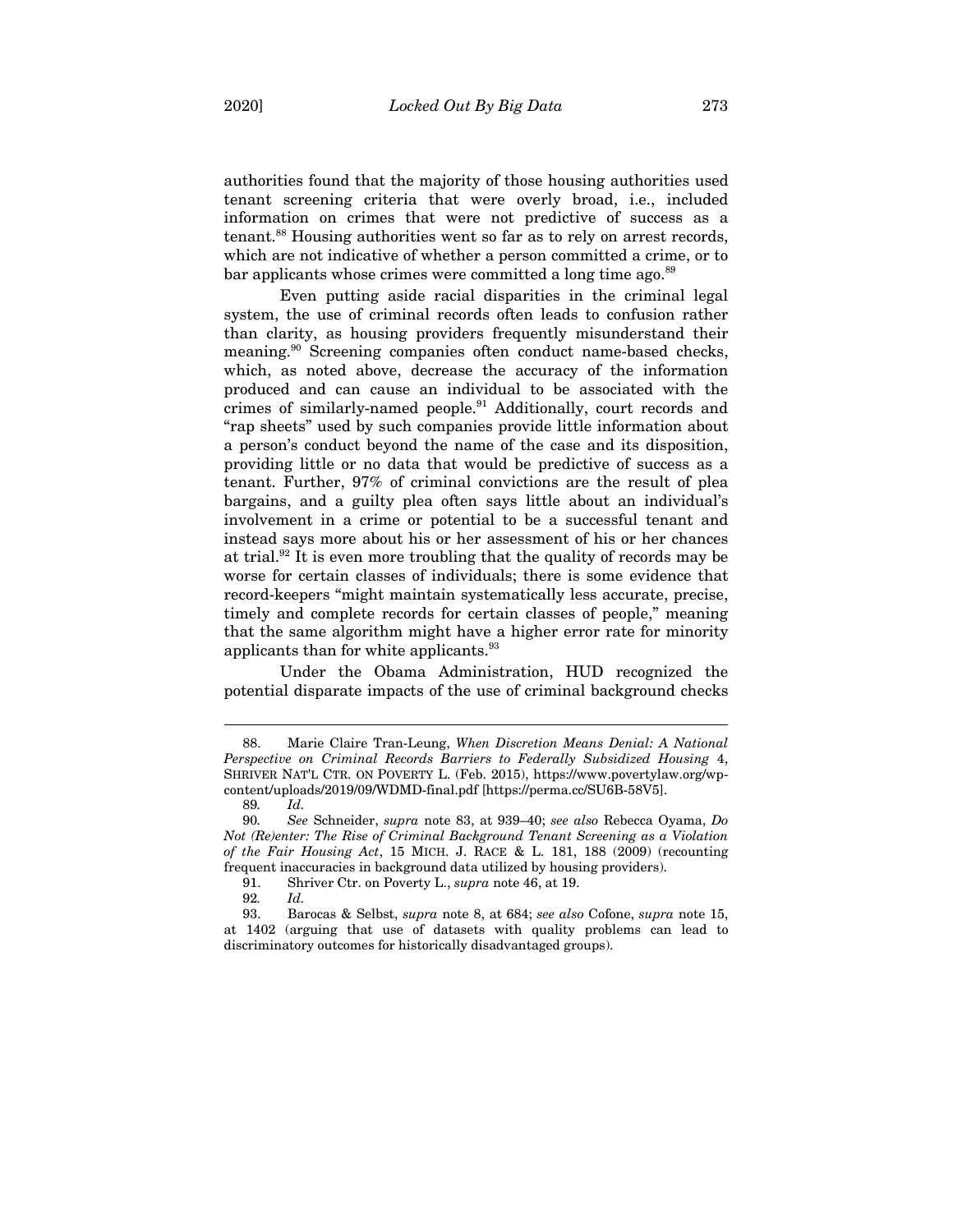authorities found that the majority of those housing authorities used tenant screening criteria that were overly broad, i.e., included information on crimes that were not predictive of success as a tenant.[88] Housing authorities went so far as to rely on arrest records, which are not indicative of whether a person committed a crime, or to bar applicants whose crimes were committed a long time ago.[89]

Even putting aside racial disparities in the criminal legal system, the use of criminal records often leads to confusion rather than clarity, as housing providers frequently misunderstand their meaning.[90] Screening companies often conduct name-based checks, which, as noted above, decrease the accuracy of the information produced and can cause an individual to be associated with the crimes of similarly-named people.[91] Additionally, court records and "rap sheets" used by such companies provide little information about a person's conduct beyond the name of the case and its disposition, providing little or no data that would be predictive of success as a tenant. Further, 97% of criminal convictions are the result of plea bargains, and a guilty plea often says little about an individual's involvement in a crime or potential to be a successful tenant and instead says more about his or her assessment of his or her chances at trial.[92] It is even more troubling that the quality of records may be worse for certain classes of individuals; there is some evidence that record-keepers "might maintain systematically less accurate, precise, timely and complete records for certain classes of people," meaning that the same algorithm might have a higher error rate for minority applicants than for white applicants.[93]

Under the Obama Administration, HUD recognized the potential disparate impacts of the use of criminal background checks

---

88. Marie Claire Tran-Leung, *When Discretion Means Denial: A National Perspective on Criminal Records Barriers to Federally Subsidized Housing* 4, SHRIVER NAT'L CTR. ON POVERTY L. (Feb. 2015), https://www.povertylaw.org/wp-content/uploads/2019/09/WDMD-final.pdf [https://perma.cc/SU6B-58V5].

89. *Id.*

90. *See* Schneider, *supra* note 83, at 939–40; *see also* Rebecca Oyama, *Do Not (Re)enter: The Rise of Criminal Background Tenant Screening as a Violation of the Fair Housing Act*, 15 MICH. J. RACE & L. 181, 188 (2009) (recounting frequent inaccuracies in background data utilized by housing providers).

91. Shriver Ctr. on Poverty L., *supra* note 46, at 19.

92. *Id.*

93. Barocas & Selbst, *supra* note 8, at 684; *see also* Cofone, *supra* note 15, at 1402 (arguing that use of datasets with quality problems can lead to discriminatory outcomes for historically disadvantaged groups).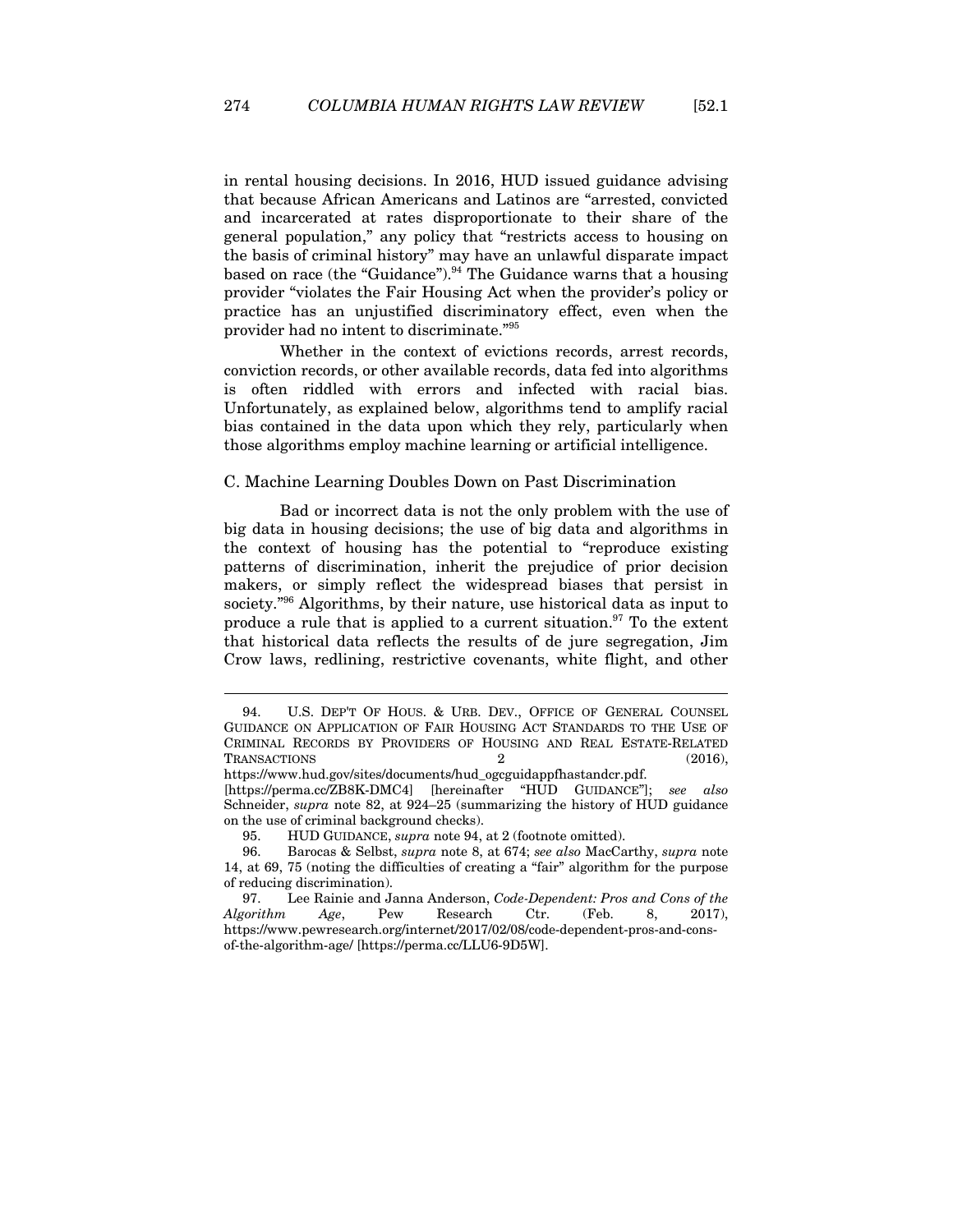in rental housing decisions. In 2016, HUD issued guidance advising that because African Americans and Latinos are "arrested, convicted and incarcerated at rates disproportionate to their share of the general population," any policy that "restricts access to housing on the basis of criminal history" may have an unlawful disparate impact based on race (the "Guidance").[94] The Guidance warns that a housing provider "violates the Fair Housing Act when the provider's policy or practice has an unjustified discriminatory effect, even when the provider had no intent to discriminate."[95]

Whether in the context of evictions records, arrest records, conviction records, or other available records, data fed into algorithms is often riddled with errors and infected with racial bias. Unfortunately, as explained below, algorithms tend to amplify racial bias contained in the data upon which they rely, particularly when those algorithms employ machine learning or artificial intelligence.

### C. Machine Learning Doubles Down on Past Discrimination

Bad or incorrect data is not the only problem with the use of big data in housing decisions; the use of big data and algorithms in the context of housing has the potential to "reproduce existing patterns of discrimination, inherit the prejudice of prior decision makers, or simply reflect the widespread biases that persist in society."[96] Algorithms, by their nature, use historical data as input to produce a rule that is applied to a current situation.[97] To the extent that historical data reflects the results of de jure segregation, Jim Crow laws, redlining, restrictive covenants, white flight, and other

---

94. U.S. DEP'T OF HOUS. & URB. DEV., OFFICE OF GENERAL COUNSEL GUIDANCE ON APPLICATION OF FAIR HOUSING ACT STANDARDS TO THE USE OF CRIMINAL RECORDS BY PROVIDERS OF HOUSING AND REAL ESTATE-RELATED TRANSACTIONS 2 (2016), https://www.hud.gov/sites/documents/hud_ogcguidappfhastandcr.pdf. [https://perma.cc/ZB8K-DMC4] [hereinafter "HUD GUIDANCE"]; *see also* Schneider, *supra* note 82, at 924–25 (summarizing the history of HUD guidance on the use of criminal background checks).

95. HUD GUIDANCE, *supra* note 94, at 2 (footnote omitted).

96. Barocas & Selbst, *supra* note 8, at 674; *see also* MacCarthy, *supra* note 14, at 69, 75 (noting the difficulties of creating a "fair" algorithm for the purpose of reducing discrimination).

97. Lee Rainie and Janna Anderson, *Code-Dependent: Pros and Cons of the Algorithm Age*, Pew Research Ctr. (Feb. 8, 2017), https://www.pewresearch.org/internet/2017/02/08/code-dependent-pros-and-cons-of-the-algorithm-age/ [https://perma.cc/LLU6-9D5W].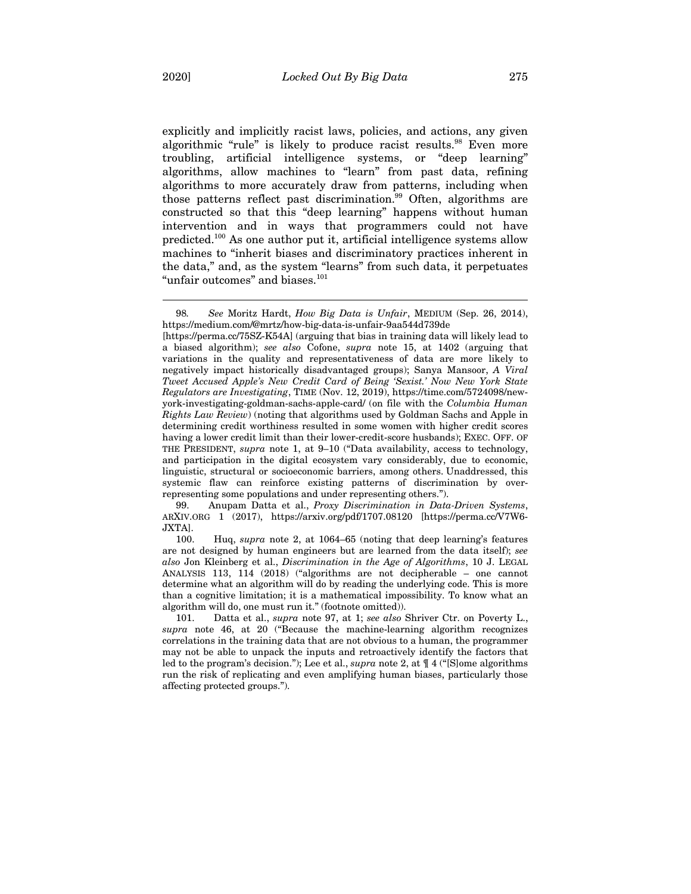explicitly and implicitly racist laws, policies, and actions, any given algorithmic "rule" is likely to produce racist results.[98] Even more troubling, artificial intelligence systems, or "deep learning" algorithms, allow machines to "learn" from past data, refining algorithms to more accurately draw from patterns, including when those patterns reflect past discrimination.[99] Often, algorithms are constructed so that this "deep learning" happens without human intervention and in ways that programmers could not have predicted.[100] As one author put it, artificial intelligence systems allow machines to "inherit biases and discriminatory practices inherent in the data," and, as the system "learns" from such data, it perpetuates "unfair outcomes" and biases.[101]

---

98. *See* Moritz Hardt, *How Big Data is Unfair*, MEDIUM (Sep. 26, 2014), https://medium.com/@mrtz/how-big-data-is-unfair-9aa544d739de [https://perma.cc/75SZ-K54A] (arguing that bias in training data will likely lead to a biased algorithm); *see also* Cofone, *supra* note 15, at 1402 (arguing that variations in the quality and representativeness of data are more likely to negatively impact historically disadvantaged groups); Sanya Mansoor, *A Viral Tweet Accused Apple's New Credit Card of Being 'Sexist.' Now New York State Regulators are Investigating*, TIME (Nov. 12, 2019), https://time.com/5724098/new-york-investigating-goldman-sachs-apple-card/ (on file with the *Columbia Human Rights Law Review*) (noting that algorithms used by Goldman Sachs and Apple in determining credit worthiness resulted in some women with higher credit scores having a lower credit limit than their lower-credit-score husbands); EXEC. OFF. OF THE PRESIDENT, *supra* note 1, at 9–10 ("Data availability, access to technology, and participation in the digital ecosystem vary considerably, due to economic, linguistic, structural or socioeconomic barriers, among others. Unaddressed, this systemic flaw can reinforce existing patterns of discrimination by over-representing some populations and under representing others.").

99. Anupam Datta et al., *Proxy Discrimination in Data-Driven Systems*, ARXIV.ORG 1 (2017), https://arxiv.org/pdf/1707.08120 [https://perma.cc/V7W6-JXTA].

100. Huq, *supra* note 2, at 1064–65 (noting that deep learning's features are not designed by human engineers but are learned from the data itself); *see also* Jon Kleinberg et al., *Discrimination in the Age of Algorithms*, 10 J. LEGAL ANALYSIS 113, 114 (2018) ("algorithms are not decipherable – one cannot determine what an algorithm will do by reading the underlying code. This is more than a cognitive limitation; it is a mathematical impossibility. To know what an algorithm will do, one must run it." (footnote omitted)).

101. Datta et al., *supra* note 97, at 1; *see also* Shriver Ctr. on Poverty L., *supra* note 46, at 20 ("Because the machine-learning algorithm recognizes correlations in the training data that are not obvious to a human, the programmer may not be able to unpack the inputs and retroactively identify the factors that led to the program's decision."); Lee et al., *supra* note 2, at ¶ 4 ("[S]ome algorithms run the risk of replicating and even amplifying human biases, particularly those affecting protected groups.").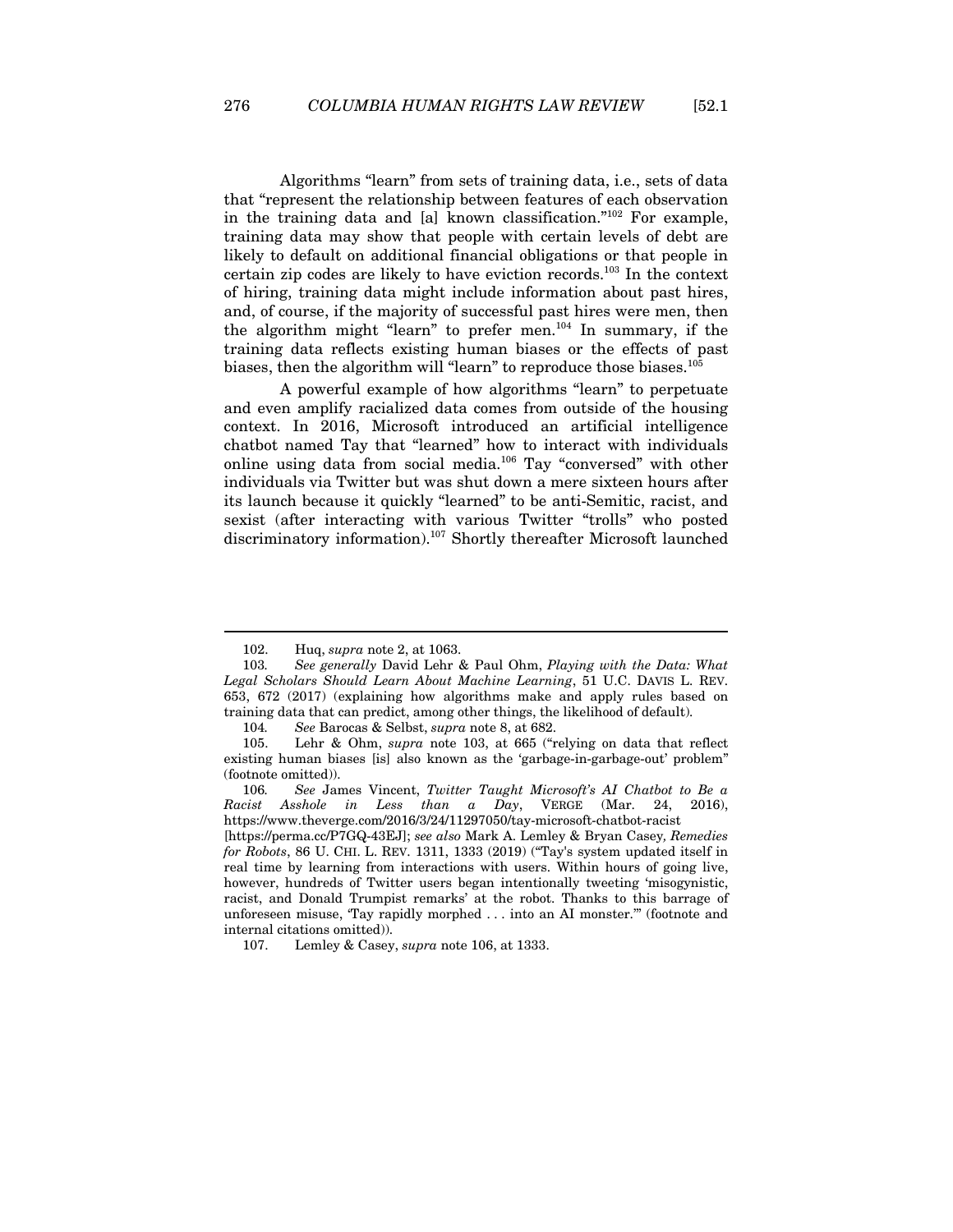Algorithms "learn" from sets of training data, i.e., sets of data that "represent the relationship between features of each observation in the training data and [a] known classification."[102] For example, training data may show that people with certain levels of debt are likely to default on additional financial obligations or that people in certain zip codes are likely to have eviction records.[103] In the context of hiring, training data might include information about past hires, and, of course, if the majority of successful past hires were men, then the algorithm might "learn" to prefer men.[104] In summary, if the training data reflects existing human biases or the effects of past biases, then the algorithm will "learn" to reproduce those biases.[105]

A powerful example of how algorithms "learn" to perpetuate and even amplify racialized data comes from outside of the housing context. In 2016, Microsoft introduced an artificial intelligence chatbot named Tay that "learned" how to interact with individuals online using data from social media.[106] Tay "conversed" with other individuals via Twitter but was shut down a mere sixteen hours after its launch because it quickly "learned" to be anti-Semitic, racist, and sexist (after interacting with various Twitter "trolls" who posted discriminatory information).[107] Shortly thereafter Microsoft launched

---

102. Huq, *supra* note 2, at 1063.

103. *See generally* David Lehr & Paul Ohm, *Playing with the Data: What Legal Scholars Should Learn About Machine Learning*, 51 U.C. DAVIS L. REV. 653, 672 (2017) (explaining how algorithms make and apply rules based on training data that can predict, among other things, the likelihood of default).

104. *See* Barocas & Selbst, *supra* note 8, at 682.

105. Lehr & Ohm, *supra* note 103, at 665 ("relying on data that reflect existing human biases [is] also known as the 'garbage-in-garbage-out' problem" (footnote omitted)).

106. *See* James Vincent, *Twitter Taught Microsoft's AI Chatbot to Be a Racist Asshole in Less than a Day*, VERGE (Mar. 24, 2016), https://www.theverge.com/2016/3/24/11297050/tay-microsoft-chatbot-racist [https://perma.cc/P7GQ-43EJ]; *see also* Mark A. Lemley & Bryan Casey, *Remedies for Robots*, 86 U. CHI. L. REV. 1311, 1333 (2019) ("Tay's system updated itself in real time by learning from interactions with users. Within hours of going live, however, hundreds of Twitter users began intentionally tweeting 'misogynistic, racist, and Donald Trumpist remarks' at the robot. Thanks to this barrage of unforeseen misuse, 'Tay rapidly morphed . . . into an AI monster.'" (footnote and internal citations omitted)).

107. Lemley & Casey, *supra* note 106, at 1333.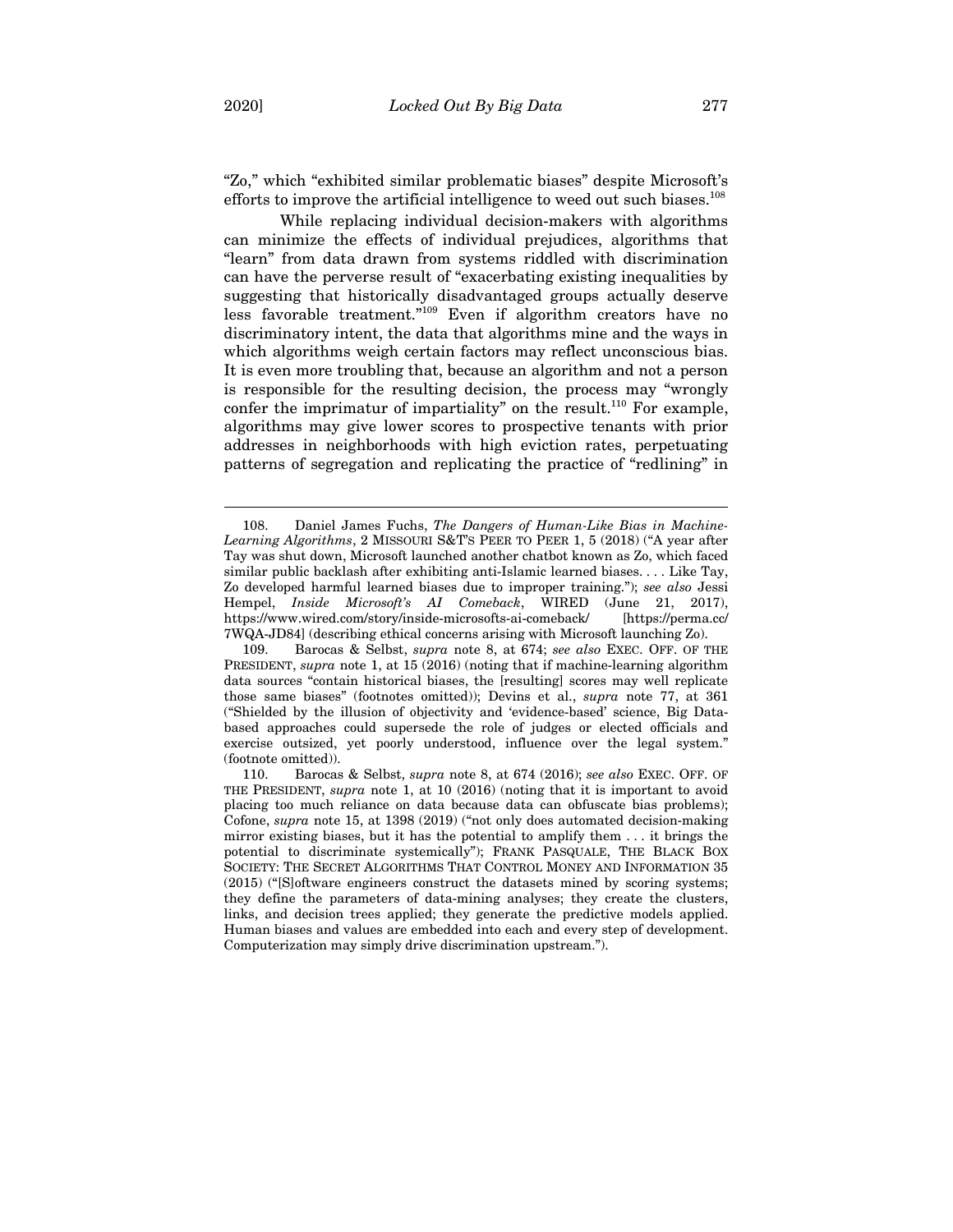"Zo," which "exhibited similar problematic biases" despite Microsoft's efforts to improve the artificial intelligence to weed out such biases.[108]

While replacing individual decision-makers with algorithms can minimize the effects of individual prejudices, algorithms that "learn" from data drawn from systems riddled with discrimination can have the perverse result of "exacerbating existing inequalities by suggesting that historically disadvantaged groups actually deserve less favorable treatment."[109] Even if algorithm creators have no discriminatory intent, the data that algorithms mine and the ways in which algorithms weigh certain factors may reflect unconscious bias. It is even more troubling that, because an algorithm and not a person is responsible for the resulting decision, the process may "wrongly confer the imprimatur of impartiality" on the result.[110] For example, algorithms may give lower scores to prospective tenants with prior addresses in neighborhoods with high eviction rates, perpetuating patterns of segregation and replicating the practice of "redlining" in

---

108. Daniel James Fuchs, *The Dangers of Human-Like Bias in Machine-Learning Algorithms*, 2 MISSOURI S&T'S PEER TO PEER 1, 5 (2018) ("A year after Tay was shut down, Microsoft launched another chatbot known as Zo, which faced similar public backlash after exhibiting anti-Islamic learned biases. . . . Like Tay, Zo developed harmful learned biases due to improper training."); *see also* Jessi Hempel, *Inside Microsoft's AI Comeback*, WIRED (June 21, 2017), https://www.wired.com/story/inside-microsofts-ai-comeback/ [https://perma.cc/7WQA-JD84] (describing ethical concerns arising with Microsoft launching Zo).

109. Barocas & Selbst, *supra* note 8, at 674; *see also* EXEC. OFF. OF THE PRESIDENT, *supra* note 1, at 15 (2016) (noting that if machine-learning algorithm data sources "contain historical biases, the [resulting] scores may well replicate those same biases" (footnotes omitted)); Devins et al., *supra* note 77, at 361 ("Shielded by the illusion of objectivity and 'evidence-based' science, Big Data-based approaches could supersede the role of judges or elected officials and exercise outsized, yet poorly understood, influence over the legal system." (footnote omitted)).

110. Barocas & Selbst, *supra* note 8, at 674 (2016); *see also* EXEC. OFF. OF THE PRESIDENT, *supra* note 1, at 10 (2016) (noting that it is important to avoid placing too much reliance on data because data can obfuscate bias problems); Cofone, *supra* note 15, at 1398 (2019) ("not only does automated decision-making mirror existing biases, but it has the potential to amplify them . . . it brings the potential to discriminate systemically"); FRANK PASQUALE, THE BLACK BOX SOCIETY: THE SECRET ALGORITHMS THAT CONTROL MONEY AND INFORMATION 35 (2015) ("[S]oftware engineers construct the datasets mined by scoring systems; they define the parameters of data-mining analyses; they create the clusters, links, and decision trees applied; they generate the predictive models applied. Human biases and values are embedded into each and every step of development. Computerization may simply drive discrimination upstream.").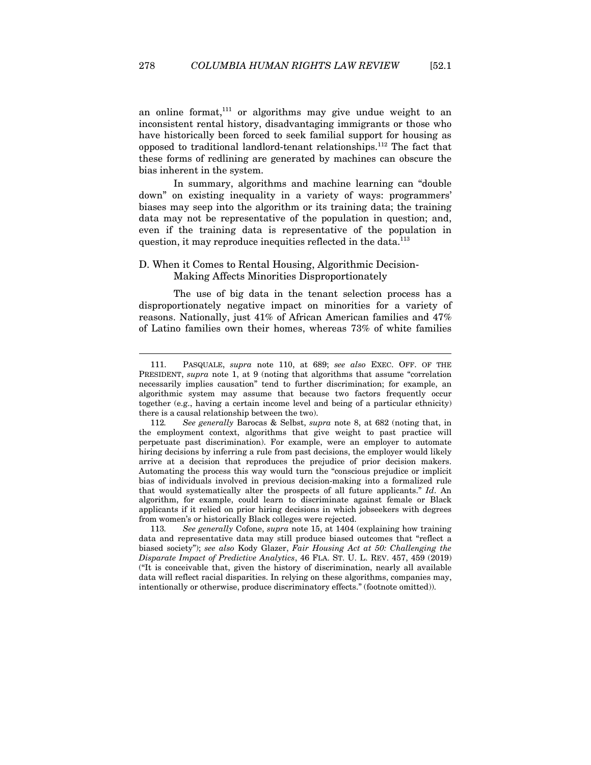an online format,[111] or algorithms may give undue weight to an inconsistent rental history, disadvantaging immigrants or those who have historically been forced to seek familial support for housing as opposed to traditional landlord-tenant relationships.[112] The fact that these forms of redlining are generated by machines can obscure the bias inherent in the system.

In summary, algorithms and machine learning can "double down" on existing inequality in a variety of ways: programmers' biases may seep into the algorithm or its training data; the training data may not be representative of the population in question; and, even if the training data is representative of the population in question, it may reproduce inequities reflected in the data.[113]

### D. When it Comes to Rental Housing, Algorithmic Decision-Making Affects Minorities Disproportionately

The use of big data in the tenant selection process has a disproportionately negative impact on minorities for a variety of reasons. Nationally, just 41% of African American families and 47% of Latino families own their homes, whereas 73% of white families

---

111. PASQUALE, *supra* note 110, at 689; *see also* EXEC. OFF. OF THE PRESIDENT, *supra* note 1, at 9 (noting that algorithms that assume "correlation necessarily implies causation" tend to further discrimination; for example, an algorithmic system may assume that because two factors frequently occur together (e.g., having a certain income level and being of a particular ethnicity) there is a causal relationship between the two).

112. *See generally* Barocas & Selbst, *supra* note 8, at 682 (noting that, in the employment context, algorithms that give weight to past practice will perpetuate past discrimination). For example, were an employer to automate hiring decisions by inferring a rule from past decisions, the employer would likely arrive at a decision that reproduces the prejudice of prior decision makers. Automating the process this way would turn the "conscious prejudice or implicit bias of individuals involved in previous decision-making into a formalized rule that would systematically alter the prospects of all future applicants." *Id*. An algorithm, for example, could learn to discriminate against female or Black applicants if it relied on prior hiring decisions in which jobseekers with degrees from women's or historically Black colleges were rejected.

113. *See generally* Cofone, *supra* note 15, at 1404 (explaining how training data and representative data may still produce biased outcomes that "reflect a biased society"); *see also* Kody Glazer, *Fair Housing Act at 50: Challenging the Disparate Impact of Predictive Analytics*, 46 FLA. ST. U. L. REV. 457, 459 (2019) ("It is conceivable that, given the history of discrimination, nearly all available data will reflect racial disparities. In relying on these algorithms, companies may, intentionally or otherwise, produce discriminatory effects." (footnote omitted)).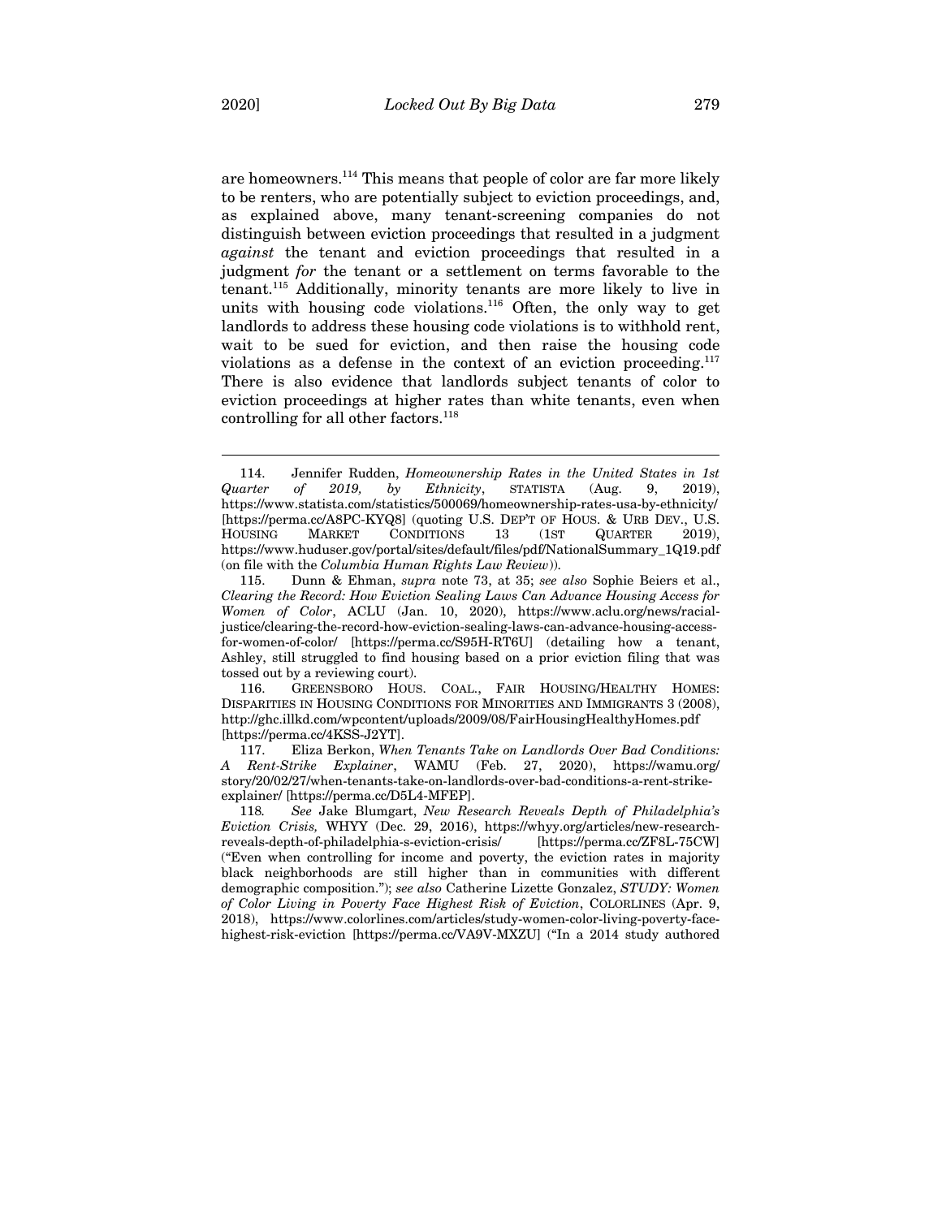are homeowners.[114] This means that people of color are far more likely to be renters, who are potentially subject to eviction proceedings, and, as explained above, many tenant-screening companies do not distinguish between eviction proceedings that resulted in a judgment *against* the tenant and eviction proceedings that resulted in a judgment *for* the tenant or a settlement on terms favorable to the tenant.[115] Additionally, minority tenants are more likely to live in units with housing code violations.[116] Often, the only way to get landlords to address these housing code violations is to withhold rent, wait to be sued for eviction, and then raise the housing code violations as a defense in the context of an eviction proceeding.[117] There is also evidence that landlords subject tenants of color to eviction proceedings at higher rates than white tenants, even when controlling for all other factors.[118]

---

114. Jennifer Rudden, *Homeownership Rates in the United States in 1st Quarter of 2019, by Ethnicity*, STATISTA (Aug. 9, 2019), https://www.statista.com/statistics/500069/homeownership-rates-usa-by-ethnicity/ [https://perma.cc/A8PC-KYQ8] (quoting U.S. DEP'T OF HOUS. & URB DEV., U.S. HOUSING MARKET CONDITIONS 13 (1ST QUARTER 2019), https://www.huduser.gov/portal/sites/default/files/pdf/NationalSummary_1Q19.pdf (on file with the *Columbia Human Rights Law Review*)).

115. Dunn & Ehman, *supra* note 73, at 35; *see also* Sophie Beiers et al., *Clearing the Record: How Eviction Sealing Laws Can Advance Housing Access for Women of Color*, ACLU (Jan. 10, 2020), https://www.aclu.org/news/racial-justice/clearing-the-record-how-eviction-sealing-laws-can-advance-housing-access-for-women-of-color/ [https://perma.cc/S95H-RT6U] (detailing how a tenant, Ashley, still struggled to find housing based on a prior eviction filing that was tossed out by a reviewing court).

116. GREENSBORO HOUS. COAL., FAIR HOUSING/HEALTHY HOMES: DISPARITIES IN HOUSING CONDITIONS FOR MINORITIES AND IMMIGRANTS 3 (2008), http://ghc.illkd.com/wpcontent/uploads/2009/08/FairHousingHealthyHomes.pdf [https://perma.cc/4KSS-J2YT].

117. Eliza Berkon, *When Tenants Take on Landlords Over Bad Conditions: A Rent-Strike Explainer*, WAMU (Feb. 27, 2020), https://wamu.org/story/20/02/27/when-tenants-take-on-landlords-over-bad-conditions-a-rent-strike-explainer/ [https://perma.cc/D5L4-MFEP].

118. *See* Jake Blumgart, *New Research Reveals Depth of Philadelphia's Eviction Crisis,* WHYY (Dec. 29, 2016), https://whyy.org/articles/new-research-reveals-depth-of-philadelphia-s-eviction-crisis/ [https://perma.cc/ZF8L-75CW] ("Even when controlling for income and poverty, the eviction rates in majority black neighborhoods are still higher than in communities with different demographic composition."); *see also* Catherine Lizette Gonzalez, *STUDY: Women of Color Living in Poverty Face Highest Risk of Eviction*, COLORLINES (Apr. 9, 2018), https://www.colorlines.com/articles/study-women-color-living-poverty-face-highest-risk-eviction [https://perma.cc/VA9V-MXZU] ("In a 2014 study authored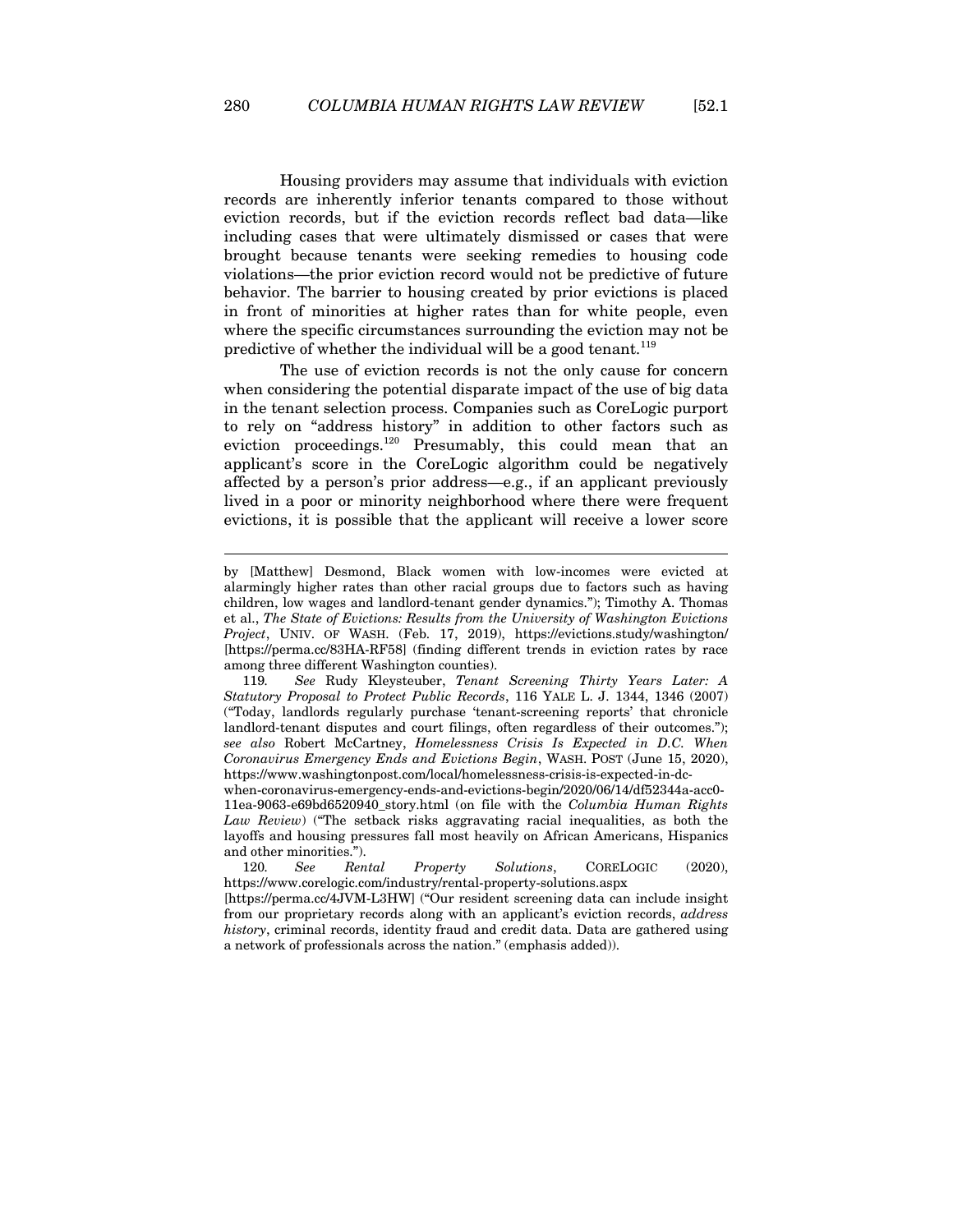Housing providers may assume that individuals with eviction records are inherently inferior tenants compared to those without eviction records, but if the eviction records reflect bad data—like including cases that were ultimately dismissed or cases that were brought because tenants were seeking remedies to housing code violations—the prior eviction record would not be predictive of future behavior. The barrier to housing created by prior evictions is placed in front of minorities at higher rates than for white people, even where the specific circumstances surrounding the eviction may not be predictive of whether the individual will be a good tenant.[119]

The use of eviction records is not the only cause for concern when considering the potential disparate impact of the use of big data in the tenant selection process. Companies such as CoreLogic purport to rely on "address history" in addition to other factors such as eviction proceedings.[120] Presumably, this could mean that an applicant's score in the CoreLogic algorithm could be negatively affected by a person's prior address—e.g., if an applicant previously lived in a poor or minority neighborhood where there were frequent evictions, it is possible that the applicant will receive a lower score

---

by [Matthew] Desmond, Black women with low-incomes were evicted at alarmingly higher rates than other racial groups due to factors such as having children, low wages and landlord-tenant gender dynamics."); Timothy A. Thomas et al., *The State of Evictions: Results from the University of Washington Evictions Project*, UNIV. OF WASH. (Feb. 17, 2019), https://evictions.study/washington/ [https://perma.cc/83HA-RF58] (finding different trends in eviction rates by race among three different Washington counties).

119. *See* Rudy Kleysteuber, *Tenant Screening Thirty Years Later: A Statutory Proposal to Protect Public Records*, 116 YALE L. J. 1344, 1346 (2007) ("Today, landlords regularly purchase 'tenant-screening reports' that chronicle landlord-tenant disputes and court filings, often regardless of their outcomes."); *see also* Robert McCartney, *Homelessness Crisis Is Expected in D.C. When Coronavirus Emergency Ends and Evictions Begin*, WASH. POST (June 15, 2020), https://www.washingtonpost.com/local/homelessness-crisis-is-expected-in-dc-when-coronavirus-emergency-ends-and-evictions-begin/2020/06/14/df52344a-acc0-11ea-9063-e69bd6520940_story.html (on file with the *Columbia Human Rights Law Review*) ("The setback risks aggravating racial inequalities, as both the layoffs and housing pressures fall most heavily on African Americans, Hispanics and other minorities.").

120. *See* *Rental Property Solutions*, CORELOGIC (2020), https://www.corelogic.com/industry/rental-property-solutions.aspx [https://perma.cc/4JVM-L3HW] ("Our resident screening data can include insight from our proprietary records along with an applicant's eviction records, *address history*, criminal records, identity fraud and credit data. Data are gathered using a network of professionals across the nation." (emphasis added)).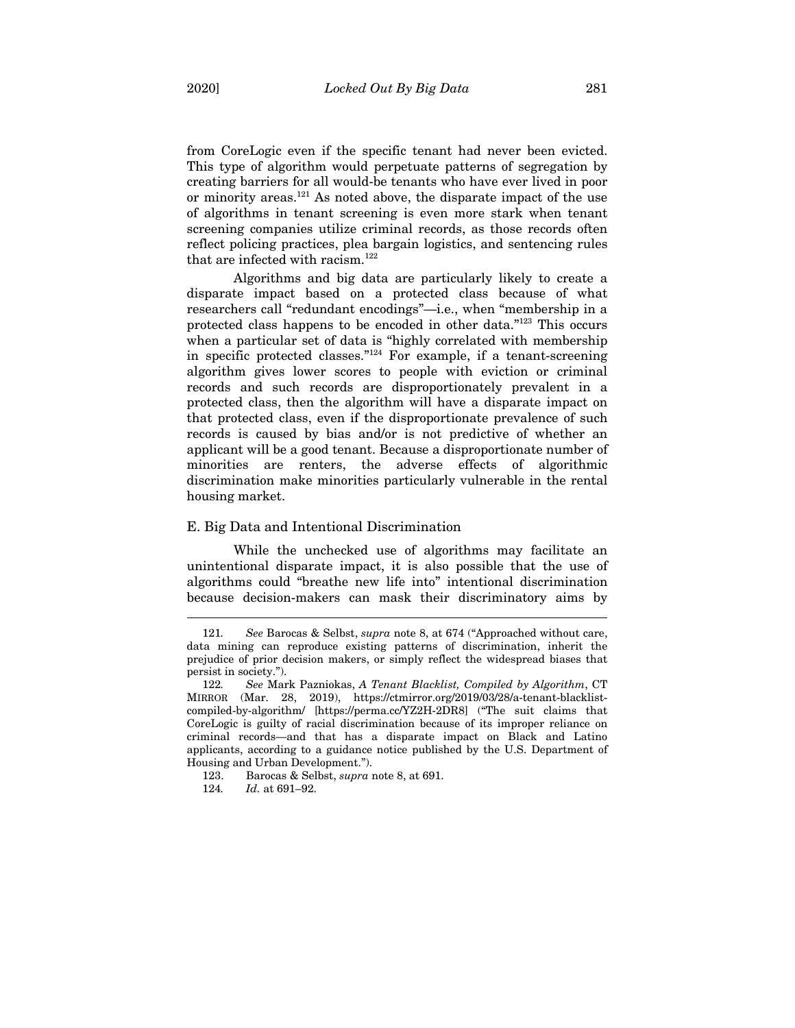from CoreLogic even if the specific tenant had never been evicted. This type of algorithm would perpetuate patterns of segregation by creating barriers for all would-be tenants who have ever lived in poor or minority areas.[121] As noted above, the disparate impact of the use of algorithms in tenant screening is even more stark when tenant screening companies utilize criminal records, as those records often reflect policing practices, plea bargain logistics, and sentencing rules that are infected with racism.[122]

Algorithms and big data are particularly likely to create a disparate impact based on a protected class because of what researchers call "redundant encodings"—i.e., when "membership in a protected class happens to be encoded in other data."[123] This occurs when a particular set of data is "highly correlated with membership in specific protected classes."[124] For example, if a tenant-screening algorithm gives lower scores to people with eviction or criminal records and such records are disproportionately prevalent in a protected class, then the algorithm will have a disparate impact on that protected class, even if the disproportionate prevalence of such records is caused by bias and/or is not predictive of whether an applicant will be a good tenant. Because a disproportionate number of minorities are renters, the adverse effects of algorithmic discrimination make minorities particularly vulnerable in the rental housing market.

### E. Big Data and Intentional Discrimination

While the unchecked use of algorithms may facilitate an unintentional disparate impact, it is also possible that the use of algorithms could "breathe new life into" intentional discrimination because decision-makers can mask their discriminatory aims by

---

121. *See* Barocas & Selbst, *supra* note 8, at 674 ("Approached without care, data mining can reproduce existing patterns of discrimination, inherit the prejudice of prior decision makers, or simply reflect the widespread biases that persist in society.").

122. *See* Mark Pazniokas, *A Tenant Blacklist, Compiled by Algorithm*, CT MIRROR (Mar. 28, 2019), https://ctmirror.org/2019/03/28/a-tenant-blacklist-compiled-by-algorithm/ [https://perma.cc/YZ2H-2DR8] ("The suit claims that CoreLogic is guilty of racial discrimination because of its improper reliance on criminal records—and that has a disparate impact on Black and Latino applicants, according to a guidance notice published by the U.S. Department of Housing and Urban Development.").

123. Barocas & Selbst, *supra* note 8, at 691.

124. *Id.* at 691–92.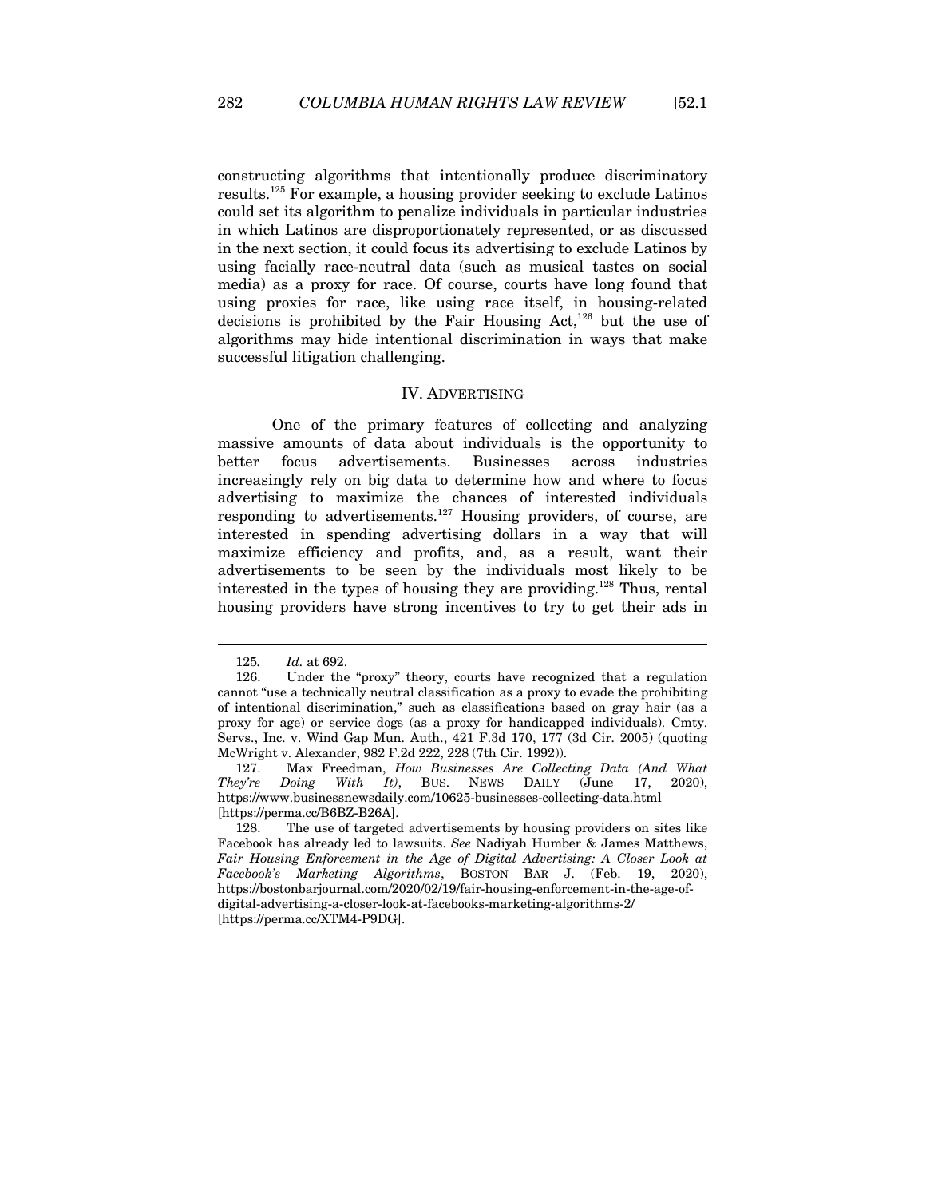constructing algorithms that intentionally produce discriminatory results.[125] For example, a housing provider seeking to exclude Latinos could set its algorithm to penalize individuals in particular industries in which Latinos are disproportionately represented, or as discussed in the next section, it could focus its advertising to exclude Latinos by using facially race-neutral data (such as musical tastes on social media) as a proxy for race. Of course, courts have long found that using proxies for race, like using race itself, in housing-related decisions is prohibited by the Fair Housing Act,[126] but the use of algorithms may hide intentional discrimination in ways that make successful litigation challenging.

## IV. ADVERTISING

One of the primary features of collecting and analyzing massive amounts of data about individuals is the opportunity to better focus advertisements. Businesses across industries increasingly rely on big data to determine how and where to focus advertising to maximize the chances of interested individuals responding to advertisements.[127] Housing providers, of course, are interested in spending advertising dollars in a way that will maximize efficiency and profits, and, as a result, want their advertisements to be seen by the individuals most likely to be interested in the types of housing they are providing.[128] Thus, rental housing providers have strong incentives to try to get their ads in

---

125. *Id.* at 692.

126. Under the "proxy" theory, courts have recognized that a regulation cannot "use a technically neutral classification as a proxy to evade the prohibiting of intentional discrimination," such as classifications based on gray hair (as a proxy for age) or service dogs (as a proxy for handicapped individuals). Cmty. Servs., Inc. v. Wind Gap Mun. Auth., 421 F.3d 170, 177 (3d Cir. 2005) (quoting McWright v. Alexander, 982 F.2d 222, 228 (7th Cir. 1992)).

127. Max Freedman, *How Businesses Are Collecting Data (And What They're Doing With It)*, BUS. NEWS DAILY (June 17, 2020), https://www.businessnewsdaily.com/10625-businesses-collecting-data.html [https://perma.cc/B6BZ-B26A].

128. The use of targeted advertisements by housing providers on sites like Facebook has already led to lawsuits. *See* Nadiyah Humber & James Matthews, *Fair Housing Enforcement in the Age of Digital Advertising: A Closer Look at Facebook's Marketing Algorithms*, BOSTON BAR J. (Feb. 19, 2020), https://bostonbarjournal.com/2020/02/19/fair-housing-enforcement-in-the-age-of-digital-advertising-a-closer-look-at-facebooks-marketing-algorithms-2/ [https://perma.cc/XTM4-P9DG].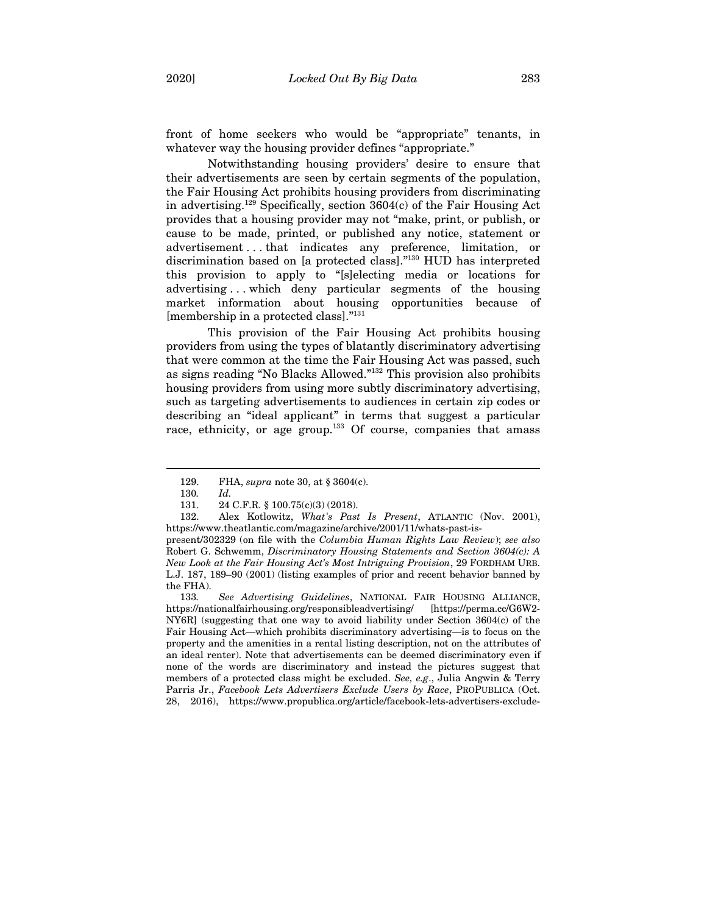front of home seekers who would be "appropriate" tenants, in whatever way the housing provider defines "appropriate."

Notwithstanding housing providers' desire to ensure that their advertisements are seen by certain segments of the population, the Fair Housing Act prohibits housing providers from discriminating in advertising.[129] Specifically, section 3604(c) of the Fair Housing Act provides that a housing provider may not "make, print, or publish, or cause to be made, printed, or published any notice, statement or advertisement . . . that indicates any preference, limitation, or discrimination based on [a protected class]."[130] HUD has interpreted this provision to apply to "[s]electing media or locations for advertising . . . which deny particular segments of the housing market information about housing opportunities because of [membership in a protected class]."[131]

This provision of the Fair Housing Act prohibits housing providers from using the types of blatantly discriminatory advertising that were common at the time the Fair Housing Act was passed, such as signs reading "No Blacks Allowed."[132] This provision also prohibits housing providers from using more subtly discriminatory advertising, such as targeting advertisements to audiences in certain zip codes or describing an "ideal applicant" in terms that suggest a particular race, ethnicity, or age group.[133] Of course, companies that amass

---

129. FHA, *supra* note 30, at § 3604(c).

130. *Id.*

131. 24 C.F.R. § 100.75(c)(3) (2018).

132. Alex Kotlowitz, *What's Past Is Present*, ATLANTIC (Nov. 2001), https://www.theatlantic.com/magazine/archive/2001/11/whats-past-is-present/302329 (on file with the *Columbia Human Rights Law Review*); *see also* Robert G. Schwemm, *Discriminatory Housing Statements and Section 3604(c): A New Look at the Fair Housing Act's Most Intriguing Provision*, 29 FORDHAM URB. L.J. 187, 189–90 (2001) (listing examples of prior and recent behavior banned by the FHA).

133. *See Advertising Guidelines*, NATIONAL FAIR HOUSING ALLIANCE, https://nationalfairhousing.org/responsibleadvertising/ [https://perma.cc/G6W2-NY6R] (suggesting that one way to avoid liability under Section 3604(c) of the Fair Housing Act—which prohibits discriminatory advertising—is to focus on the property and the amenities in a rental listing description, not on the attributes of an ideal renter). Note that advertisements can be deemed discriminatory even if none of the words are discriminatory and instead the pictures suggest that members of a protected class might be excluded. *See, e.g.*, Julia Angwin & Terry Parris Jr., *Facebook Lets Advertisers Exclude Users by Race*, PROPUBLICA (Oct. 28, 2016), https://www.propublica.org/article/facebook-lets-advertisers-exclude-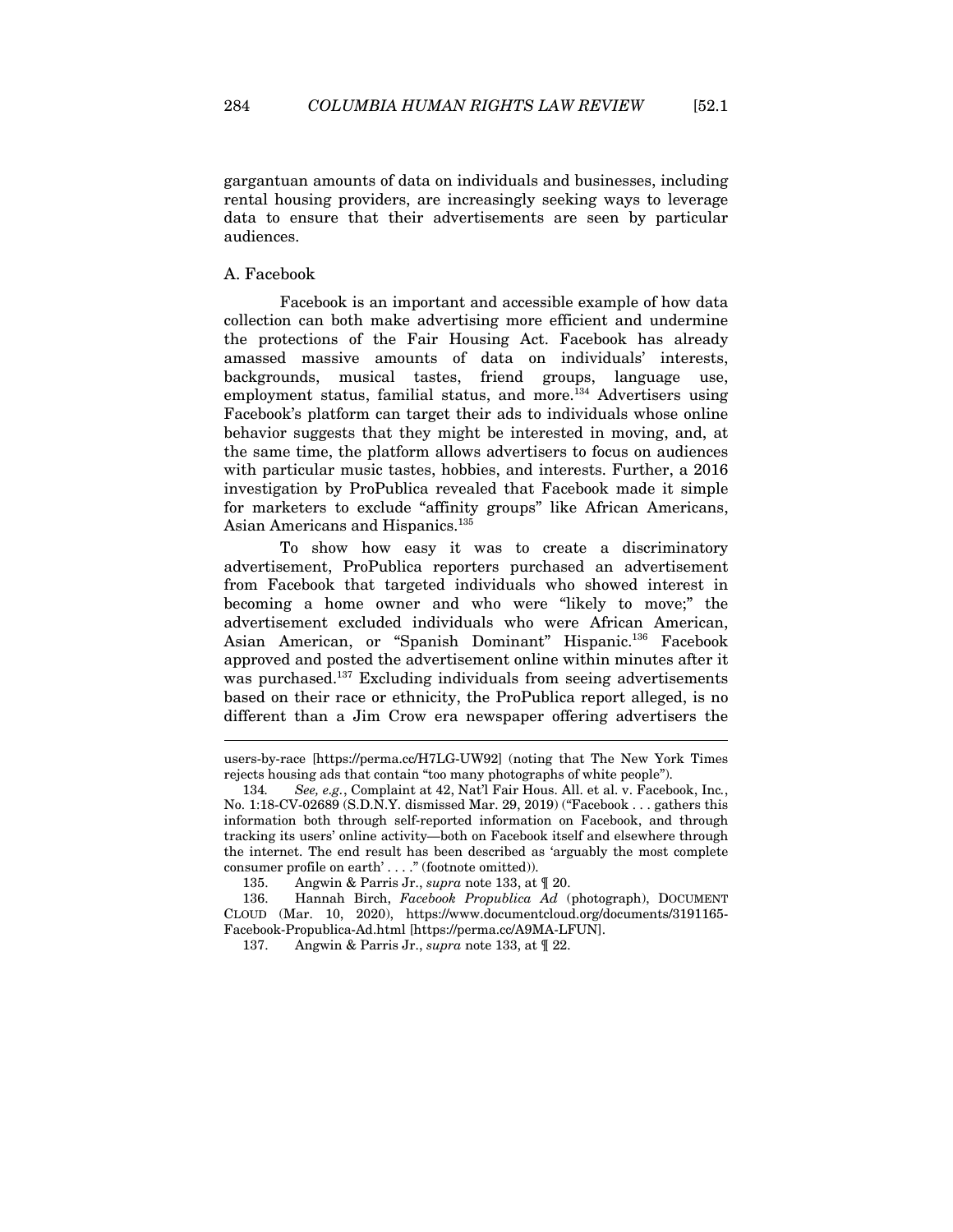gargantuan amounts of data on individuals and businesses, including rental housing providers, are increasingly seeking ways to leverage data to ensure that their advertisements are seen by particular audiences.

## A. Facebook

Facebook is an important and accessible example of how data collection can both make advertising more efficient and undermine the protections of the Fair Housing Act. Facebook has already amassed massive amounts of data on individuals' interests, backgrounds, musical tastes, friend groups, language use, employment status, familial status, and more.[134] Advertisers using Facebook's platform can target their ads to individuals whose online behavior suggests that they might be interested in moving, and, at the same time, the platform allows advertisers to focus on audiences with particular music tastes, hobbies, and interests. Further, a 2016 investigation by ProPublica revealed that Facebook made it simple for marketers to exclude "affinity groups" like African Americans, Asian Americans and Hispanics.[135]

To show how easy it was to create a discriminatory advertisement, ProPublica reporters purchased an advertisement from Facebook that targeted individuals who showed interest in becoming a home owner and who were "likely to move;" the advertisement excluded individuals who were African American, Asian American, or "Spanish Dominant" Hispanic.[136] Facebook approved and posted the advertisement online within minutes after it was purchased.[137] Excluding individuals from seeing advertisements based on their race or ethnicity, the ProPublica report alleged, is no different than a Jim Crow era newspaper offering advertisers the

---

users-by-race [https://perma.cc/H7LG-UW92] (noting that The New York Times rejects housing ads that contain "too many photographs of white people").

134. *See, e.g.*, Complaint at 42, Nat'l Fair Hous. All. et al. v. Facebook, Inc., No. 1:18-CV-02689 (S.D.N.Y. dismissed Mar. 29, 2019) ("Facebook . . . gathers this information both through self-reported information on Facebook, and through tracking its users' online activity—both on Facebook itself and elsewhere through the internet. The end result has been described as 'arguably the most complete consumer profile on earth' . . . ." (footnote omitted)).

135. Angwin & Parris Jr., *supra* note 133, at ¶ 20.

136. Hannah Birch, *Facebook Propublica Ad* (photograph), DOCUMENT CLOUD (Mar. 10, 2020), https://www.documentcloud.org/documents/3191165-Facebook-Propublica-Ad.html [https://perma.cc/A9MA-LFUN].

137. Angwin & Parris Jr., *supra* note 133, at ¶ 22.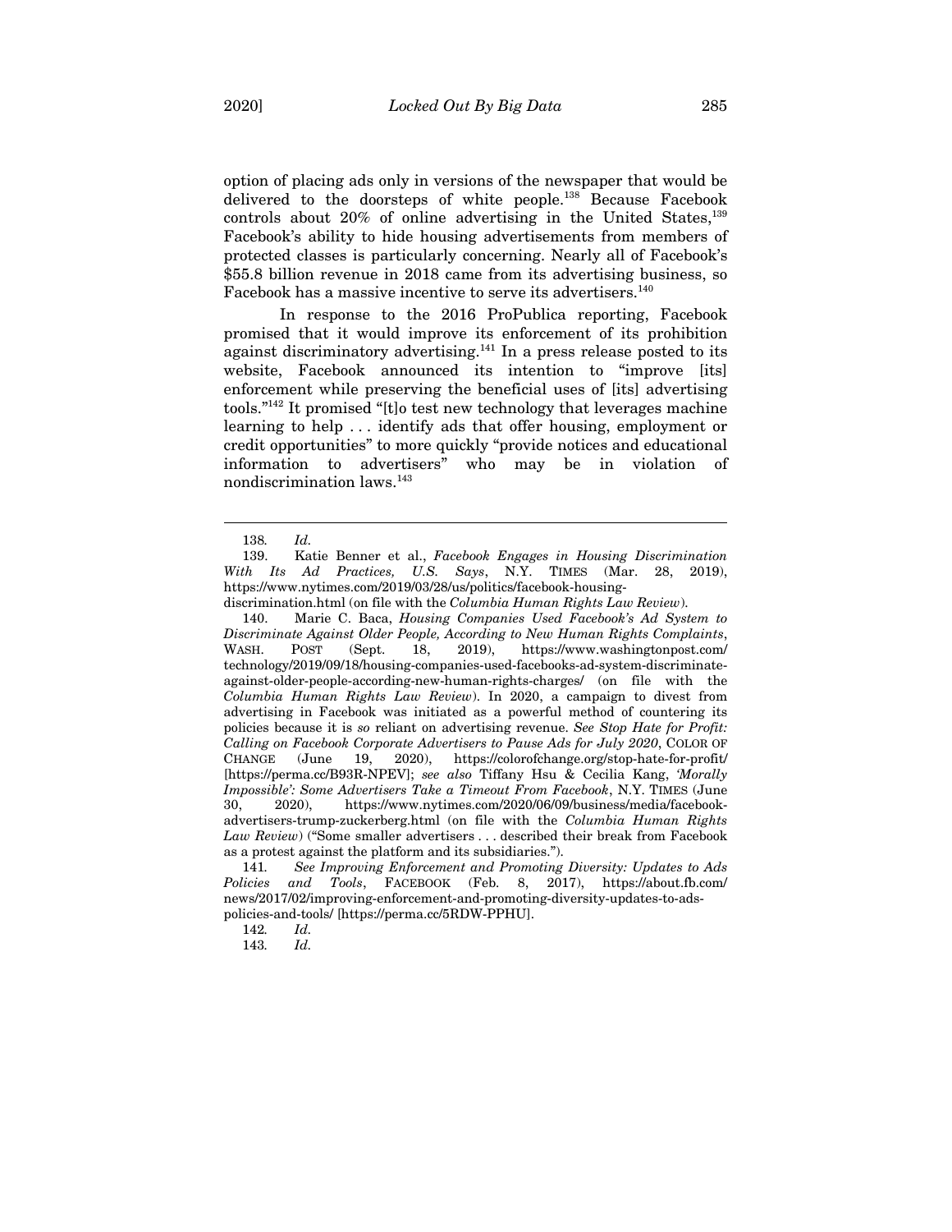option of placing ads only in versions of the newspaper that would be delivered to the doorsteps of white people.[138] Because Facebook controls about 20% of online advertising in the United States,[139] Facebook's ability to hide housing advertisements from members of protected classes is particularly concerning. Nearly all of Facebook's $55.8 billion revenue in 2018 came from its advertising business, so Facebook has a massive incentive to serve its advertisers.[140]

In response to the 2016 ProPublica reporting, Facebook promised that it would improve its enforcement of its prohibition against discriminatory advertising.[141] In a press release posted to its website, Facebook announced its intention to "improve [its] enforcement while preserving the beneficial uses of [its] advertising tools."[142] It promised "[t]o test new technology that leverages machine learning to help . . . identify ads that offer housing, employment or credit opportunities" to more quickly "provide notices and educational information to advertisers" who may be in violation of nondiscrimination laws.[143]

---

138. *Id.*

139. Katie Benner et al., *Facebook Engages in Housing Discrimination With Its Ad Practices, U.S. Says*, N.Y. TIMES (Mar. 28, 2019), https://www.nytimes.com/2019/03/28/us/politics/facebook-housing-discrimination.html (on file with the *Columbia Human Rights Law Review*).

140. Marie C. Baca, *Housing Companies Used Facebook's Ad System to Discriminate Against Older People, According to New Human Rights Complaints*, WASH. POST (Sept. 18, 2019), https://www.washingtonpost.com/technology/2019/09/18/housing-companies-used-facebooks-ad-system-discriminate-against-older-people-according-new-human-rights-charges/ (on file with the *Columbia Human Rights Law Review*). In 2020, a campaign to divest from advertising in Facebook was initiated as a powerful method of countering its policies because it is *so* reliant on advertising revenue. *See Stop Hate for Profit: Calling on Facebook Corporate Advertisers to Pause Ads for July 2020*, COLOR OF CHANGE (June 19, 2020), https://colorofchange.org/stop-hate-for-profit/ [https://perma.cc/B93R-NPEV]; *see also* Tiffany Hsu & Cecilia Kang, *'Morally Impossible': Some Advertisers Take a Timeout From Facebook*, N.Y. TIMES (June 30, 2020), https://www.nytimes.com/2020/06/09/business/media/facebook-advertisers-trump-zuckerberg.html (on file with the *Columbia Human Rights Law Review*) ("Some smaller advertisers . . . described their break from Facebook as a protest against the platform and its subsidiaries.").

141. *See Improving Enforcement and Promoting Diversity: Updates to Ads Policies and Tools*, FACEBOOK (Feb. 8, 2017), https://about.fb.com/news/2017/02/improving-enforcement-and-promoting-diversity-updates-to-ads-policies-and-tools/ [https://perma.cc/5RDW-PPHU].

142. *Id.*

143. *Id.*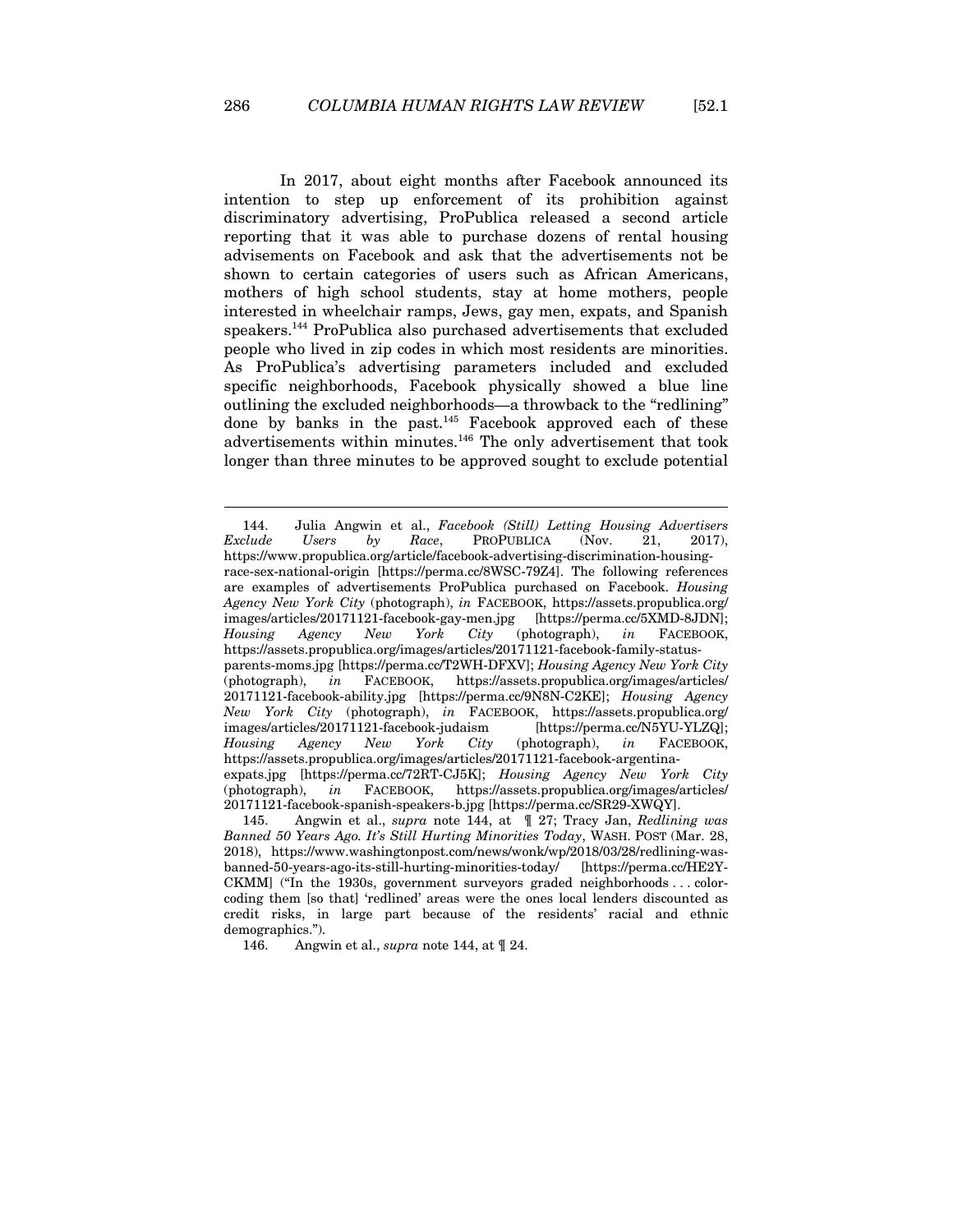In 2017, about eight months after Facebook announced its intention to step up enforcement of its prohibition against discriminatory advertising, ProPublica released a second article reporting that it was able to purchase dozens of rental housing advisements on Facebook and ask that the advertisements not be shown to certain categories of users such as African Americans, mothers of high school students, stay at home mothers, people interested in wheelchair ramps, Jews, gay men, expats, and Spanish speakers.[144] ProPublica also purchased advertisements that excluded people who lived in zip codes in which most residents are minorities. As ProPublica's advertising parameters included and excluded specific neighborhoods, Facebook physically showed a blue line outlining the excluded neighborhoods—a throwback to the "redlining" done by banks in the past.[145] Facebook approved each of these advertisements within minutes.[146] The only advertisement that took longer than three minutes to be approved sought to exclude potential

---

144. Julia Angwin et al., *Facebook (Still) Letting Housing Advertisers Exclude Users by Race*, PROPUBLICA (Nov. 21, 2017), https://www.propublica.org/article/facebook-advertising-discrimination-housing-race-sex-national-origin [https://perma.cc/8WSC-79Z4]. The following references are examples of advertisements ProPublica purchased on Facebook. *Housing Agency New York City* (photograph), *in* FACEBOOK, https://assets.propublica.org/images/articles/20171121-facebook-gay-men.jpg [https://perma.cc/5XMD-8JDN]; *Housing Agency New York City* (photograph), *in* FACEBOOK, https://assets.propublica.org/images/articles/20171121-facebook-family-status-parents-moms.jpg [https://perma.cc/T2WH-DFXV]; *Housing Agency New York City* (photograph), *in* FACEBOOK, https://assets.propublica.org/images/articles/20171121-facebook-ability.jpg [https://perma.cc/9N8N-C2KE]; *Housing Agency New York City* (photograph), *in* FACEBOOK, https://assets.propublica.org/images/articles/20171121-facebook-judaism [https://perma.cc/N5YU-YLZQ]; *Housing Agency New York City* (photograph), *in* FACEBOOK, https://assets.propublica.org/images/articles/20171121-facebook-argentina-expats.jpg [https://perma.cc/72RT-CJ5K]; *Housing Agency New York City* (photograph), *in* FACEBOOK, https://assets.propublica.org/images/articles/20171121-facebook-spanish-speakers-b.jpg [https://perma.cc/SR29-XWQY].

145. Angwin et al., *supra* note 144, at ¶ 27; Tracy Jan, *Redlining was Banned 50 Years Ago. It's Still Hurting Minorities Today*, WASH. POST (Mar. 28, 2018), https://www.washingtonpost.com/news/wonk/wp/2018/03/28/redlining-was-banned-50-years-ago-its-still-hurting-minorities-today/ [https://perma.cc/HE2Y-CKMM] ("In the 1930s, government surveyors graded neighborhoods . . . color-coding them [so that] 'redlined' areas were the ones local lenders discounted as credit risks, in large part because of the residents' racial and ethnic demographics.").

146. Angwin et al., *supra* note 144, at ¶ 24.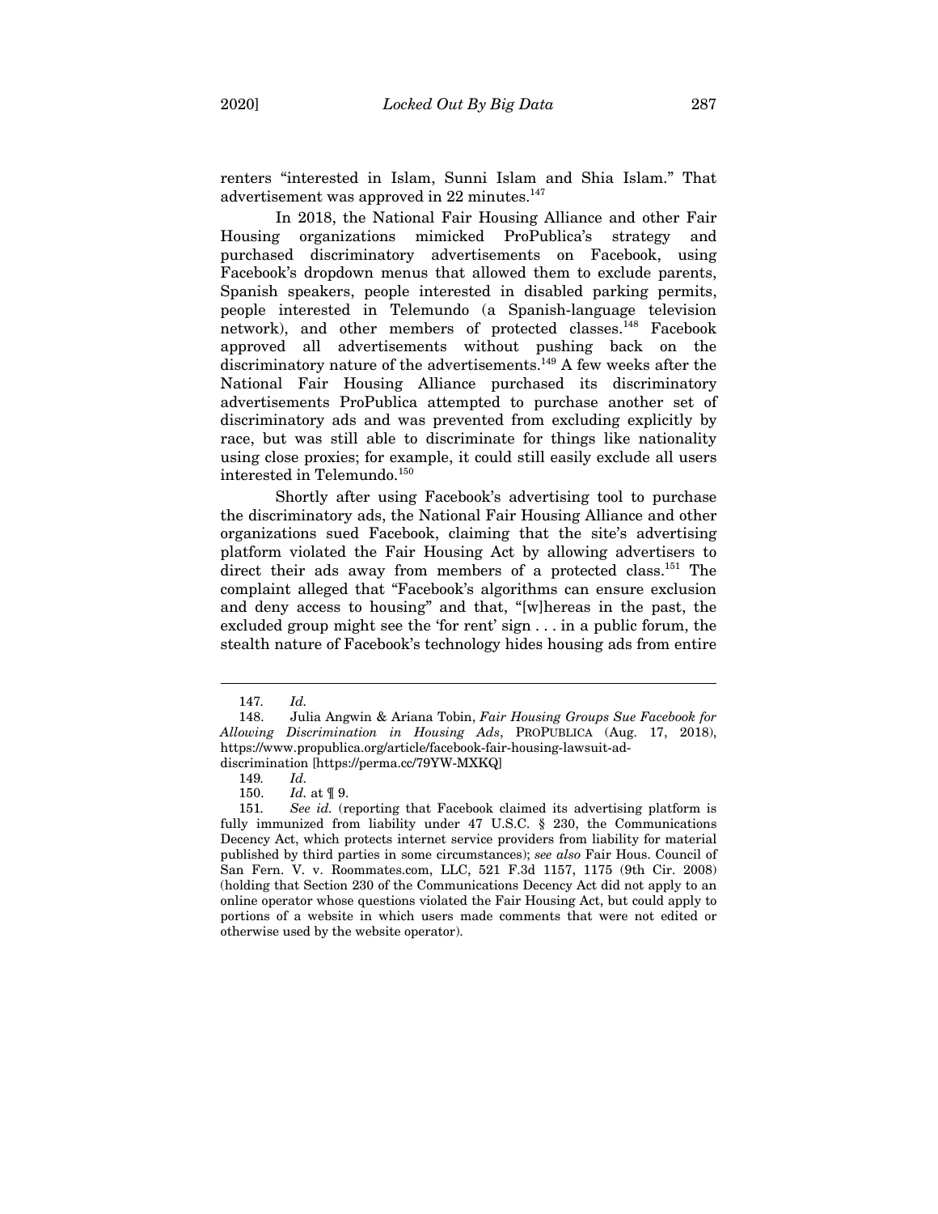renters "interested in Islam, Sunni Islam and Shia Islam." That advertisement was approved in 22 minutes.[147]

In 2018, the National Fair Housing Alliance and other Fair Housing organizations mimicked ProPublica's strategy and purchased discriminatory advertisements on Facebook, using Facebook's dropdown menus that allowed them to exclude parents, Spanish speakers, people interested in disabled parking permits, people interested in Telemundo (a Spanish-language television network), and other members of protected classes.[148] Facebook approved all advertisements without pushing back on the discriminatory nature of the advertisements.[149] A few weeks after the National Fair Housing Alliance purchased its discriminatory advertisements ProPublica attempted to purchase another set of discriminatory ads and was prevented from excluding explicitly by race, but was still able to discriminate for things like nationality using close proxies; for example, it could still easily exclude all users interested in Telemundo.[150]

Shortly after using Facebook's advertising tool to purchase the discriminatory ads, the National Fair Housing Alliance and other organizations sued Facebook, claiming that the site's advertising platform violated the Fair Housing Act by allowing advertisers to direct their ads away from members of a protected class.[151] The complaint alleged that "Facebook's algorithms can ensure exclusion and deny access to housing" and that, "[w]hereas in the past, the excluded group might see the 'for rent' sign . . . in a public forum, the stealth nature of Facebook's technology hides housing ads from entire

---

147. *Id.*

148. Julia Angwin & Ariana Tobin, *Fair Housing Groups Sue Facebook for Allowing Discrimination in Housing Ads*, PROPUBLICA (Aug. 17, 2018), https://www.propublica.org/article/facebook-fair-housing-lawsuit-ad-discrimination [https://perma.cc/79YW-MXKQ]

149. *Id.*

150. *Id.* at ¶ 9.

151. *See id.* (reporting that Facebook claimed its advertising platform is fully immunized from liability under 47 U.S.C. § 230, the Communications Decency Act, which protects internet service providers from liability for material published by third parties in some circumstances); *see also* Fair Hous. Council of San Fern. V. v. Roommates.com, LLC, 521 F.3d 1157, 1175 (9th Cir. 2008) (holding that Section 230 of the Communications Decency Act did not apply to an online operator whose questions violated the Fair Housing Act, but could apply to portions of a website in which users made comments that were not edited or otherwise used by the website operator).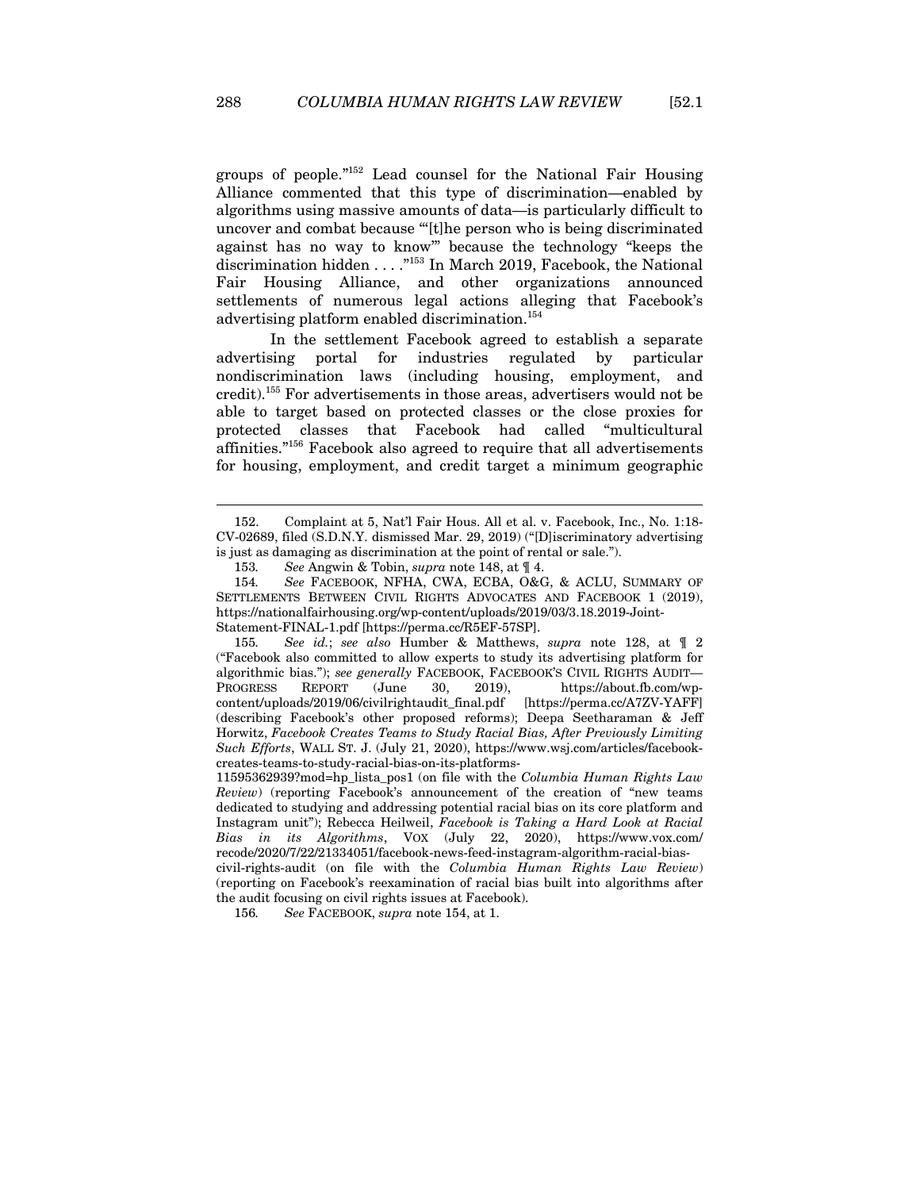groups of people."[152] Lead counsel for the National Fair Housing Alliance commented that this type of discrimination—enabled by algorithms using massive amounts of data—is particularly difficult to uncover and combat because "'[t]he person who is being discriminated against has no way to know'" because the technology "keeps the discrimination hidden . . . ."[153] In March 2019, Facebook, the National Fair Housing Alliance, and other organizations announced settlements of numerous legal actions alleging that Facebook's advertising platform enabled discrimination.[154]

In the settlement Facebook agreed to establish a separate advertising portal for industries regulated by particular nondiscrimination laws (including housing, employment, and credit).[155] For advertisements in those areas, advertisers would not be able to target based on protected classes or the close proxies for protected classes that Facebook had called "multicultural affinities."[156] Facebook also agreed to require that all advertisements for housing, employment, and credit target a minimum geographic

---

152. Complaint at 5, Nat'l Fair Hous. All et al. v. Facebook, Inc., No. 1:18-CV-02689, filed (S.D.N.Y. dismissed Mar. 29, 2019) ("[D]iscriminatory advertising is just as damaging as discrimination at the point of rental or sale.").

153. *See* Angwin & Tobin, *supra* note 148, at ¶ 4.

154. *See* FACEBOOK, NFHA, CWA, ECBA, O&G, & ACLU, SUMMARY OF SETTLEMENTS BETWEEN CIVIL RIGHTS ADVOCATES AND FACEBOOK 1 (2019), https://nationalfairhousing.org/wp-content/uploads/2019/03/3.18.2019-Joint-Statement-FINAL-1.pdf [https://perma.cc/R5EF-57SP].

155. *See id.*; *see also* Humber & Matthews, *supra* note 128, at ¶ 2 ("Facebook also committed to allow experts to study its advertising platform for algorithmic bias."); *see generally* FACEBOOK, FACEBOOK'S CIVIL RIGHTS AUDIT—PROGRESS REPORT (June 30, 2019), https://about.fb.com/wp-content/uploads/2019/06/civilrightaudit_final.pdf [https://perma.cc/A7ZV-YAFF] (describing Facebook's other proposed reforms); Deepa Seetharaman & Jeff Horwitz, *Facebook Creates Teams to Study Racial Bias, After Previously Limiting Such Efforts*, WALL ST. J. (July 21, 2020), https://www.wsj.com/articles/facebook-creates-teams-to-study-racial-bias-on-its-platforms-11595362939?mod=hp_lista_pos1 (on file with the *Columbia Human Rights Law Review*) (reporting Facebook's announcement of the creation of "new teams dedicated to studying and addressing potential racial bias on its core platform and Instagram unit"); Rebecca Heilweil, *Facebook is Taking a Hard Look at Racial Bias in its Algorithms*, VOX (July 22, 2020), https://www.vox.com/recode/2020/7/22/21334051/facebook-news-feed-instagram-algorithm-racial-bias-civil-rights-audit (on file with the *Columbia Human Rights Law Review*) (reporting on Facebook's reexamination of racial bias built into algorithms after the audit focusing on civil rights issues at Facebook).

156. *See* FACEBOOK, *supra* note 154, at 1.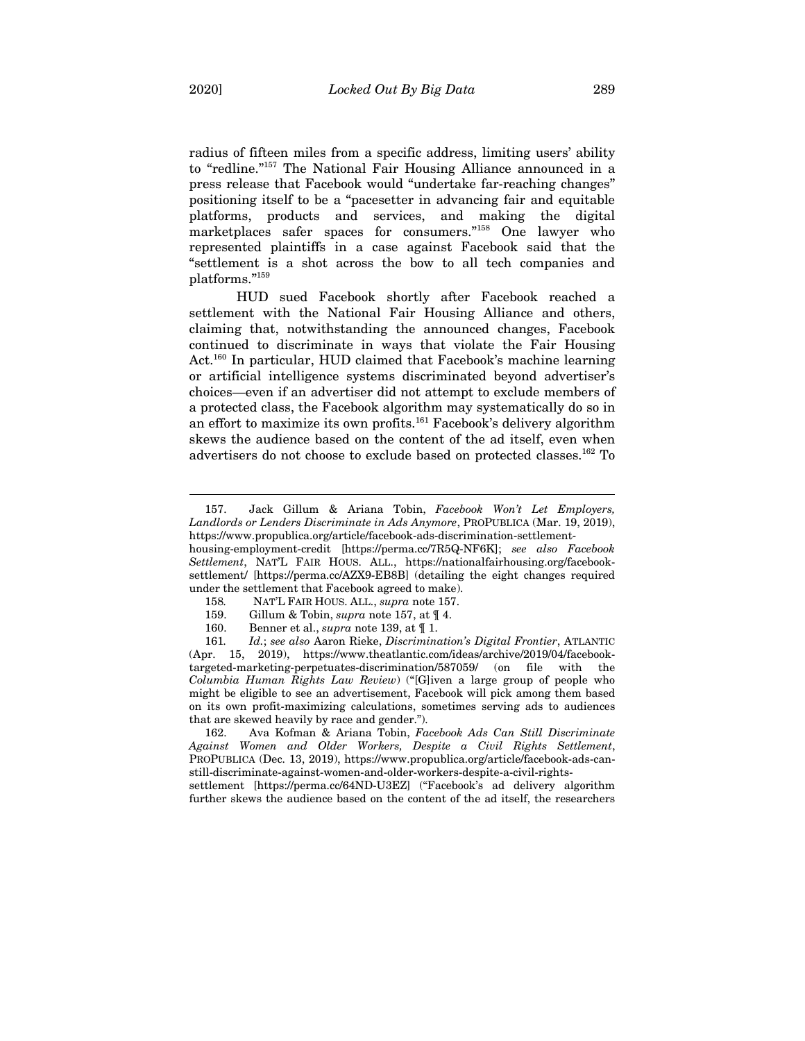radius of fifteen miles from a specific address, limiting users' ability to "redline."[157] The National Fair Housing Alliance announced in a press release that Facebook would "undertake far-reaching changes" positioning itself to be a "pacesetter in advancing fair and equitable platforms, products and services, and making the digital marketplaces safer spaces for consumers."[158] One lawyer who represented plaintiffs in a case against Facebook said that the "settlement is a shot across the bow to all tech companies and platforms."[159]

HUD sued Facebook shortly after Facebook reached a settlement with the National Fair Housing Alliance and others, claiming that, notwithstanding the announced changes, Facebook continued to discriminate in ways that violate the Fair Housing Act.[160] In particular, HUD claimed that Facebook's machine learning or artificial intelligence systems discriminated beyond advertiser's choices—even if an advertiser did not attempt to exclude members of a protected class, the Facebook algorithm may systematically do so in an effort to maximize its own profits.[161] Facebook's delivery algorithm skews the audience based on the content of the ad itself, even when advertisers do not choose to exclude based on protected classes.[162] To

---

157. Jack Gillum & Ariana Tobin, *Facebook Won't Let Employers, Landlords or Lenders Discriminate in Ads Anymore*, PROPUBLICA (Mar. 19, 2019), https://www.propublica.org/article/facebook-ads-discrimination-settlement-housing-employment-credit [https://perma.cc/7R5Q-NF6K]; *see also Facebook Settlement*, NAT'L FAIR HOUS. ALL., https://nationalfairhousing.org/facebook-settlement/ [https://perma.cc/AZX9-EB8B] (detailing the eight changes required under the settlement that Facebook agreed to make).

158. NAT'L FAIR HOUS. ALL., *supra* note 157.

159. Gillum & Tobin, *supra* note 157, at ¶ 4.

160. Benner et al., *supra* note 139, at ¶ 1.

161. *Id.*; *see also* Aaron Rieke, *Discrimination's Digital Frontier*, ATLANTIC (Apr. 15, 2019), https://www.theatlantic.com/ideas/archive/2019/04/facebook-targeted-marketing-perpetuates-discrimination/587059/ (on file with the *Columbia Human Rights Law Review*) ("[G]iven a large group of people who might be eligible to see an advertisement, Facebook will pick among them based on its own profit-maximizing calculations, sometimes serving ads to audiences that are skewed heavily by race and gender.").

162. Ava Kofman & Ariana Tobin, *Facebook Ads Can Still Discriminate Against Women and Older Workers, Despite a Civil Rights Settlement*, PROPUBLICA (Dec. 13, 2019), https://www.propublica.org/article/facebook-ads-can-still-discriminate-against-women-and-older-workers-despite-a-civil-rights-settlement [https://perma.cc/64ND-U3EZ] ("Facebook's ad delivery algorithm further skews the audience based on the content of the ad itself, the researchers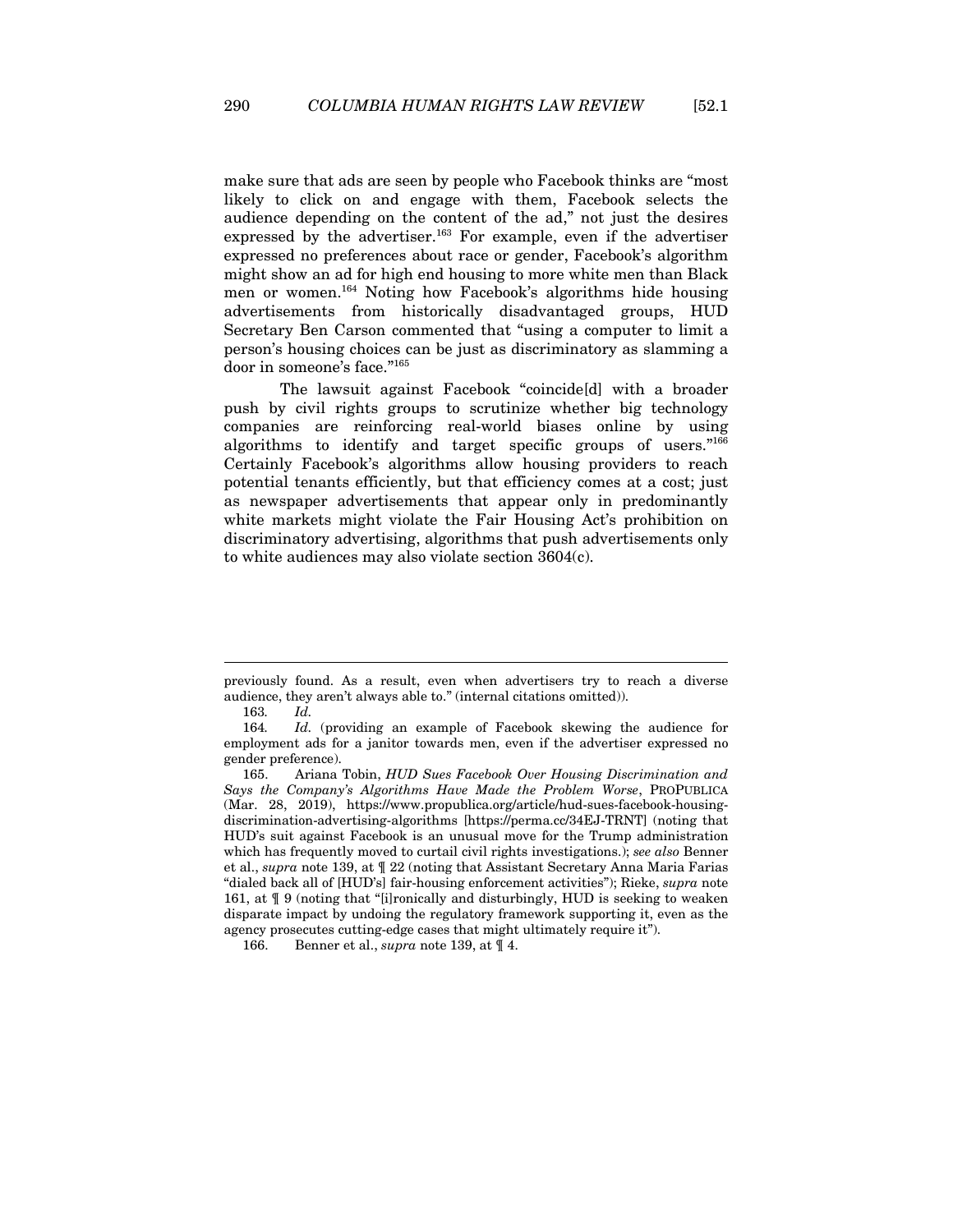make sure that ads are seen by people who Facebook thinks are "most likely to click on and engage with them, Facebook selects the audience depending on the content of the ad," not just the desires expressed by the advertiser.[163] For example, even if the advertiser expressed no preferences about race or gender, Facebook's algorithm might show an ad for high end housing to more white men than Black men or women.[164] Noting how Facebook's algorithms hide housing advertisements from historically disadvantaged groups, HUD Secretary Ben Carson commented that "using a computer to limit a person's housing choices can be just as discriminatory as slamming a door in someone's face."[165]

The lawsuit against Facebook "coincide[d] with a broader push by civil rights groups to scrutinize whether big technology companies are reinforcing real-world biases online by using algorithms to identify and target specific groups of users."[166] Certainly Facebook's algorithms allow housing providers to reach potential tenants efficiently, but that efficiency comes at a cost; just as newspaper advertisements that appear only in predominantly white markets might violate the Fair Housing Act's prohibition on discriminatory advertising, algorithms that push advertisements only to white audiences may also violate section 3604(c).

---

previously found. As a result, even when advertisers try to reach a diverse audience, they aren't always able to." (internal citations omitted)).

163. *Id.*

164. *Id.* (providing an example of Facebook skewing the audience for employment ads for a janitor towards men, even if the advertiser expressed no gender preference).

165. Ariana Tobin, *HUD Sues Facebook Over Housing Discrimination and Says the Company's Algorithms Have Made the Problem Worse*, PROPUBLICA (Mar. 28, 2019), https://www.propublica.org/article/hud-sues-facebook-housing-discrimination-advertising-algorithms [https://perma.cc/34EJ-TRNT] (noting that HUD's suit against Facebook is an unusual move for the Trump administration which has frequently moved to curtail civil rights investigations.); *see also* Benner et al., *supra* note 139, at ¶ 22 (noting that Assistant Secretary Anna Maria Farias "dialed back all of [HUD's] fair-housing enforcement activities"); Rieke, *supra* note 161, at ¶ 9 (noting that "[i]ronically and disturbingly, HUD is seeking to weaken disparate impact by undoing the regulatory framework supporting it, even as the agency prosecutes cutting-edge cases that might ultimately require it").

166. Benner et al., *supra* note 139, at ¶ 4.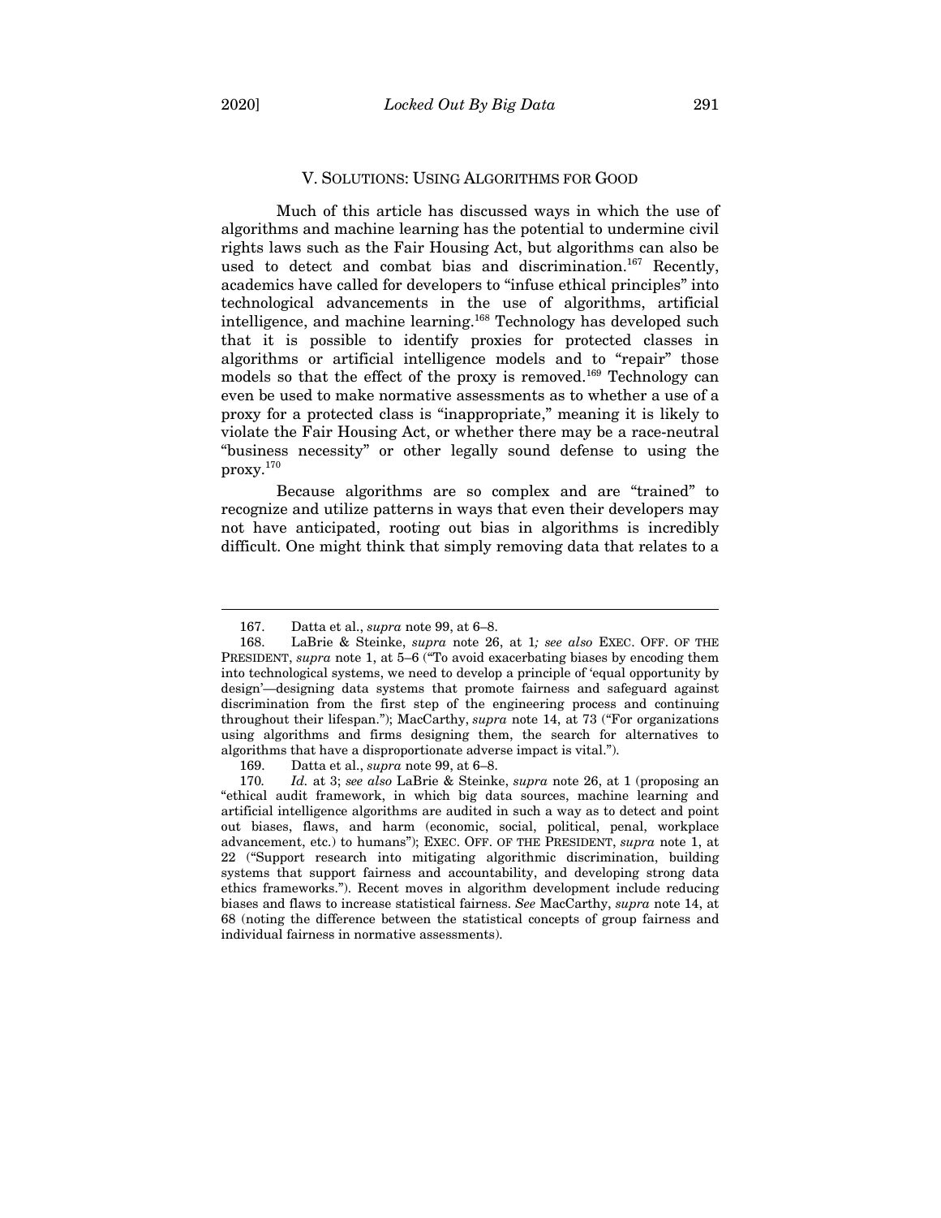## V. SOLUTIONS: USING ALGORITHMS FOR GOOD

Much of this article has discussed ways in which the use of algorithms and machine learning has the potential to undermine civil rights laws such as the Fair Housing Act, but algorithms can also be used to detect and combat bias and discrimination.[167] Recently, academics have called for developers to "infuse ethical principles" into technological advancements in the use of algorithms, artificial intelligence, and machine learning.[168] Technology has developed such that it is possible to identify proxies for protected classes in algorithms or artificial intelligence models and to "repair" those models so that the effect of the proxy is removed.[169] Technology can even be used to make normative assessments as to whether a use of a proxy for a protected class is "inappropriate," meaning it is likely to violate the Fair Housing Act, or whether there may be a race-neutral "business necessity" or other legally sound defense to using the proxy.[170]

Because algorithms are so complex and are "trained" to recognize and utilize patterns in ways that even their developers may not have anticipated, rooting out bias in algorithms is incredibly difficult. One might think that simply removing data that relates to a

---

167. Datta et al., *supra* note 99, at 6–8.

168. LaBrie & Steinke, *supra* note 26, at 1*; see also* EXEC. OFF. OF THE PRESIDENT, *supra* note 1, at 5–6 ("To avoid exacerbating biases by encoding them into technological systems, we need to develop a principle of 'equal opportunity by design'—designing data systems that promote fairness and safeguard against discrimination from the first step of the engineering process and continuing throughout their lifespan."); MacCarthy, *supra* note 14, at 73 ("For organizations using algorithms and firms designing them, the search for alternatives to algorithms that have a disproportionate adverse impact is vital.").

169. Datta et al., *supra* note 99, at 6–8.

170. *Id.* at 3; *see also* LaBrie & Steinke, *supra* note 26, at 1 (proposing an "ethical audit framework, in which big data sources, machine learning and artificial intelligence algorithms are audited in such a way as to detect and point out biases, flaws, and harm (economic, social, political, penal, workplace advancement, etc.) to humans"); EXEC. OFF. OF THE PRESIDENT, *supra* note 1, at 22 ("Support research into mitigating algorithmic discrimination, building systems that support fairness and accountability, and developing strong data ethics frameworks."). Recent moves in algorithm development include reducing biases and flaws to increase statistical fairness. *See* MacCarthy, *supra* note 14, at 68 (noting the difference between the statistical concepts of group fairness and individual fairness in normative assessments).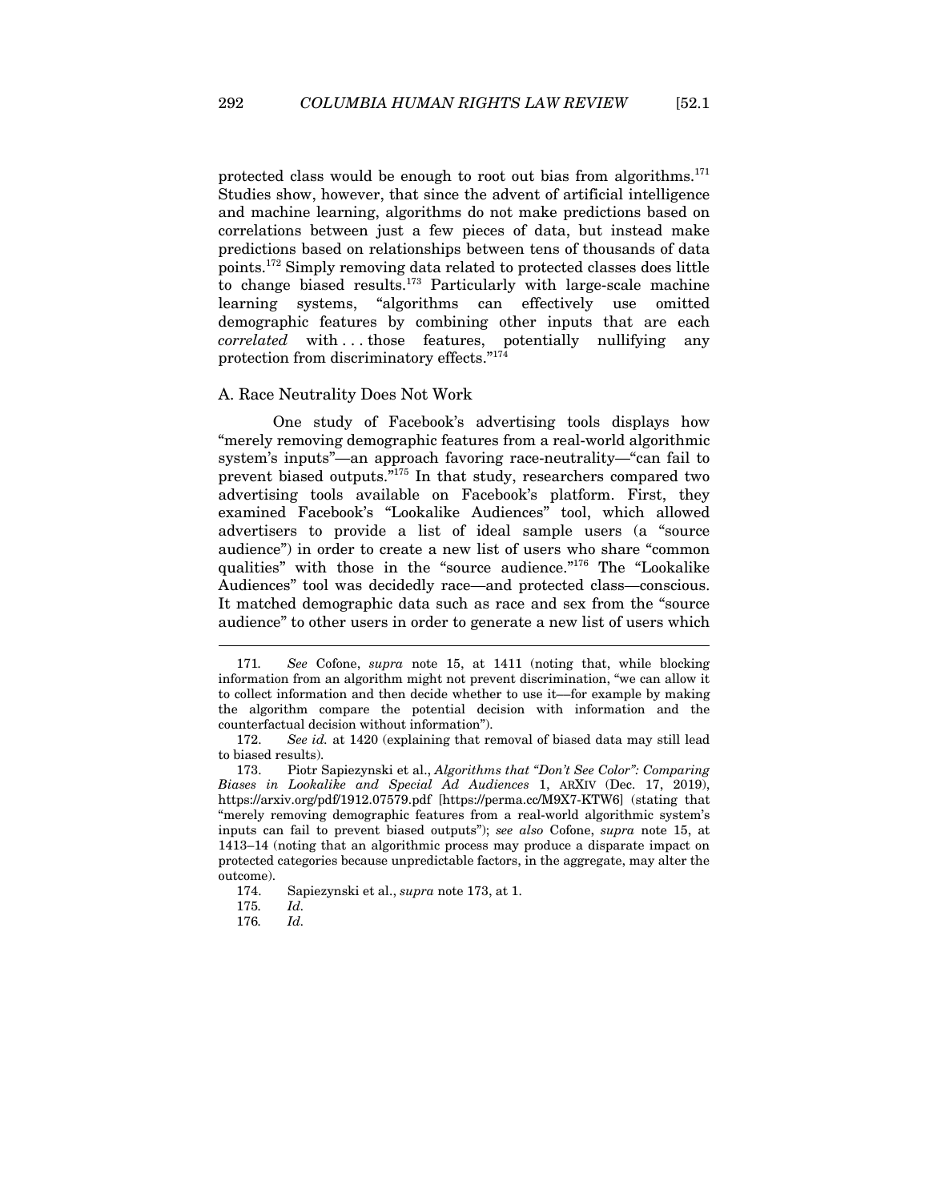protected class would be enough to root out bias from algorithms.[171] Studies show, however, that since the advent of artificial intelligence and machine learning, algorithms do not make predictions based on correlations between just a few pieces of data, but instead make predictions based on relationships between tens of thousands of data points.[172] Simply removing data related to protected classes does little to change biased results.[173] Particularly with large-scale machine learning systems, "algorithms can effectively use omitted demographic features by combining other inputs that are each *correlated* with . . . those features, potentially nullifying any protection from discriminatory effects."[174]

### A. Race Neutrality Does Not Work

One study of Facebook's advertising tools displays how "merely removing demographic features from a real-world algorithmic system's inputs"—an approach favoring race-neutrality—"can fail to prevent biased outputs."[175] In that study, researchers compared two advertising tools available on Facebook's platform. First, they examined Facebook's "Lookalike Audiences" tool, which allowed advertisers to provide a list of ideal sample users (a "source audience") in order to create a new list of users who share "common qualities" with those in the "source audience."[176] The "Lookalike Audiences" tool was decidedly race—and protected class—conscious. It matched demographic data such as race and sex from the "source audience" to other users in order to generate a new list of users which

---

171. *See* Cofone, *supra* note 15, at 1411 (noting that, while blocking information from an algorithm might not prevent discrimination, "we can allow it to collect information and then decide whether to use it—for example by making the algorithm compare the potential decision with information and the counterfactual decision without information").

172. *See id.* at 1420 (explaining that removal of biased data may still lead to biased results).

173. Piotr Sapiezynski et al., *Algorithms that "Don't See Color": Comparing Biases in Lookalike and Special Ad Audiences* 1, ARXIV (Dec. 17, 2019), https://arxiv.org/pdf/1912.07579.pdf [https://perma.cc/M9X7-KTW6] (stating that "merely removing demographic features from a real-world algorithmic system's inputs can fail to prevent biased outputs"); *see also* Cofone, *supra* note 15, at 1413–14 (noting that an algorithmic process may produce a disparate impact on protected categories because unpredictable factors, in the aggregate, may alter the outcome).

174. Sapiezynski et al., *supra* note 173, at 1.

175. *Id.*

176. *Id.*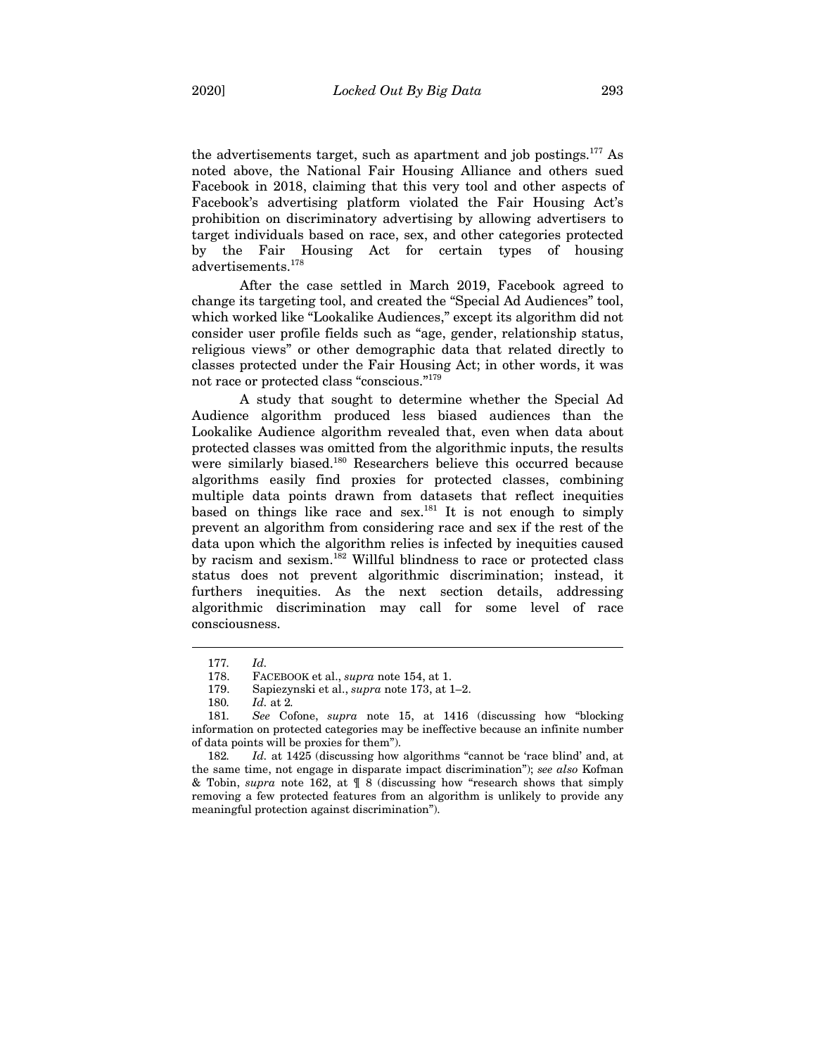the advertisements target, such as apartment and job postings.[177] As noted above, the National Fair Housing Alliance and others sued Facebook in 2018, claiming that this very tool and other aspects of Facebook's advertising platform violated the Fair Housing Act's prohibition on discriminatory advertising by allowing advertisers to target individuals based on race, sex, and other categories protected by the Fair Housing Act for certain types of housing advertisements.[178]

After the case settled in March 2019, Facebook agreed to change its targeting tool, and created the "Special Ad Audiences" tool, which worked like "Lookalike Audiences," except its algorithm did not consider user profile fields such as "age, gender, relationship status, religious views" or other demographic data that related directly to classes protected under the Fair Housing Act; in other words, it was not race or protected class "conscious."[179]

A study that sought to determine whether the Special Ad Audience algorithm produced less biased audiences than the Lookalike Audience algorithm revealed that, even when data about protected classes was omitted from the algorithmic inputs, the results were similarly biased.[180] Researchers believe this occurred because algorithms easily find proxies for protected classes, combining multiple data points drawn from datasets that reflect inequities based on things like race and sex.[181] It is not enough to simply prevent an algorithm from considering race and sex if the rest of the data upon which the algorithm relies is infected by inequities caused by racism and sexism.[182] Willful blindness to race or protected class status does not prevent algorithmic discrimination; instead, it furthers inequities. As the next section details, addressing algorithmic discrimination may call for some level of race consciousness.

---

177. *Id.*

178. FACEBOOK et al., *supra* note 154, at 1.

179. Sapiezynski et al., *supra* note 173, at 1–2.

180. *Id.* at 2.

181. *See* Cofone, *supra* note 15, at 1416 (discussing how "blocking information on protected categories may be ineffective because an infinite number of data points will be proxies for them").

182. *Id.* at 1425 (discussing how algorithms "cannot be 'race blind' and, at the same time, not engage in disparate impact discrimination"); *see also* Kofman & Tobin, *supra* note 162, at ¶ 8 (discussing how "research shows that simply removing a few protected features from an algorithm is unlikely to provide any meaningful protection against discrimination").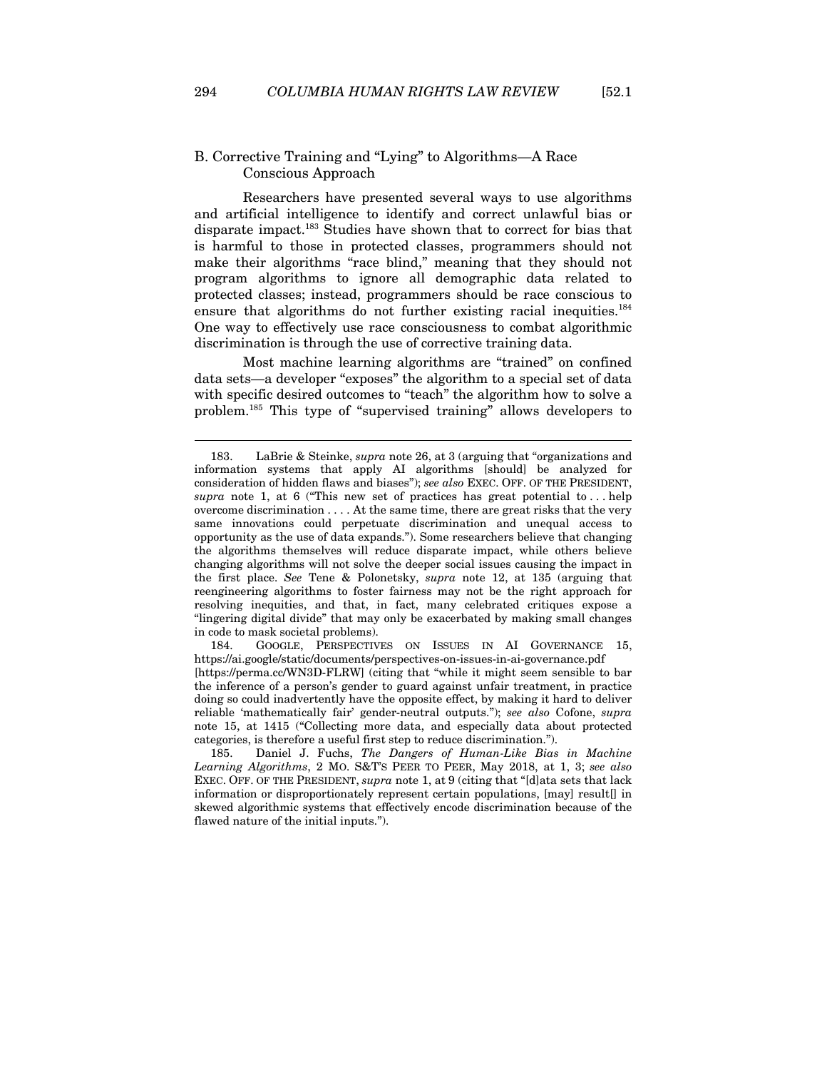### B. Corrective Training and "Lying" to Algorithms—A Race Conscious Approach

Researchers have presented several ways to use algorithms and artificial intelligence to identify and correct unlawful bias or disparate impact.[183] Studies have shown that to correct for bias that is harmful to those in protected classes, programmers should not make their algorithms "race blind," meaning that they should not program algorithms to ignore all demographic data related to protected classes; instead, programmers should be race conscious to ensure that algorithms do not further existing racial inequities.[184] One way to effectively use race consciousness to combat algorithmic discrimination is through the use of corrective training data.

Most machine learning algorithms are "trained" on confined data sets—a developer "exposes" the algorithm to a special set of data with specific desired outcomes to "teach" the algorithm how to solve a problem.[185] This type of "supervised training" allows developers to

---

183. LaBrie & Steinke, *supra* note 26, at 3 (arguing that "organizations and information systems that apply AI algorithms [should] be analyzed for consideration of hidden flaws and biases"); *see also* EXEC. OFF. OF THE PRESIDENT, *supra* note 1, at 6 ("This new set of practices has great potential to . . . help overcome discrimination . . . . At the same time, there are great risks that the very same innovations could perpetuate discrimination and unequal access to opportunity as the use of data expands."). Some researchers believe that changing the algorithms themselves will reduce disparate impact, while others believe changing algorithms will not solve the deeper social issues causing the impact in the first place. *See* Tene & Polonetsky, *supra* note 12, at 135 (arguing that reengineering algorithms to foster fairness may not be the right approach for resolving inequities, and that, in fact, many celebrated critiques expose a "lingering digital divide" that may only be exacerbated by making small changes in code to mask societal problems).

184. GOOGLE, PERSPECTIVES ON ISSUES IN AI GOVERNANCE 15, https://ai.google/static/documents/perspectives-on-issues-in-ai-governance.pdf [https://perma.cc/WN3D-FLRW] (citing that "while it might seem sensible to bar the inference of a person's gender to guard against unfair treatment, in practice doing so could inadvertently have the opposite effect, by making it hard to deliver reliable 'mathematically fair' gender-neutral outputs."); *see also* Cofone, *supra* note 15, at 1415 ("Collecting more data, and especially data about protected categories, is therefore a useful first step to reduce discrimination.").

185. Daniel J. Fuchs, *The Dangers of Human-Like Bias in Machine Learning Algorithms*, 2 MO. S&T'S PEER TO PEER, May 2018, at 1, 3; *see also* EXEC. OFF. OF THE PRESIDENT, *supra* note 1, at 9 (citing that "[d]ata sets that lack information or disproportionately represent certain populations, [may] result[] in skewed algorithmic systems that effectively encode discrimination because of the flawed nature of the initial inputs.").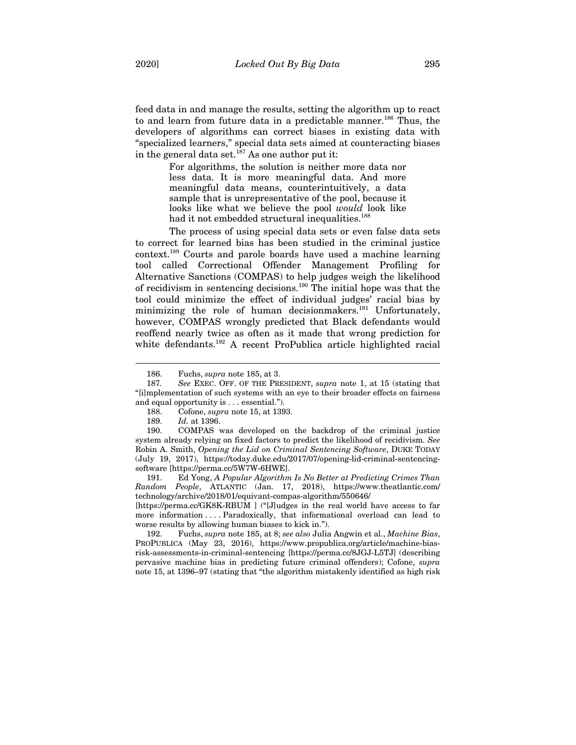feed data in and manage the results, setting the algorithm up to react to and learn from future data in a predictable manner.[186] Thus, the developers of algorithms can correct biases in existing data with "specialized learners," special data sets aimed at counteracting biases in the general data set.[187] As one author put it:

> For algorithms, the solution is neither more data nor less data. It is more meaningful data. And more meaningful data means, counterintuitively, a data sample that is unrepresentative of the pool, because it looks like what we believe the pool *would* look like had it not embedded structural inequalities.[188]

The process of using special data sets or even false data sets to correct for learned bias has been studied in the criminal justice context.[189] Courts and parole boards have used a machine learning tool called Correctional Offender Management Profiling for Alternative Sanctions (COMPAS) to help judges weigh the likelihood of recidivism in sentencing decisions.[190] The initial hope was that the tool could minimize the effect of individual judges' racial bias by minimizing the role of human decisionmakers.[191] Unfortunately, however, COMPAS wrongly predicted that Black defendants would reoffend nearly twice as often as it made that wrong prediction for white defendants.[192] A recent ProPublica article highlighted racial

---

186. Fuchs, *supra* note 185, at 3.

187. *See* EXEC. OFF. OF THE PRESIDENT, *supra* note 1, at 15 (stating that "[i]mplementation of such systems with an eye to their broader effects on fairness and equal opportunity is . . . essential.").

188. Cofone, *supra* note 15, at 1393.

189. *Id.* at 1396.

190. COMPAS was developed on the backdrop of the criminal justice system already relying on fixed factors to predict the likelihood of recidivism. *See* Robin A. Smith, *Opening the Lid on Criminal Sentencing Software*, DUKE TODAY (July 19, 2017), https://today.duke.edu/2017/07/opening-lid-criminal-sentencing-software [https://perma.cc/5W7W-6HWE].

191. Ed Yong, *A Popular Algorithm Is No Better at Predicting Crimes Than Random People*, ATLANTIC (Jan. 17, 2018), https://www.theatlantic.com/technology/archive/2018/01/equivant-compas-algorithm/550646/ [https://perma.cc/GK8K-RBUM ] ("[J]udges in the real world have access to far more information . . . . Paradoxically, that informational overload can lead to worse results by allowing human biases to kick in.").

192. Fuchs, *supra* note 185, at 8; *see also* Julia Angwin et al., *Machine Bias*, PROPUBLICA (May 23, 2016), https://www.propublica.org/article/machine-bias-risk-assessments-in-criminal-sentencing [https://perma.cc/8JGJ-L5TJ] (describing pervasive machine bias in predicting future criminal offenders); Cofone, *supra* note 15, at 1396–97 (stating that "the algorithm mistakenly identified as high risk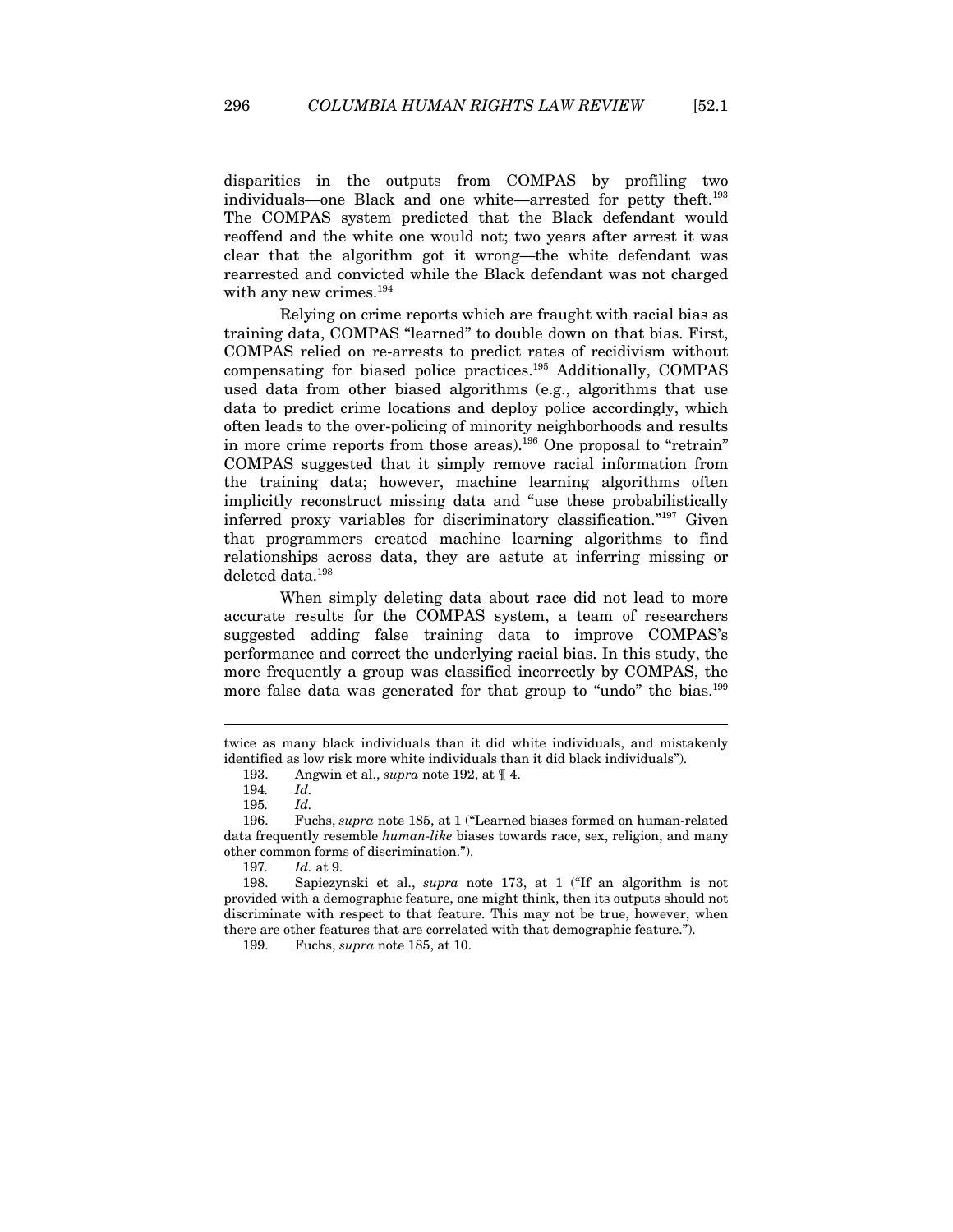disparities in the outputs from COMPAS by profiling two individuals—one Black and one white—arrested for petty theft.[193] The COMPAS system predicted that the Black defendant would reoffend and the white one would not; two years after arrest it was clear that the algorithm got it wrong—the white defendant was rearrested and convicted while the Black defendant was not charged with any new crimes.[194]

Relying on crime reports which are fraught with racial bias as training data, COMPAS "learned" to double down on that bias. First, COMPAS relied on re-arrests to predict rates of recidivism without compensating for biased police practices.[195] Additionally, COMPAS used data from other biased algorithms (e.g., algorithms that use data to predict crime locations and deploy police accordingly, which often leads to the over-policing of minority neighborhoods and results in more crime reports from those areas).[196] One proposal to "retrain" COMPAS suggested that it simply remove racial information from the training data; however, machine learning algorithms often implicitly reconstruct missing data and "use these probabilistically inferred proxy variables for discriminatory classification."[197] Given that programmers created machine learning algorithms to find relationships across data, they are astute at inferring missing or deleted data.[198]

When simply deleting data about race did not lead to more accurate results for the COMPAS system, a team of researchers suggested adding false training data to improve COMPAS's performance and correct the underlying racial bias. In this study, the more frequently a group was classified incorrectly by COMPAS, the more false data was generated for that group to "undo" the bias.[199]

---

twice as many black individuals than it did white individuals, and mistakenly identified as low risk more white individuals than it did black individuals").

193. Angwin et al., *supra* note 192, at ¶ 4.

194. *Id.*

195. *Id.*

196. Fuchs, *supra* note 185, at 1 ("Learned biases formed on human-related data frequently resemble *human-like* biases towards race, sex, religion, and many other common forms of discrimination.").

197. *Id.* at 9.

198. Sapiezynski et al., *supra* note 173, at 1 ("If an algorithm is not provided with a demographic feature, one might think, then its outputs should not discriminate with respect to that feature. This may not be true, however, when there are other features that are correlated with that demographic feature.").

199. Fuchs, *supra* note 185, at 10.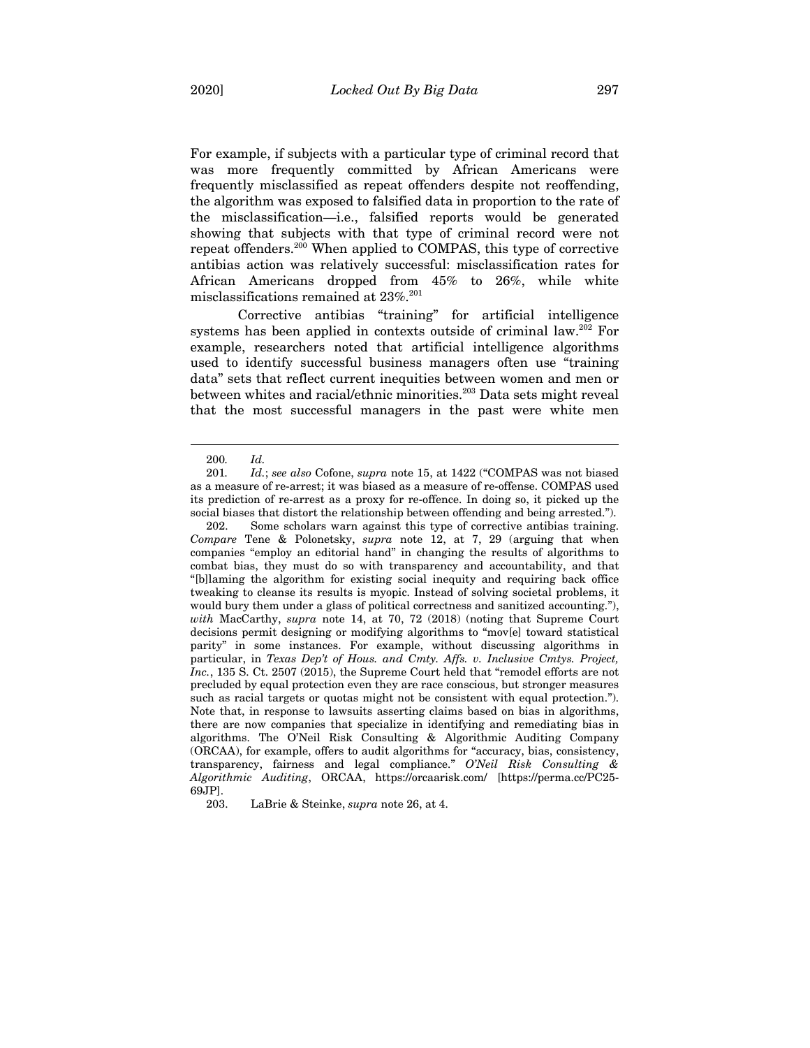For example, if subjects with a particular type of criminal record that was more frequently committed by African Americans were frequently misclassified as repeat offenders despite not reoffending, the algorithm was exposed to falsified data in proportion to the rate of the misclassification—i.e., falsified reports would be generated showing that subjects with that type of criminal record were not repeat offenders.[200] When applied to COMPAS, this type of corrective antibias action was relatively successful: misclassification rates for African Americans dropped from 45% to 26%, while white misclassifications remained at 23%.[201]

Corrective antibias "training" for artificial intelligence systems has been applied in contexts outside of criminal law.[202] For example, researchers noted that artificial intelligence algorithms used to identify successful business managers often use "training data" sets that reflect current inequities between women and men or between whites and racial/ethnic minorities.[203] Data sets might reveal that the most successful managers in the past were white men

---

200. *Id.*

201. *Id.*; *see also* Cofone, *supra* note 15, at 1422 ("COMPAS was not biased as a measure of re-arrest; it was biased as a measure of re-offense. COMPAS used its prediction of re-arrest as a proxy for re-offence. In doing so, it picked up the social biases that distort the relationship between offending and being arrested.").

202. Some scholars warn against this type of corrective antibias training. *Compare* Tene & Polonetsky, *supra* note 12, at 7, 29 (arguing that when companies "employ an editorial hand" in changing the results of algorithms to combat bias, they must do so with transparency and accountability, and that "[b]laming the algorithm for existing social inequity and requiring back office tweaking to cleanse its results is myopic. Instead of solving societal problems, it would bury them under a glass of political correctness and sanitized accounting."), *with* MacCarthy, *supra* note 14, at 70, 72 (2018) (noting that Supreme Court decisions permit designing or modifying algorithms to "mov[e] toward statistical parity" in some instances. For example, without discussing algorithms in particular, in *Texas Dep't of Hous. and Cmty. Affs. v. Inclusive Cmtys. Project, Inc.*, 135 S. Ct. 2507 (2015), the Supreme Court held that "remodel efforts are not precluded by equal protection even they are race conscious, but stronger measures such as racial targets or quotas might not be consistent with equal protection."). Note that, in response to lawsuits asserting claims based on bias in algorithms, there are now companies that specialize in identifying and remediating bias in algorithms. The O'Neil Risk Consulting & Algorithmic Auditing Company (ORCAA), for example, offers to audit algorithms for "accuracy, bias, consistency, transparency, fairness and legal compliance." *O'Neil Risk Consulting & Algorithmic Auditing*, ORCAA, https://orcaarisk.com/ [https://perma.cc/PC25-69JP].

203. LaBrie & Steinke, *supra* note 26, at 4.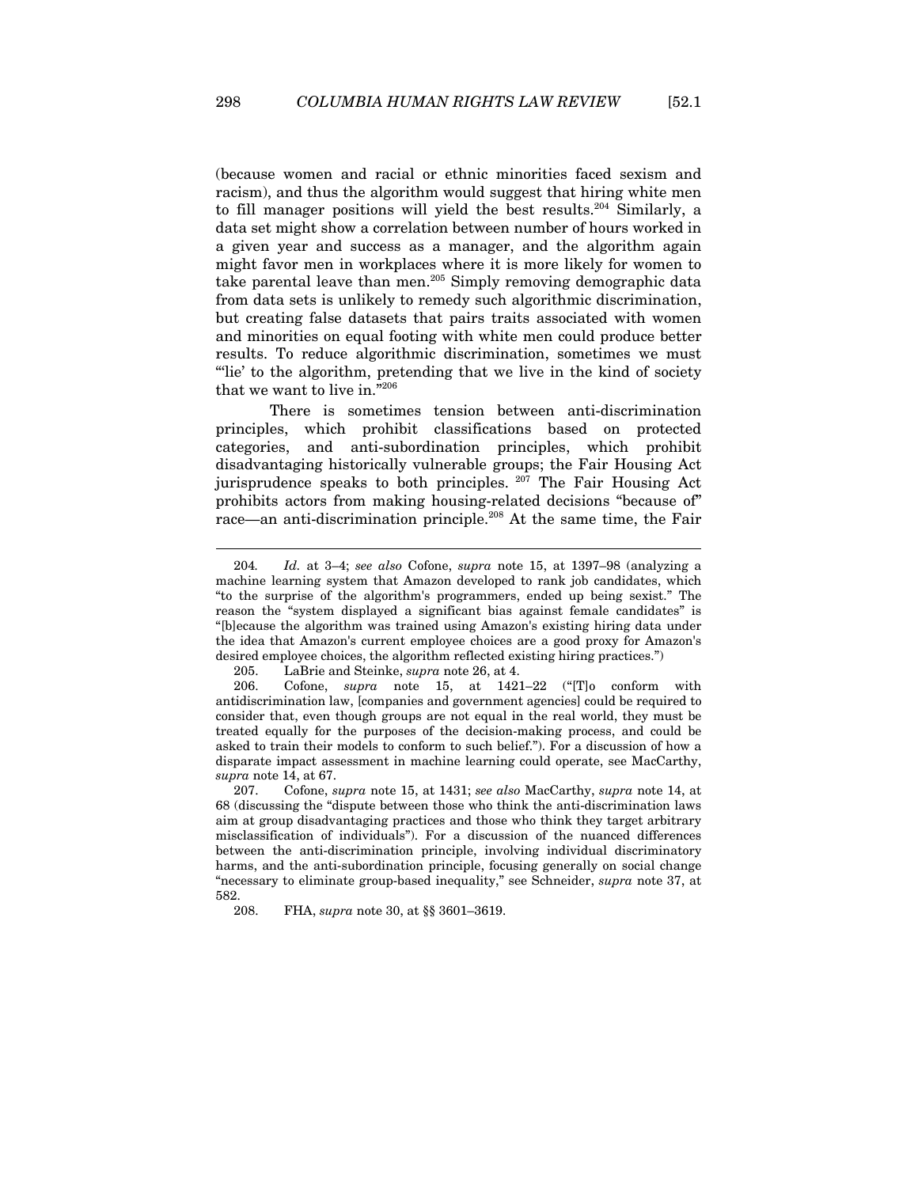(because women and racial or ethnic minorities faced sexism and racism), and thus the algorithm would suggest that hiring white men to fill manager positions will yield the best results.[204] Similarly, a data set might show a correlation between number of hours worked in a given year and success as a manager, and the algorithm again might favor men in workplaces where it is more likely for women to take parental leave than men.[205] Simply removing demographic data from data sets is unlikely to remedy such algorithmic discrimination, but creating false datasets that pairs traits associated with women and minorities on equal footing with white men could produce better results. To reduce algorithmic discrimination, sometimes we must "'lie' to the algorithm, pretending that we live in the kind of society that we want to live in."[206]

There is sometimes tension between anti-discrimination principles, which prohibit classifications based on protected categories, and anti-subordination principles, which prohibit disadvantaging historically vulnerable groups; the Fair Housing Act jurisprudence speaks to both principles.[207] The Fair Housing Act prohibits actors from making housing-related decisions "because of" race—an anti-discrimination principle.[208] At the same time, the Fair

---

204. *Id.* at 3–4; *see also* Cofone, *supra* note 15, at 1397–98 (analyzing a machine learning system that Amazon developed to rank job candidates, which "to the surprise of the algorithm's programmers, ended up being sexist." The reason the "system displayed a significant bias against female candidates" is "[b]ecause the algorithm was trained using Amazon's existing hiring data under the idea that Amazon's current employee choices are a good proxy for Amazon's desired employee choices, the algorithm reflected existing hiring practices.")

205. LaBrie and Steinke, *supra* note 26, at 4.

206. Cofone, *supra* note 15, at 1421–22 ("[T]o conform with antidiscrimination law, [companies and government agencies] could be required to consider that, even though groups are not equal in the real world, they must be treated equally for the purposes of the decision-making process, and could be asked to train their models to conform to such belief."). For a discussion of how a disparate impact assessment in machine learning could operate, see MacCarthy, *supra* note 14, at 67.

207. Cofone, *supra* note 15, at 1431; *see also* MacCarthy, *supra* note 14, at 68 (discussing the "dispute between those who think the anti-discrimination laws aim at group disadvantaging practices and those who think they target arbitrary misclassification of individuals"). For a discussion of the nuanced differences between the anti-discrimination principle, involving individual discriminatory harms, and the anti-subordination principle, focusing generally on social change "necessary to eliminate group-based inequality," see Schneider, *supra* note 37, at 582.

208. FHA, *supra* note 30, at §§ 3601–3619.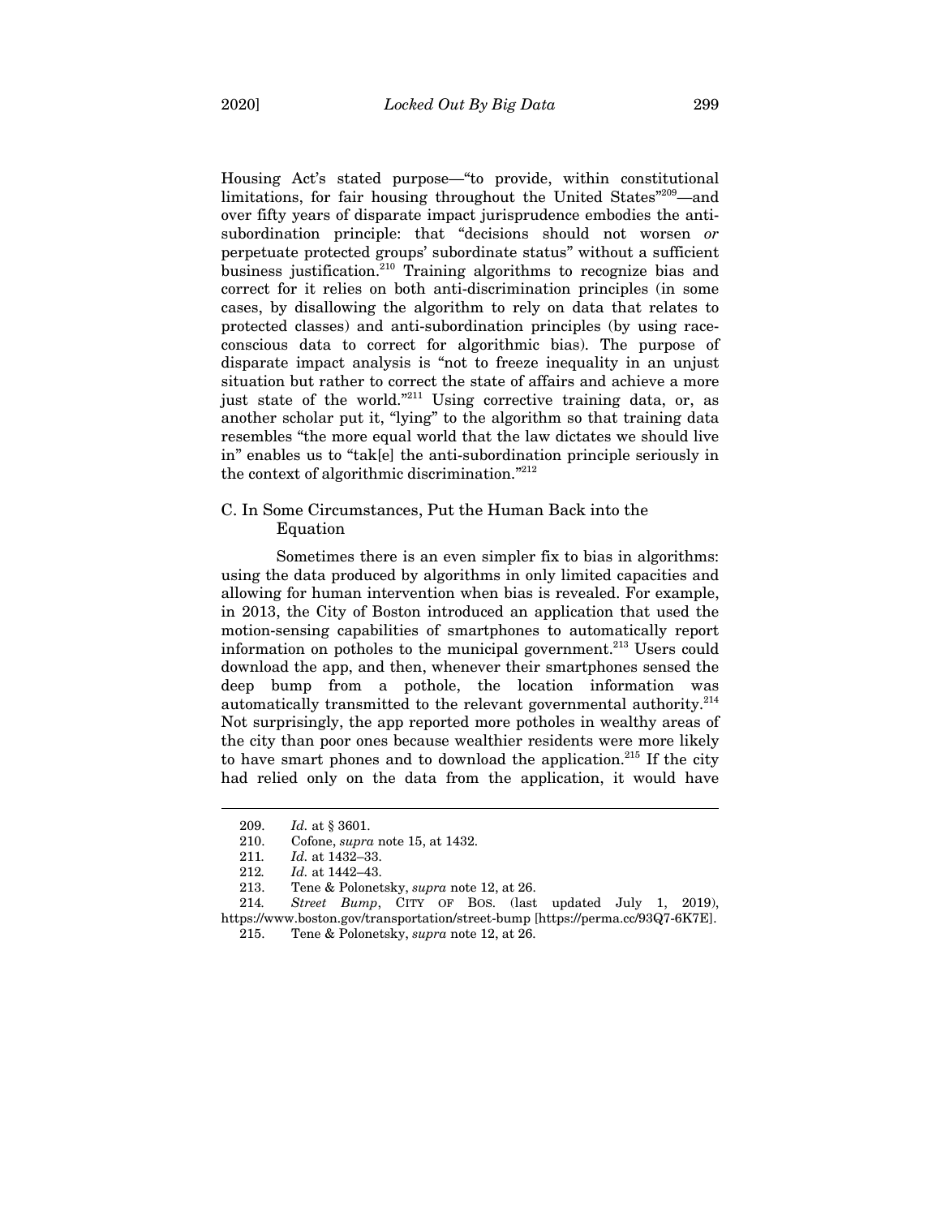Housing Act's stated purpose—"to provide, within constitutional limitations, for fair housing throughout the United States"[209]—and over fifty years of disparate impact jurisprudence embodies the anti-subordination principle: that "decisions should not worsen *or* perpetuate protected groups' subordinate status" without a sufficient business justification.[210] Training algorithms to recognize bias and correct for it relies on both anti-discrimination principles (in some cases, by disallowing the algorithm to rely on data that relates to protected classes) and anti-subordination principles (by using race-conscious data to correct for algorithmic bias). The purpose of disparate impact analysis is "not to freeze inequality in an unjust situation but rather to correct the state of affairs and achieve a more just state of the world."[211] Using corrective training data, or, as another scholar put it, "lying" to the algorithm so that training data resembles "the more equal world that the law dictates we should live in" enables us to "tak[e] the anti-subordination principle seriously in the context of algorithmic discrimination."[212]

### C. In Some Circumstances, Put the Human Back into the Equation

Sometimes there is an even simpler fix to bias in algorithms: using the data produced by algorithms in only limited capacities and allowing for human intervention when bias is revealed. For example, in 2013, the City of Boston introduced an application that used the motion-sensing capabilities of smartphones to automatically report information on potholes to the municipal government.[213] Users could download the app, and then, whenever their smartphones sensed the deep bump from a pothole, the location information was automatically transmitted to the relevant governmental authority.[214] Not surprisingly, the app reported more potholes in wealthy areas of the city than poor ones because wealthier residents were more likely to have smart phones and to download the application.[215] If the city had relied only on the data from the application, it would have

---

209. *Id.* at § 3601.

210. Cofone, *supra* note 15, at 1432.

211. *Id.* at 1432–33.

212. *Id.* at 1442–43.

213. Tene & Polonetsky, *supra* note 12, at 26.

214. *Street Bump*, CITY OF BOS. (last updated July 1, 2019), https://www.boston.gov/transportation/street-bump [https://perma.cc/93Q7-6K7E].

215. Tene & Polonetsky, *supra* note 12, at 26.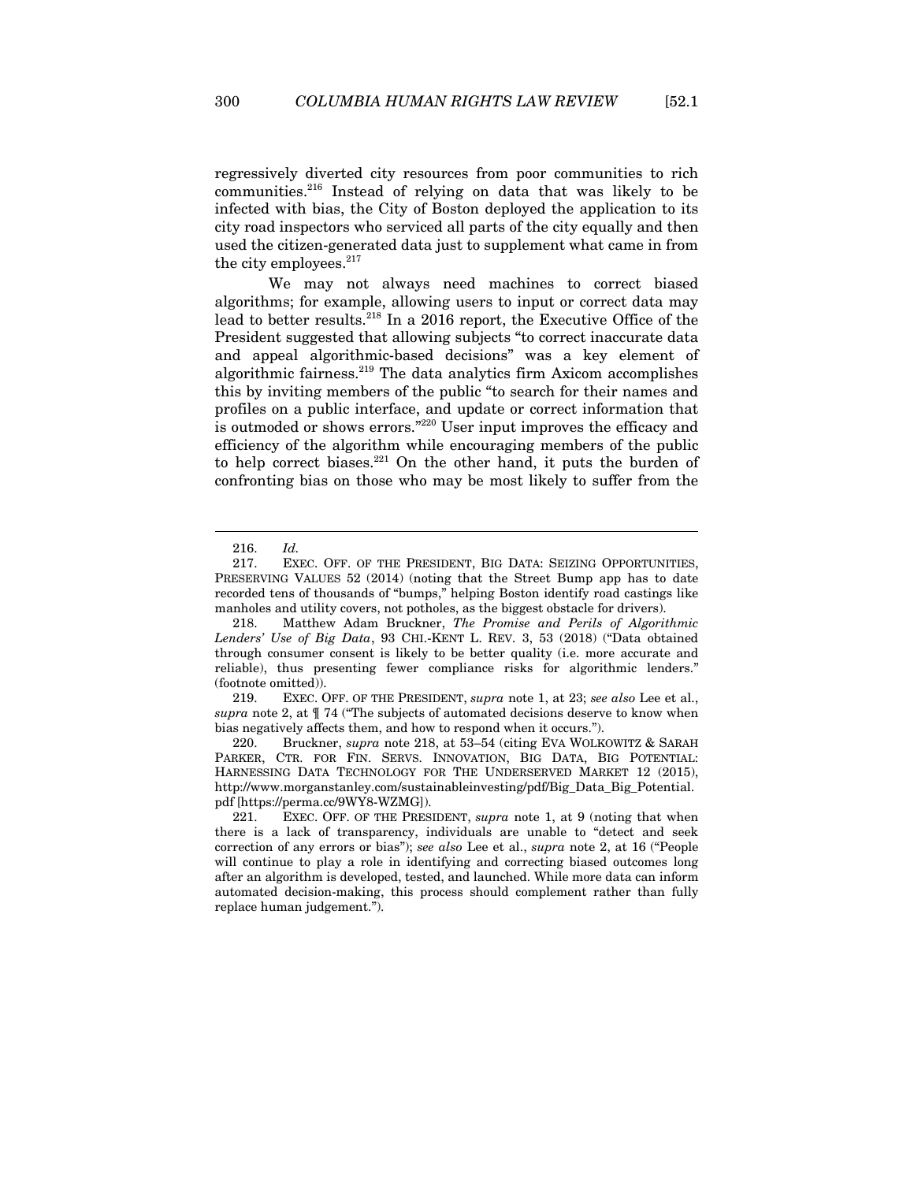regressively diverted city resources from poor communities to rich communities.[216] Instead of relying on data that was likely to be infected with bias, the City of Boston deployed the application to its city road inspectors who serviced all parts of the city equally and then used the citizen-generated data just to supplement what came in from the city employees.[217]

We may not always need machines to correct biased algorithms; for example, allowing users to input or correct data may lead to better results.[218] In a 2016 report, the Executive Office of the President suggested that allowing subjects "to correct inaccurate data and appeal algorithmic-based decisions" was a key element of algorithmic fairness.[219] The data analytics firm Axicom accomplishes this by inviting members of the public "to search for their names and profiles on a public interface, and update or correct information that is outmoded or shows errors."[220] User input improves the efficacy and efficiency of the algorithm while encouraging members of the public to help correct biases.[221] On the other hand, it puts the burden of confronting bias on those who may be most likely to suffer from the

---

216. *Id.*

217. EXEC. OFF. OF THE PRESIDENT, BIG DATA: SEIZING OPPORTUNITIES, PRESERVING VALUES 52 (2014) (noting that the Street Bump app has to date recorded tens of thousands of "bumps," helping Boston identify road castings like manholes and utility covers, not potholes, as the biggest obstacle for drivers).

218. Matthew Adam Bruckner, *The Promise and Perils of Algorithmic Lenders' Use of Big Data*, 93 CHI.-KENT L. REV. 3, 53 (2018) ("Data obtained through consumer consent is likely to be better quality (i.e. more accurate and reliable), thus presenting fewer compliance risks for algorithmic lenders." (footnote omitted)).

219. EXEC. OFF. OF THE PRESIDENT, *supra* note 1, at 23; *see also* Lee et al., *supra* note 2, at ¶ 74 ("The subjects of automated decisions deserve to know when bias negatively affects them, and how to respond when it occurs.").

220. Bruckner, *supra* note 218, at 53–54 (citing EVA WOLKOWITZ & SARAH PARKER, CTR. FOR FIN. SERVS. INNOVATION, BIG DATA, BIG POTENTIAL: HARNESSING DATA TECHNOLOGY FOR THE UNDERSERVED MARKET 12 (2015), http://www.morganstanley.com/sustainableinvesting/pdf/Big_Data_Big_Potential.pdf [https://perma.cc/9WY8-WZMG]).

221. EXEC. OFF. OF THE PRESIDENT, *supra* note 1, at 9 (noting that when there is a lack of transparency, individuals are unable to "detect and seek correction of any errors or bias"); *see also* Lee et al., *supra* note 2, at 16 ("People will continue to play a role in identifying and correcting biased outcomes long after an algorithm is developed, tested, and launched. While more data can inform automated decision-making, this process should complement rather than fully replace human judgement.").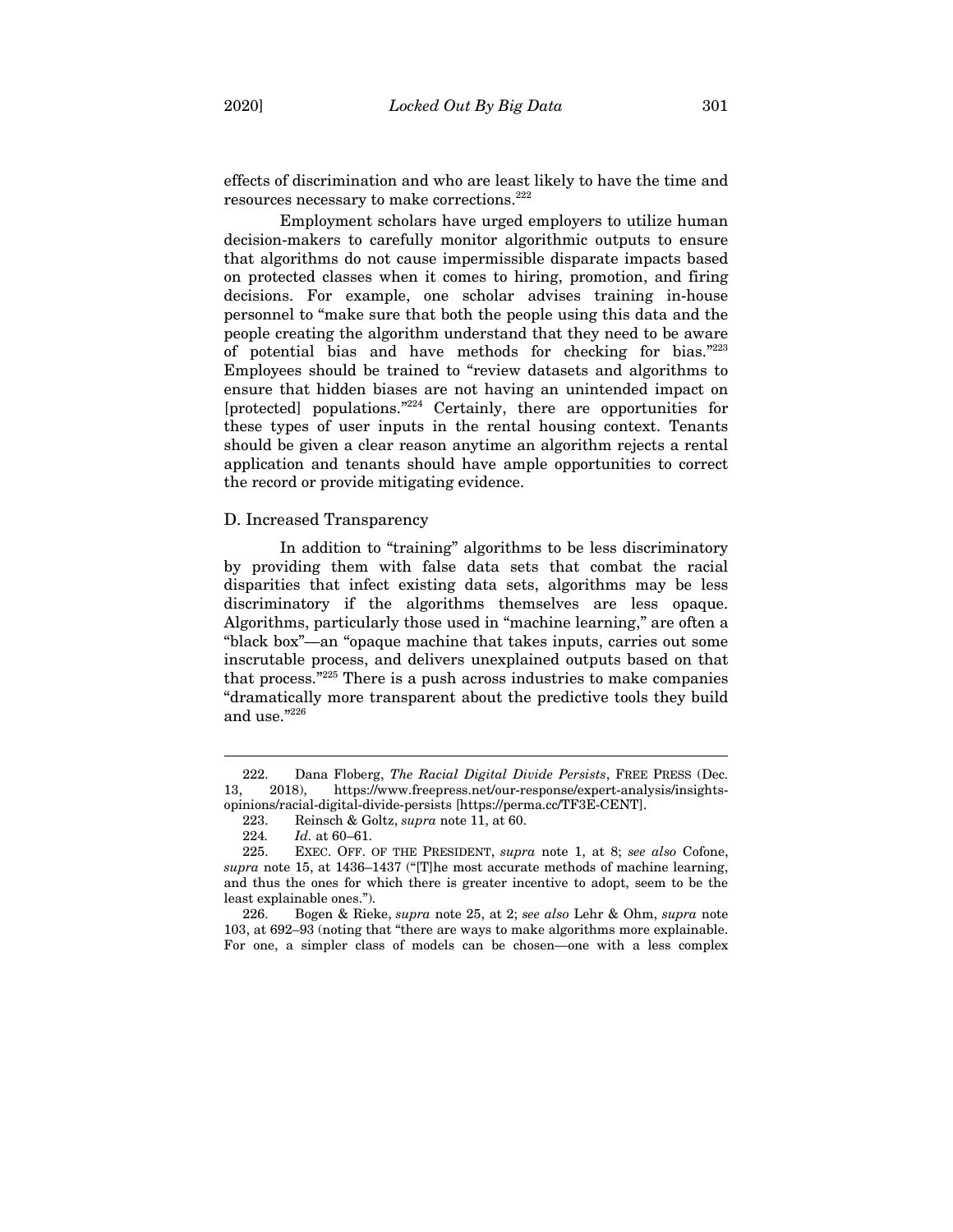effects of discrimination and who are least likely to have the time and resources necessary to make corrections.[222]

Employment scholars have urged employers to utilize human decision-makers to carefully monitor algorithmic outputs to ensure that algorithms do not cause impermissible disparate impacts based on protected classes when it comes to hiring, promotion, and firing decisions. For example, one scholar advises training in-house personnel to "make sure that both the people using this data and the people creating the algorithm understand that they need to be aware of potential bias and have methods for checking for bias."[223] Employees should be trained to "review datasets and algorithms to ensure that hidden biases are not having an unintended impact on [protected] populations."[224] Certainly, there are opportunities for these types of user inputs in the rental housing context. Tenants should be given a clear reason anytime an algorithm rejects a rental application and tenants should have ample opportunities to correct the record or provide mitigating evidence.

### D. Increased Transparency

In addition to "training" algorithms to be less discriminatory by providing them with false data sets that combat the racial disparities that infect existing data sets, algorithms may be less discriminatory if the algorithms themselves are less opaque. Algorithms, particularly those used in "machine learning," are often a "black box"—an "opaque machine that takes inputs, carries out some inscrutable process, and delivers unexplained outputs based on that that process."[225] There is a push across industries to make companies "dramatically more transparent about the predictive tools they build and use."[226]

---

222. Dana Floberg, *The Racial Digital Divide Persists*, FREE PRESS (Dec. 13, 2018), https://www.freepress.net/our-response/expert-analysis/insights-opinions/racial-digital-divide-persists [https://perma.cc/TF3E-CENT].

223. Reinsch & Goltz, *supra* note 11, at 60.

224. *Id.* at 60–61.

225. EXEC. OFF. OF THE PRESIDENT, *supra* note 1, at 8; *see also* Cofone, *supra* note 15, at 1436–1437 ("[T]he most accurate methods of machine learning, and thus the ones for which there is greater incentive to adopt, seem to be the least explainable ones.").

226. Bogen & Rieke, *supra* note 25, at 2; *see also* Lehr & Ohm, *supra* note 103, at 692–93 (noting that "there are ways to make algorithms more explainable. For one, a simpler class of models can be chosen—one with a less complex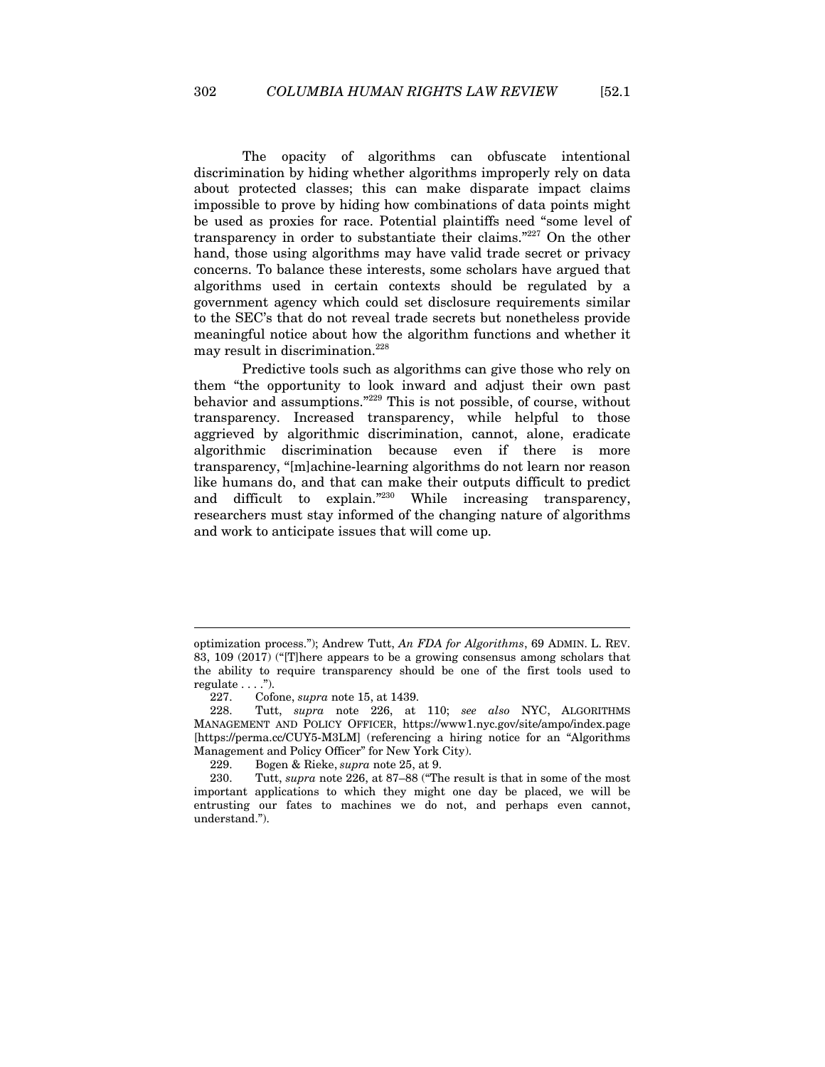The opacity of algorithms can obfuscate intentional discrimination by hiding whether algorithms improperly rely on data about protected classes; this can make disparate impact claims impossible to prove by hiding how combinations of data points might be used as proxies for race. Potential plaintiffs need "some level of transparency in order to substantiate their claims."[227] On the other hand, those using algorithms may have valid trade secret or privacy concerns. To balance these interests, some scholars have argued that algorithms used in certain contexts should be regulated by a government agency which could set disclosure requirements similar to the SEC's that do not reveal trade secrets but nonetheless provide meaningful notice about how the algorithm functions and whether it may result in discrimination.[228]

Predictive tools such as algorithms can give those who rely on them "the opportunity to look inward and adjust their own past behavior and assumptions."[229] This is not possible, of course, without transparency. Increased transparency, while helpful to those aggrieved by algorithmic discrimination, cannot, alone, eradicate algorithmic discrimination because even if there is more transparency, "[m]achine-learning algorithms do not learn nor reason like humans do, and that can make their outputs difficult to predict and difficult to explain."[230] While increasing transparency, researchers must stay informed of the changing nature of algorithms and work to anticipate issues that will come up.

---

optimization process."); Andrew Tutt, *An FDA for Algorithms*, 69 ADMIN. L. REV. 83, 109 (2017) ("[T]here appears to be a growing consensus among scholars that the ability to require transparency should be one of the first tools used to regulate . . . .").

227. Cofone, *supra* note 15, at 1439.

228. Tutt, *supra* note 226, at 110; *see also* NYC, ALGORITHMS MANAGEMENT AND POLICY OFFICER, https://www1.nyc.gov/site/ampo/index.page [https://perma.cc/CUY5-M3LM] (referencing a hiring notice for an "Algorithms Management and Policy Officer" for New York City).

229. Bogen & Rieke, *supra* note 25, at 9.

230. Tutt, *supra* note 226, at 87–88 ("The result is that in some of the most important applications to which they might one day be placed, we will be entrusting our fates to machines we do not, and perhaps even cannot, understand.").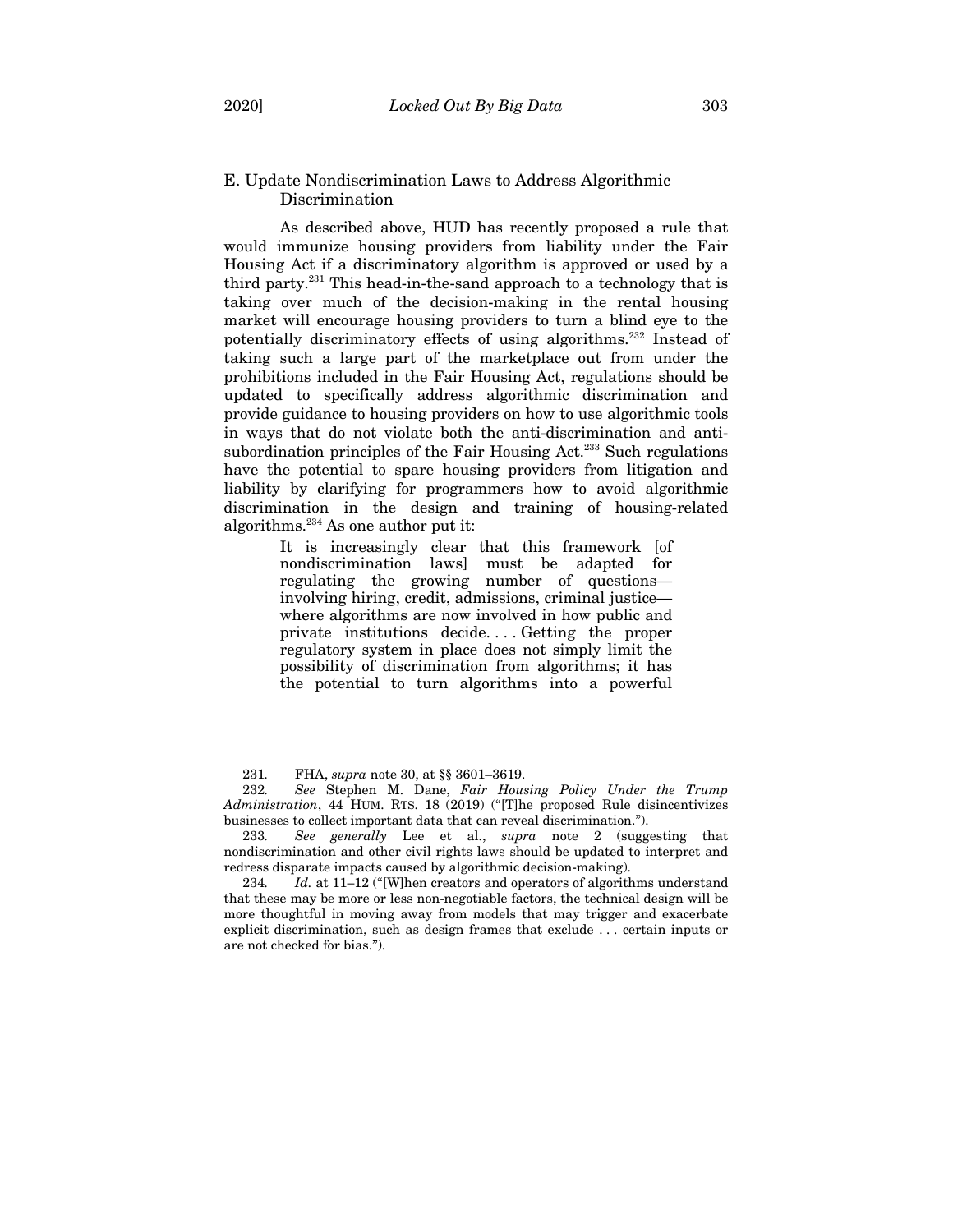### E. Update Nondiscrimination Laws to Address Algorithmic Discrimination

As described above, HUD has recently proposed a rule that would immunize housing providers from liability under the Fair Housing Act if a discriminatory algorithm is approved or used by a third party.[231] This head-in-the-sand approach to a technology that is taking over much of the decision-making in the rental housing market will encourage housing providers to turn a blind eye to the potentially discriminatory effects of using algorithms.[232] Instead of taking such a large part of the marketplace out from under the prohibitions included in the Fair Housing Act, regulations should be updated to specifically address algorithmic discrimination and provide guidance to housing providers on how to use algorithmic tools in ways that do not violate both the anti-discrimination and anti-subordination principles of the Fair Housing Act.[233] Such regulations have the potential to spare housing providers from litigation and liability by clarifying for programmers how to avoid algorithmic discrimination in the design and training of housing-related algorithms.[234] As one author put it:

> It is increasingly clear that this framework [of nondiscrimination laws] must be adapted for regulating the growing number of questions—involving hiring, credit, admissions, criminal justice—where algorithms are now involved in how public and private institutions decide. . . . Getting the proper regulatory system in place does not simply limit the possibility of discrimination from algorithms; it has the potential to turn algorithms into a powerful

---

231. FHA, *supra* note 30, at §§ 3601–3619.

232. *See* Stephen M. Dane, *Fair Housing Policy Under the Trump Administration*, 44 HUM. RTS. 18 (2019) ("[T]he proposed Rule disincentivizes businesses to collect important data that can reveal discrimination.").

233. *See generally* Lee et al., *supra* note 2 (suggesting that nondiscrimination and other civil rights laws should be updated to interpret and redress disparate impacts caused by algorithmic decision-making).

234. *Id.* at 11–12 ("[W]hen creators and operators of algorithms understand that these may be more or less non-negotiable factors, the technical design will be more thoughtful in moving away from models that may trigger and exacerbate explicit discrimination, such as design frames that exclude . . . certain inputs or are not checked for bias.").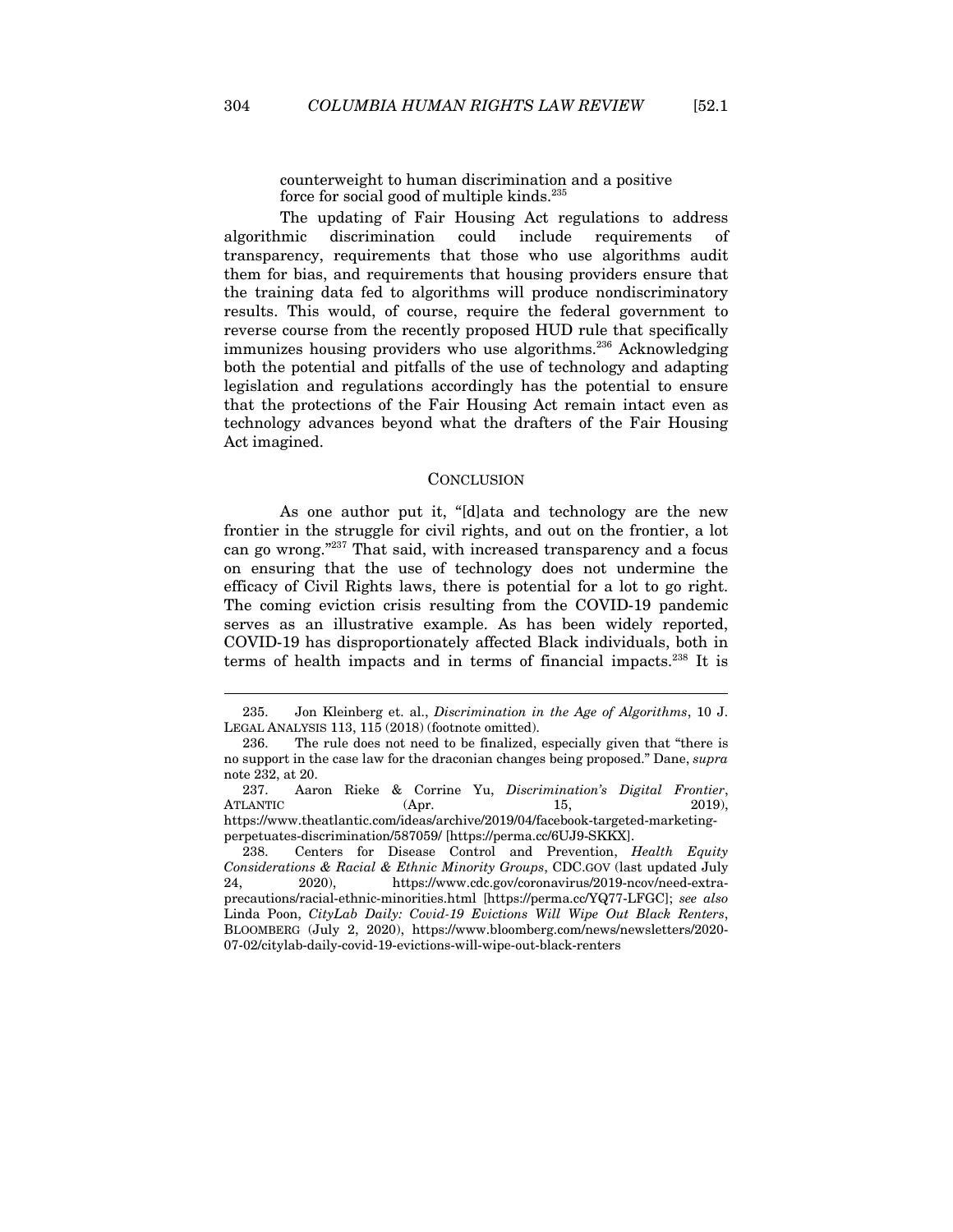counterweight to human discrimination and a positive force for social good of multiple kinds.[235]

The updating of Fair Housing Act regulations to address algorithmic discrimination could include requirements of transparency, requirements that those who use algorithms audit them for bias, and requirements that housing providers ensure that the training data fed to algorithms will produce nondiscriminatory results. This would, of course, require the federal government to reverse course from the recently proposed HUD rule that specifically immunizes housing providers who use algorithms.[236] Acknowledging both the potential and pitfalls of the use of technology and adapting legislation and regulations accordingly has the potential to ensure that the protections of the Fair Housing Act remain intact even as technology advances beyond what the drafters of the Fair Housing Act imagined.

## CONCLUSION

As one author put it, "[d]ata and technology are the new frontier in the struggle for civil rights, and out on the frontier, a lot can go wrong."[237] That said, with increased transparency and a focus on ensuring that the use of technology does not undermine the efficacy of Civil Rights laws, there is potential for a lot to go right. The coming eviction crisis resulting from the COVID-19 pandemic serves as an illustrative example. As has been widely reported, COVID-19 has disproportionately affected Black individuals, both in terms of health impacts and in terms of financial impacts.[238] It is

---

235. Jon Kleinberg et. al., *Discrimination in the Age of Algorithms*, 10 J. LEGAL ANALYSIS 113, 115 (2018) (footnote omitted).

236. The rule does not need to be finalized, especially given that "there is no support in the case law for the draconian changes being proposed." Dane, *supra* note 232, at 20.

237. Aaron Rieke & Corrine Yu, *Discrimination's Digital Frontier*, ATLANTIC (Apr. 15, 2019), https://www.theatlantic.com/ideas/archive/2019/04/facebook-targeted-marketing-perpetuates-discrimination/587059/ [https://perma.cc/6UJ9-SKKX].

238. Centers for Disease Control and Prevention, *Health Equity Considerations & Racial & Ethnic Minority Groups*, CDC.GOV (last updated July 24, 2020), https://www.cdc.gov/coronavirus/2019-ncov/need-extra-precautions/racial-ethnic-minorities.html [https://perma.cc/YQ77-LFGC]; *see also* Linda Poon, *CityLab Daily: Covid-19 Evictions Will Wipe Out Black Renters*, BLOOMBERG (July 2, 2020), https://www.bloomberg.com/news/newsletters/2020-07-02/citylab-daily-covid-19-evictions-will-wipe-out-black-renters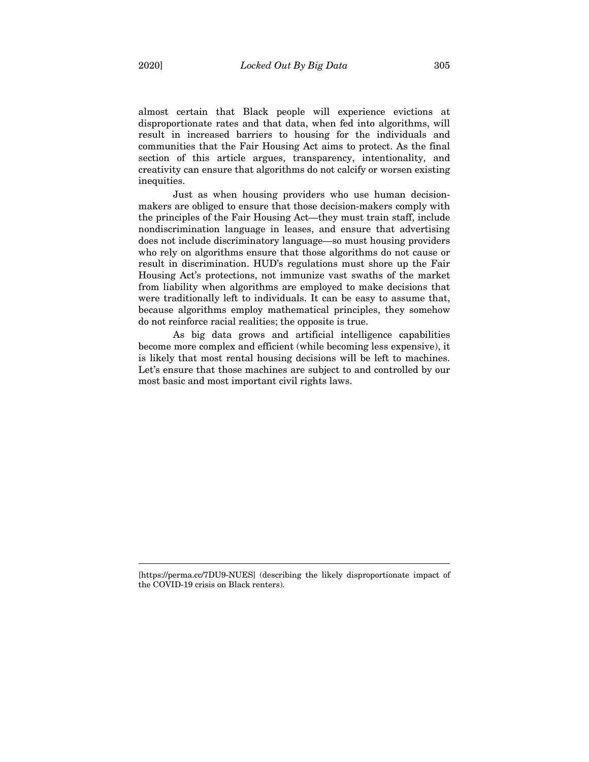almost certain that Black people will experience evictions at disproportionate rates and that data, when fed into algorithms, will result in increased barriers to housing for the individuals and communities that the Fair Housing Act aims to protect. As the final section of this article argues, transparency, intentionality, and creativity can ensure that algorithms do not calcify or worsen existing inequities.

Just as when housing providers who use human decision-makers are obliged to ensure that those decision-makers comply with the principles of the Fair Housing Act—they must train staff, include nondiscrimination language in leases, and ensure that advertising does not include discriminatory language—so must housing providers who rely on algorithms ensure that those algorithms do not cause or result in discrimination. HUD's regulations must shore up the Fair Housing Act's protections, not immunize vast swaths of the market from liability when algorithms are employed to make decisions that were traditionally left to individuals. It can be easy to assume that, because algorithms employ mathematical principles, they somehow do not reinforce racial realities; the opposite is true.

As big data grows and artificial intelligence capabilities become more complex and efficient (while becoming less expensive), it is likely that most rental housing decisions will be left to machines. Let's ensure that those machines are subject to and controlled by our most basic and most important civil rights laws.

---

[https://perma.cc/7DU9-NUES] (describing the likely disproportionate impact of the COVID-19 crisis on Black renters).